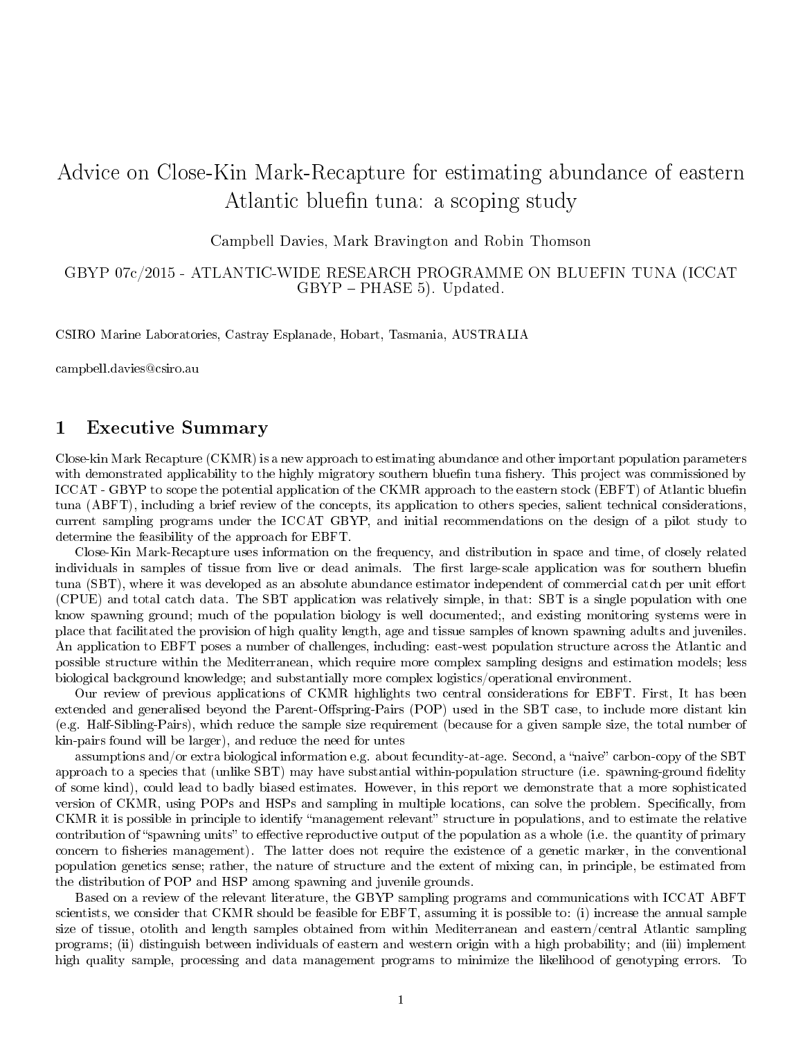# Advice on Close-Kin Mark-Recapture for estimating abundance of eastern Atlantic bluefin tuna: a scoping study

Campbell Davies, Mark Bravington and Robin Thomson

GBYP 07c/2015 - ATLANTIC-WIDE RESEARCH PROGRAMME ON BLUEFIN TUNA (ICCAT GBYP – PHASE 5). Updated.

CSIRO Marine Laboratories, Castray Esplanade, Hobart, Tasmania, AUSTRALIA

campbell.davies@csiro.au

## 1 Executive Summary

Close-kin Mark Recapture (CKMR) is a new approach to estimating abundance and other important population parameters with demonstrated applicability to the highly migratory southern bluefin tuna fishery. This project was commissioned by ICCAT - GBYP to scope the potential application of the CKMR approach to the eastern stock (EBFT) of Atlantic bluefin tuna (ABFT), including a brief review of the concepts, its application to others species, salient technical considerations, current sampling programs under the ICCAT GBYP, and initial recommendations on the design of a pilot study to determine the feasibility of the approach for EBFT.

Close-Kin Mark-Recapture uses information on the frequency, and distribution in space and time, of closely related individuals in samples of tissue from live or dead animals. The first large-scale application was for southern bluefin tuna (SBT), where it was developed as an absolute abundance estimator independent of commercial catch per unit effort (CPUE) and total catch data. The SBT application was relatively simple, in that: SBT is a single population with one know spawning ground; much of the population biology is well documented;, and existing monitoring systems were in place that facilitated the provision of high quality length, age and tissue samples of known spawning adults and juveniles. An application to EBFT poses a number of challenges, including: east-west population structure across the Atlantic and possible structure within the Mediterranean, which require more complex sampling designs and estimation models; less biological background knowledge; and substantially more complex logistics/operational environment.

Our review of previous applications of CKMR highlights two central considerations for EBFT. First, It has been extended and generalised beyond the Parent-Offspring-Pairs (POP) used in the SBT case, to include more distant kin (e.g. Half-Sibling-Pairs), which reduce the sample size requirement (because for a given sample size, the total number of kin-pairs found will be larger), and reduce the need for untes

assumptions and/or extra biological information e.g. about fecundity-at-age. Second, a "naive" carbon-copy of the SBT approach to a species that (unlike SBT) may have substantial within-population structure (i.e. spawning-ground fidelity of some kind), could lead to badly biased estimates. However, in this report we demonstrate that a more sophisticated version of CKMR, using POPs and HSPs and sampling in multiple locations, can solve the problem. Specifically, from CKMR it is possible in principle to identify "management relevant" structure in populations, and to estimate the relative contribution of "spawning units" to effective reproductive output of the population as a whole (i.e. the quantity of primary concern to fisheries management). The latter does not require the existence of a genetic marker, in the conventional population genetics sense; rather, the nature of structure and the extent of mixing can, in principle, be estimated from the distribution of POP and HSP among spawning and juvenile grounds.

Based on a review of the relevant literature, the GBYP sampling programs and communications with ICCAT ABFT scientists, we consider that CKMR should be feasible for EBFT, assuming it is possible to: (i) increase the annual sample size of tissue, otolith and length samples obtained from within Mediterranean and eastern/central Atlantic sampling programs; (ii) distinguish between individuals of eastern and western origin with a high probability; and (iii) implement high quality sample, processing and data management programs to minimize the likelihood of genotyping errors. To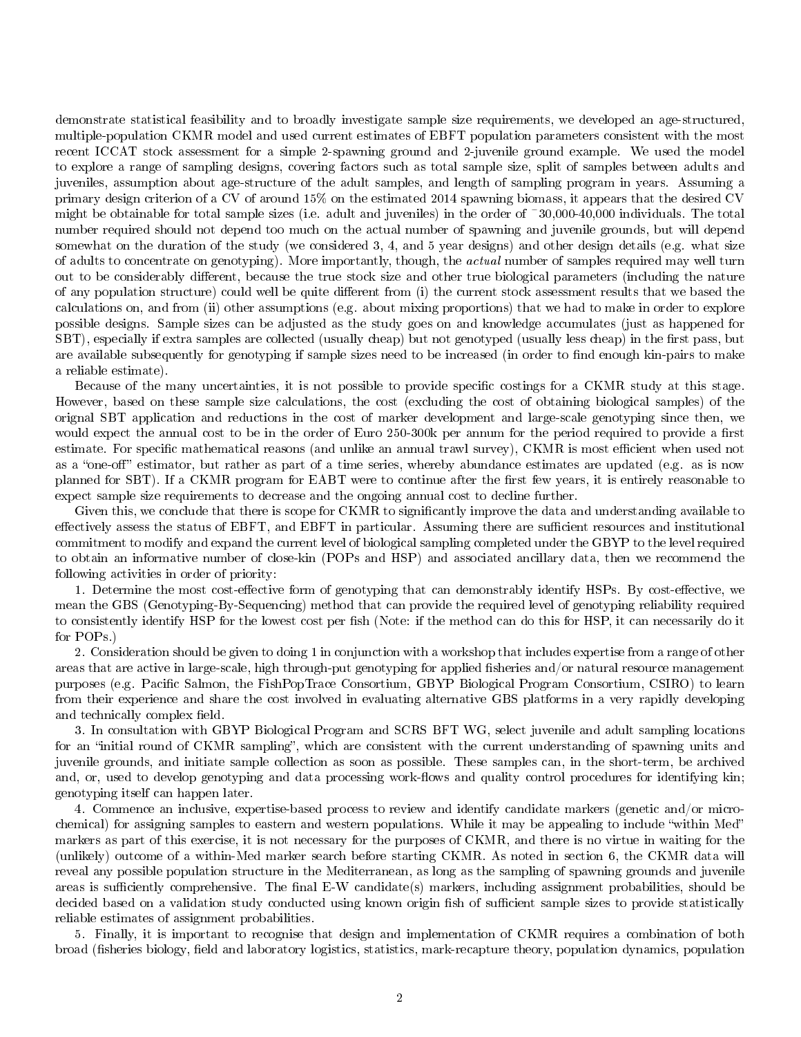demonstrate statistical feasibility and to broadly investigate sample size requirements, we developed an age-structured, multiple-population CKMR model and used current estimates of EBFT population parameters consistent with the most recent ICCAT stock assessment for a simple 2-spawning ground and 2-juvenile ground example. We used the model to explore a range of sampling designs, covering factors such as total sample size, split of samples between adults and juveniles, assumption about age-structure of the adult samples, and length of sampling program in years. Assuming a primary design criterion of a CV of around 15% on the estimated 2014 spawning biomass, it appears that the desired CV might be obtainable for total sample sizes (i.e. adult and juveniles) in the order of ~30,000-40,000 individuals. The total number required should not depend too much on the actual number of spawning and juvenile grounds, but will depend somewhat on the duration of the study (we considered 3, 4, and 5 year designs) and other design details (e.g. what size of adults to concentrate on genotyping). More importantly, though, the *actual* number of samples required may well turn out to be considerably different, because the true stock size and other true biological parameters (including the nature of any population structure) could well be quite different from (i) the current stock assessment results that we based the calculations on, and from (ii) other assumptions (e.g. about mixing proportions) that we had to make in order to explore possible designs. Sample sizes can be adjusted as the study goes on and knowledge accumulates (just as happened for SBT), especially if extra samples are collected (usually cheap) but not genotyped (usually less cheap) in the first pass, but are available subsequently for genotyping if sample sizes need to be increased (in order to find enough kin-pairs to make a reliable estimate).

Because of the many uncertainties, it is not possible to provide specific costings for a CKMR study at this stage. However, based on these sample size calculations, the cost (excluding the cost of obtaining biological samples) of the orignal SBT application and reductions in the cost of marker development and large-scale genotyping since then, we would expect the annual cost to be in the order of Euro 250-300k per annum for the period required to provide a first estimate. For specific mathematical reasons (and unlike an annual trawl survey), CKMR is most efficient when used not as a "one-off" estimator, but rather as part of a time series, whereby abundance estimates are updated (e.g. as is now planned for SBT). If a CKMR program for EABT were to continue after the first few years, it is entirely reasonable to expect sample size requirements to decrease and the ongoing annual cost to decline further.

Given this, we conclude that there is scope for CKMR to significantly improve the data and understanding available to effectively assess the status of EBFT, and EBFT in particular. Assuming there are sufficient resources and institutional commitment to modify and expand the current level of biological sampling completed under the GBYP to the level required to obtain an informative number of close-kin (POPs and HSP) and associated ancillary data, then we recommend the following activities in order of priority:

1. Determine the most cost-effective form of genotyping that can demonstrably identify HSPs. By cost-effective, we mean the GBS (Genotyping-By-Sequencing) method that can provide the required level of genotyping reliability required to consistently identify HSP for the lowest cost per fish (Note: if the method can do this for HSP, it can necessarily do it for POPs.)

2. Consideration should be given to doing 1 in conjunction with a workshop that includes expertise from a range of other areas that are active in large-scale, high through-put genotyping for applied fisheries and/or natural resource management purposes (e.g. Pacific Salmon, the FishPopTrace Consortium, GBYP Biological Program Consortium, CSIRO) to learn from their experience and share the cost involved in evaluating alternative GBS platforms in a very rapidly developing and technically complex field.

3. In consultation with GBYP Biological Program and SCRS BFT WG, select juvenile and adult sampling locations for an "initial round of CKMR sampling", which are consistent with the current understanding of spawning units and juvenile grounds, and initiate sample collection as soon as possible. These samples can, in the short-term, be archived and, or, used to develop genotyping and data processing work-flows and quality control procedures for identifying kin; genotyping itself can happen later.

4. Commence an inclusive, expertise-based process to review and identify candidate markers (genetic and/or micro-chemical) for assigning samples to eastern and western populations. While it may be appealing to include "within Med" markers as part of this exercise, it is not necessary for the purposes of CKMR, and there is no virtue in waiting for the (unlikely) outcome of a within-Med marker search before starting CKMR. As noted in section 6, the CKMR data will reveal any possible population structure in the Mediterranean, as long as the sampling of spawning grounds and juvenile areas is sufficiently comprehensive. The final E-W candidate(s) markers, including assignment probabilities, should be decided based on a validation study conducted using known origin fish of sufficient sample sizes to provide statistically reliable estimates of assignment probabilities.

5. Finally, it is important to recognise that design and implementation of CKMR requires a combination of both broad (fisheries biology, field and laboratory logistics, statistics, mark-recapture theory, population dynamics, population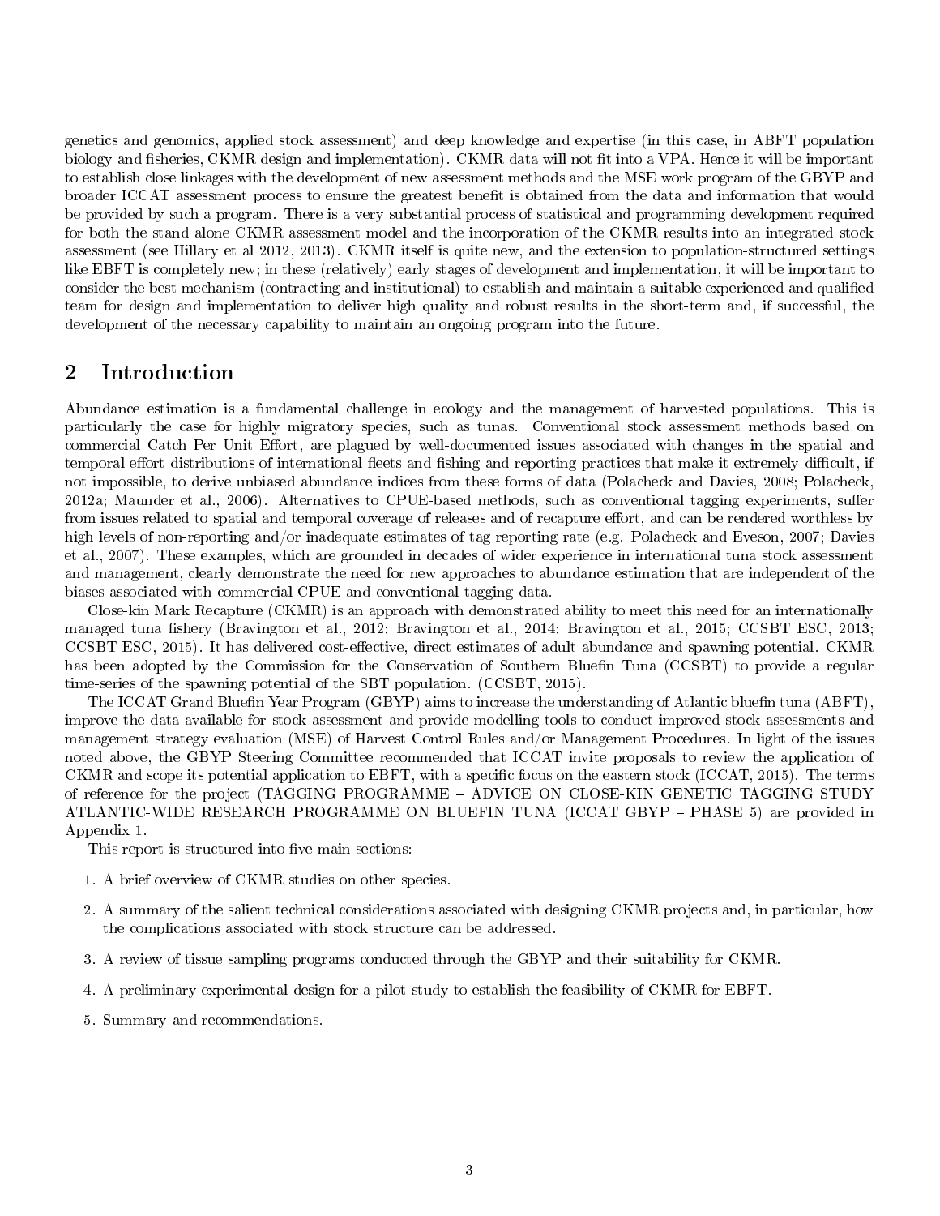genetics and genomics, applied stock assessment) and deep knowledge and expertise (in this case, in ABFT population biology and fisheries, CKMR design and implementation). CKMR data will not fit into a VPA. Hence it will be important to establish close linkages with the development of new assessment methods and the MSE work program of the GBYP and broader ICCAT assessment process to ensure the greatest benefit is obtained from the data and information that would be provided by such a program. There is a very substantial process of statistical and programming development required for both the stand alone CKMR assessment model and the incorporation of the CKMR results into an integrated stock assessment (see Hillary et al 2012, 2013). CKMR itself is quite new, and the extension to population-structured settings like EBFT is completely new; in these (relatively) early stages of development and implementation, it will be important to consider the best mechanism (contracting and institutional) to establish and maintain a suitable experienced and qualified team for design and implementation to deliver high quality and robust results in the short-term and, if successful, the development of the necessary capability to maintain an ongoing program into the future.

## 2 Introduction

Abundance estimation is a fundamental challenge in ecology and the management of harvested populations. This is particularly the case for highly migratory species, such as tunas. Conventional stock assessment methods based on commercial Catch Per Unit Effort, are plagued by well-documented issues associated with changes in the spatial and temporal effort distributions of international fleets and fishing and reporting practices that make it extremely difficult, if not impossible, to derive unbiased abundance indices from these forms of data (Polacheck and Davies, 2008; Polacheck, 2012a; Maunder et al., 2006). Alternatives to CPUE-based methods, such as conventional tagging experiments, suffer from issues related to spatial and temporal coverage of releases and of recapture effort, and can be rendered worthless by high levels of non-reporting and/or inadequate estimates of tag reporting rate (e.g. Polacheck and Eveson, 2007; Davies et al., 2007). These examples, which are grounded in decades of wider experience in international tuna stock assessment and management, clearly demonstrate the need for new approaches to abundance estimation that are independent of the biases associated with commercial CPUE and conventional tagging data.

Close-kin Mark Recapture (CKMR) is an approach with demonstrated ability to meet this need for an internationally managed tuna fishery (Bravington et al., 2012; Bravington et al., 2014; Bravington et al., 2015; CCSBT ESC, 2013; CCSBT ESC, 2015). It has delivered cost-effective, direct estimates of adult abundance and spawning potential. CKMR has been adopted by the Commission for the Conservation of Southern Bluefin Tuna (CCSBT) to provide a regular time-series of the spawning potential of the SBT population. (CCSBT, 2015).

The ICCAT Grand Bluefin Year Program (GBYP) aims to increase the understanding of Atlantic bluefin tuna (ABFT), improve the data available for stock assessment and provide modelling tools to conduct improved stock assessments and management strategy evaluation (MSE) of Harvest Control Rules and/or Management Procedures. In light of the issues noted above, the GBYP Steering Committee recommended that ICCAT invite proposals to review the application of CKMR and scope its potential application to EBFT, with a specific focus on the eastern stock (ICCAT, 2015). The terms of reference for the project (TAGGING PROGRAMME – ADVICE ON CLOSE-KIN GENETIC TAGGING STUDY ATLANTIC-WIDE RESEARCH PROGRAMME ON BLUEFIN TUNA (ICCAT GBYP – PHASE 5) are provided in Appendix 1.

This report is structured into five main sections:

1. A brief overview of CKMR studies on other species.
2. A summary of the salient technical considerations associated with designing CKMR projects and, in particular, how the complications associated with stock structure can be addressed.
3. A review of tissue sampling programs conducted through the GBYP and their suitability for CKMR.
4. A preliminary experimental design for a pilot study to establish the feasibility of CKMR for EBFT.
5. Summary and recommendations.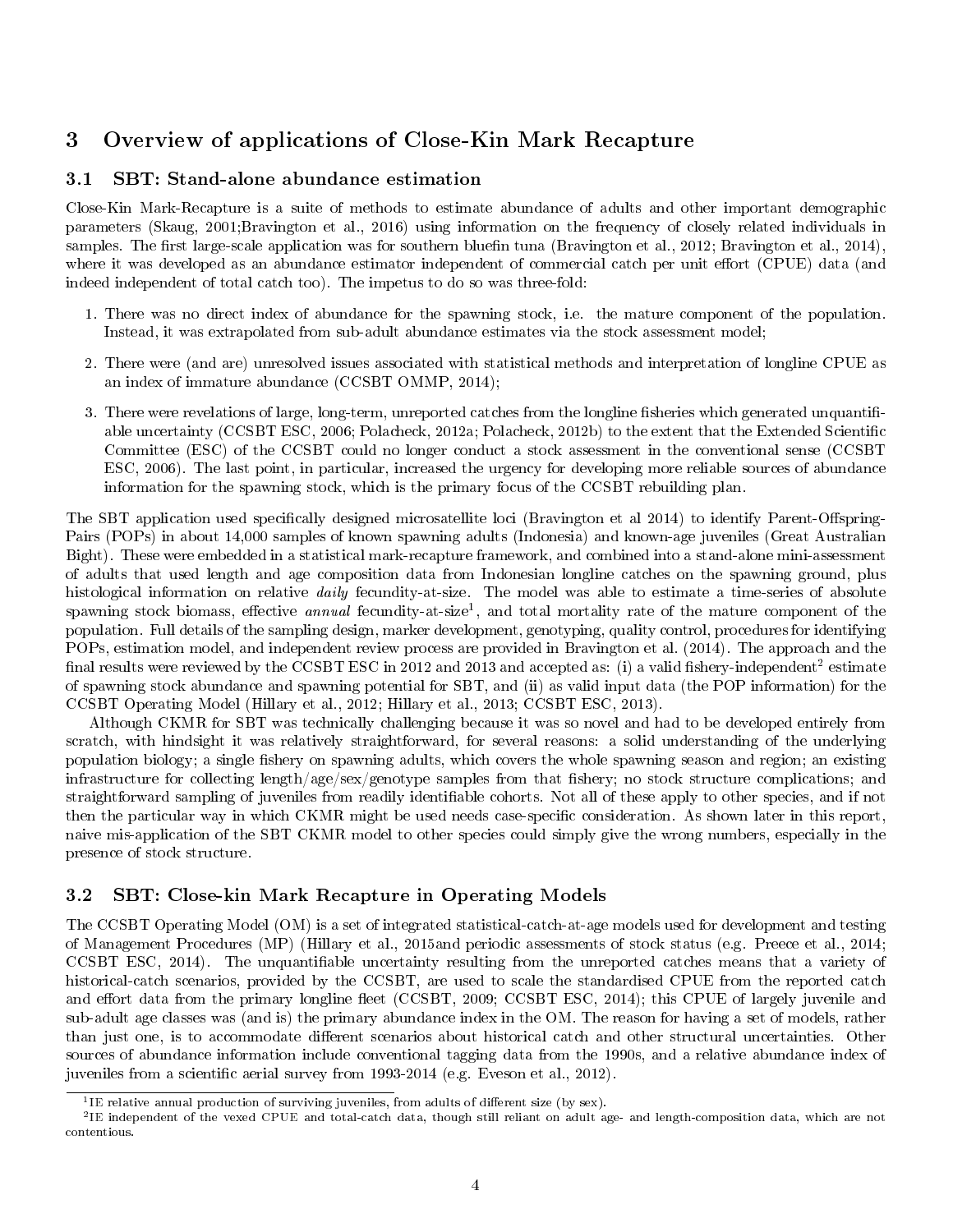# 3 Overview of applications of Close-Kin Mark Recapture

## 3.1 SBT: Stand-alone abundance estimation

Close-Kin Mark-Recapture is a suite of methods to estimate abundance of adults and other important demographic parameters (Skaug, 2001;Bravington et al., 2016) using information on the frequency of closely related individuals in samples. The first large-scale application was for southern bluefin tuna (Bravington et al., 2012; Bravington et al., 2014), where it was developed as an abundance estimator independent of commercial catch per unit effort (CPUE) data (and indeed independent of total catch too). The impetus to do so was three-fold:

1. There was no direct index of abundance for the spawning stock, i.e. the mature component of the population. Instead, it was extrapolated from sub-adult abundance estimates via the stock assessment model;
2. There were (and are) unresolved issues associated with statistical methods and interpretation of longline CPUE as an index of immature abundance (CCSBT OMMP, 2014);
3. There were revelations of large, long-term, unreported catches from the longline fisheries which generated unquantifiable uncertainty (CCSBT ESC, 2006; Polacheck, 2012a; Polacheck, 2012b) to the extent that the Extended Scientific Committee (ESC) of the CCSBT could no longer conduct a stock assessment in the conventional sense (CCSBT ESC, 2006). The last point, in particular, increased the urgency for developing more reliable sources of abundance information for the spawning stock, which is the primary focus of the CCSBT rebuilding plan.

The SBT application used specifically designed microsatellite loci (Bravington et al 2014) to identify Parent-Offspring-Pairs (POPs) in about 14,000 samples of known spawning adults (Indonesia) and known-age juveniles (Great Australian Bight). These were embedded in a statistical mark-recapture framework, and combined into a stand-alone mini-assessment of adults that used length and age composition data from Indonesian longline catches on the spawning ground, plus histological information on relative *daily* fecundity-at-size. The model was able to estimate a time-series of absolute spawning stock biomass, effective *annual* fecundity-at-size[1], and total mortality rate of the mature component of the population. Full details of the sampling design, marker development, genotyping, quality control, procedures for identifying POPs, estimation model, and independent review process are provided in Bravington et al. (2014). The approach and the final results were reviewed by the CCSBT ESC in 2012 and 2013 and accepted as: (i) a valid fishery-independent[2] estimate of spawning stock abundance and spawning potential for SBT, and (ii) as valid input data (the POP information) for the CCSBT Operating Model (Hillary et al., 2012; Hillary et al., 2013; CCSBT ESC, 2013).

Although CKMR for SBT was technically challenging because it was so novel and had to be developed entirely from scratch, with hindsight it was relatively straightforward, for several reasons: a solid understanding of the underlying population biology; a single fishery on spawning adults, which covers the whole spawning season and region; an existing infrastructure for collecting length/age/sex/genotype samples from that fishery; no stock structure complications; and straightforward sampling of juveniles from readily identifiable cohorts. Not all of these apply to other species, and if not then the particular way in which CKMR might be used needs case-specific consideration. As shown later in this report, naive mis-application of the SBT CKMR model to other species could simply give the wrong numbers, especially in the presence of stock structure.

## 3.2 SBT: Close-kin Mark Recapture in Operating Models

The CCSBT Operating Model (OM) is a set of integrated statistical-catch-at-age models used for development and testing of Management Procedures (MP) (Hillary et al., 2015and periodic assessments of stock status (e.g. Preece et al., 2014; CCSBT ESC, 2014). The unquantifiable uncertainty resulting from the unreported catches means that a variety of historical-catch scenarios, provided by the CCSBT, are used to scale the standardised CPUE from the reported catch and effort data from the primary longline fleet (CCSBT, 2009; CCSBT ESC, 2014); this CPUE of largely juvenile and sub-adult age classes was (and is) the primary abundance index in the OM. The reason for having a set of models, rather than just one, is to accommodate different scenarios about historical catch and other structural uncertainties. Other sources of abundance information include conventional tagging data from the 1990s, and a relative abundance index of juveniles from a scientific aerial survey from 1993-2014 (e.g. Eveson et al., 2012).

[1] IE relative annual production of surviving juveniles, from adults of different size (by sex).

[2] IE independent of the vexed CPUE and total-catch data, though still reliant on adult age- and length-composition data, which are not contentious.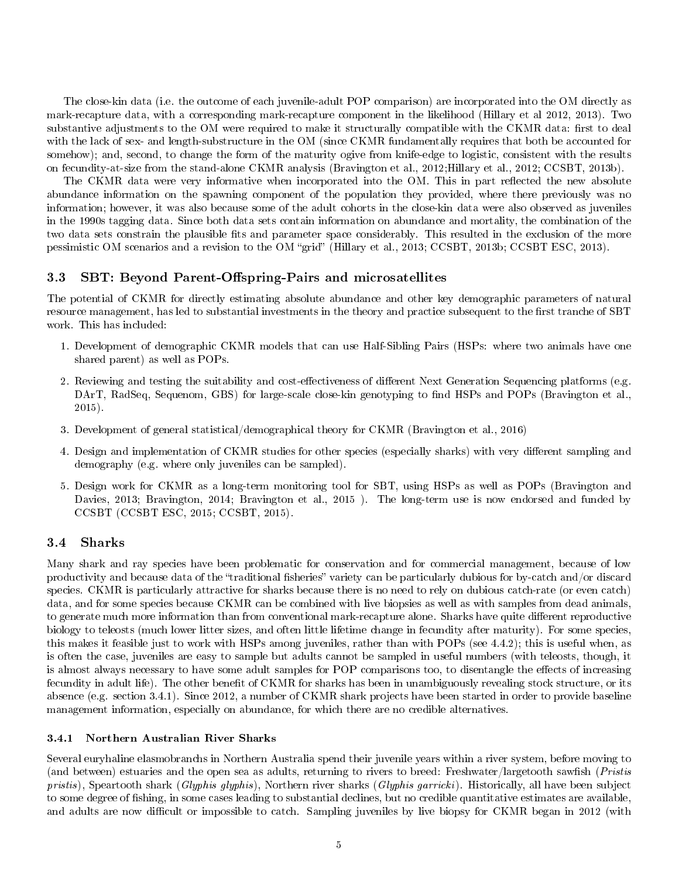The close-kin data (i.e. the outcome of each juvenile-adult POP comparison) are incorporated into the OM directly as mark-recapture data, with a corresponding mark-recapture component in the likelihood (Hillary et al 2012, 2013). Two substantive adjustments to the OM were required to make it structurally compatible with the CKMR data: first to deal with the lack of sex- and length-substructure in the OM (since CKMR fundamentally requires that both be accounted for somehow); and, second, to change the form of the maturity ogive from knife-edge to logistic, consistent with the results on fecundity-at-size from the stand-alone CKMR analysis (Bravington et al., 2012;Hillary et al., 2012; CCSBT, 2013b).

The CKMR data were very informative when incorporated into the OM. This in part reflected the new absolute abundance information on the spawning component of the population they provided, where there previously was no information; however, it was also because some of the adult cohorts in the close-kin data were also observed as juveniles in the 1990s tagging data. Since both data sets contain information on abundance and mortality, the combination of the two data sets constrain the plausible fits and parameter space considerably. This resulted in the exclusion of the more pessimistic OM scenarios and a revision to the OM "grid" (Hillary et al., 2013; CCSBT, 2013b; CCSBT ESC, 2013).

### 3.3 SBT: Beyond Parent-Offspring-Pairs and microsatellites

The potential of CKMR for directly estimating absolute abundance and other key demographic parameters of natural resource management, has led to substantial investments in the theory and practice subsequent to the first tranche of SBT work. This has included:

1. Development of demographic CKMR models that can use Half-Sibling Pairs (HSPs: where two animals have one shared parent) as well as POPs.
2. Reviewing and testing the suitability and cost-effectiveness of different Next Generation Sequencing platforms (e.g. DArT, RadSeq, Sequenom, GBS) for large-scale close-kin genotyping to find HSPs and POPs (Bravington et al., 2015).
3. Development of general statistical/demographical theory for CKMR (Bravington et al., 2016)
4. Design and implementation of CKMR studies for other species (especially sharks) with very different sampling and demography (e.g. where only juveniles can be sampled).
5. Design work for CKMR as a long-term monitoring tool for SBT, using HSPs as well as POPs (Bravington and Davies, 2013; Bravington, 2014; Bravington et al., 2015 ). The long-term use is now endorsed and funded by CCSBT (CCSBT ESC, 2015; CCSBT, 2015).

### 3.4 Sharks

Many shark and ray species have been problematic for conservation and for commercial management, because of low productivity and because data of the "traditional fisheries" variety can be particularly dubious for by-catch and/or discard species. CKMR is particularly attractive for sharks because there is no need to rely on dubious catch-rate (or even catch) data, and for some species because CKMR can be combined with live biopsies as well as with samples from dead animals, to generate much more information than from conventional mark-recapture alone. Sharks have quite different reproductive biology to teleosts (much lower litter sizes, and often little lifetime change in fecundity after maturity). For some species, this makes it feasible just to work with HSPs among juveniles, rather than with POPs (see 4.4.2); this is useful when, as is often the case, juveniles are easy to sample but adults cannot be sampled in useful numbers (with teleosts, though, it is almost always necessary to have some adult samples for POP comparisons too, to disentangle the effects of increasing fecundity in adult life). The other benefit of CKMR for sharks has been in unambiguously revealing stock structure, or its absence (e.g. section 3.4.1). Since 2012, a number of CKMR shark projects have been started in order to provide baseline management information, especially on abundance, for which there are no credible alternatives.

#### 3.4.1 Northern Australian River Sharks

Several euryhaline elasmobranchs in Northern Australia spend their juvenile years within a river system, before moving to (and between) estuaries and the open sea as adults, returning to rivers to breed: Freshwater/largetooth sawfish (*Pristis pristis*), Speartooth shark (*Glyphis glyphis*), Northern river sharks (*Glyphis garricki*). Historically, all have been subject to some degree of fishing, in some cases leading to substantial declines, but no credible quantitative estimates are available, and adults are now difficult or impossible to catch. Sampling juveniles by live biopsy for CKMR began in 2012 (with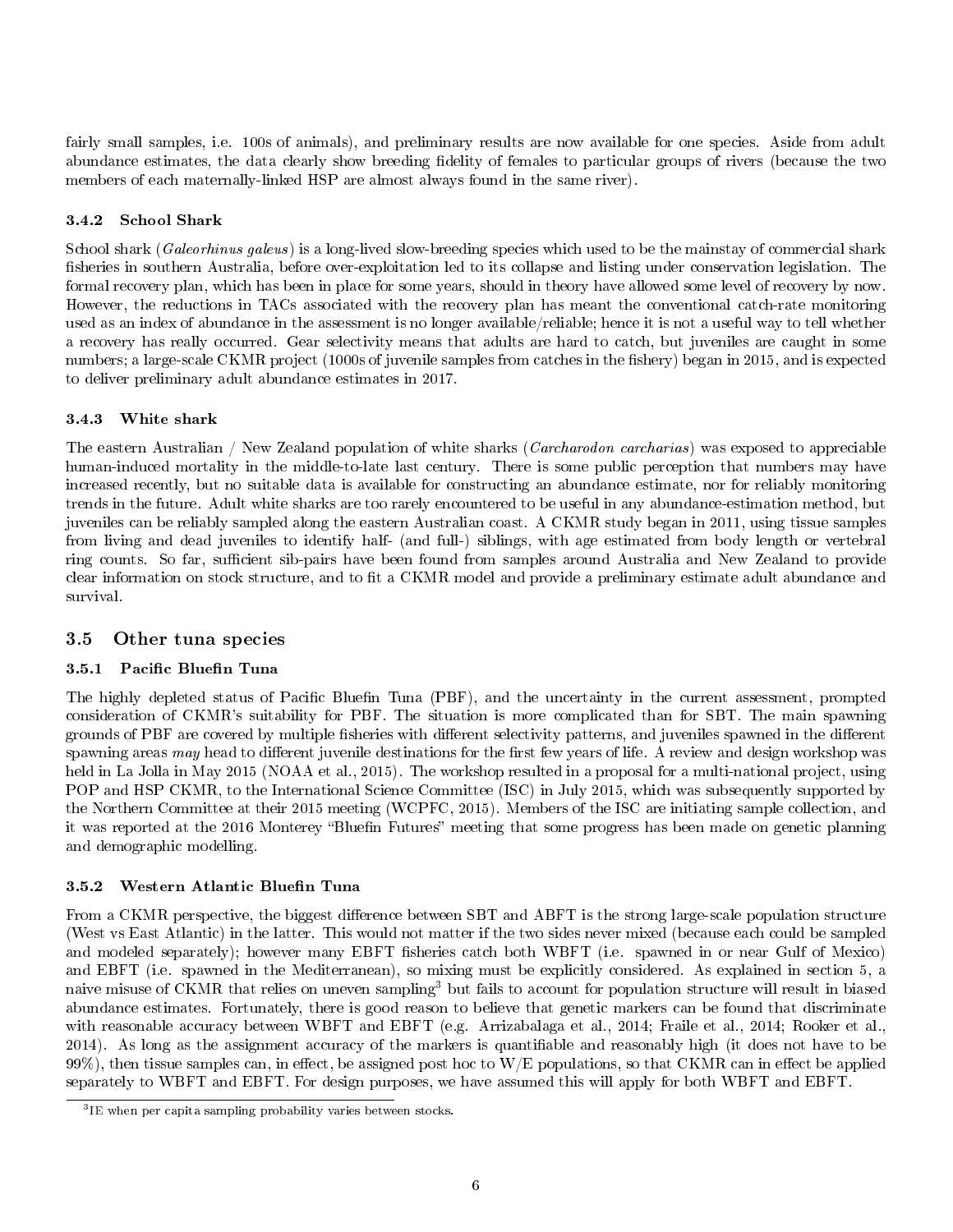fairly small samples, i.e. 100s of animals), and preliminary results are now available for one species. Aside from adult abundance estimates, the data clearly show breeding fidelity of females to particular groups of rivers (because the two members of each maternally-linked HSP are almost always found in the same river).

### 3.4.2 School Shark

School shark (*Galeorhinus galeus*) is a long-lived slow-breeding species which used to be the mainstay of commercial shark fisheries in southern Australia, before over-exploitation led to its collapse and listing under conservation legislation. The formal recovery plan, which has been in place for some years, should in theory have allowed some level of recovery by now. However, the reductions in TACs associated with the recovery plan has meant the conventional catch-rate monitoring used as an index of abundance in the assessment is no longer available/reliable; hence it is not a useful way to tell whether a recovery has really occurred. Gear selectivity means that adults are hard to catch, but juveniles are caught in some numbers; a large-scale CKMR project (1000s of juvenile samples from catches in the fishery) began in 2015, and is expected to deliver preliminary adult abundance estimates in 2017.

### 3.4.3 White shark

The eastern Australian / New Zealand population of white sharks (*Carcharodon carcharias*) was exposed to appreciable human-induced mortality in the middle-to-late last century. There is some public perception that numbers may have increased recently, but no suitable data is available for constructing an abundance estimate, nor for reliably monitoring trends in the future. Adult white sharks are too rarely encountered to be useful in any abundance-estimation method, but juveniles can be reliably sampled along the eastern Australian coast. A CKMR study began in 2011, using tissue samples from living and dead juveniles to identify half- (and full-) siblings, with age estimated from body length or vertebral ring counts. So far, sufficient sib-pairs have been found from samples around Australia and New Zealand to provide clear information on stock structure, and to fit a CKMR model and provide a preliminary estimate adult abundance and survival.

## 3.5 Other tuna species

### 3.5.1 Pacific Bluefin Tuna

The highly depleted status of Pacific Bluefin Tuna (PBF), and the uncertainty in the current assessment, prompted consideration of CKMR's suitability for PBF. The situation is more complicated than for SBT. The main spawning grounds of PBF are covered by multiple fisheries with different selectivity patterns, and juveniles spawned in the different spawning areas *may* head to different juvenile destinations for the first few years of life. A review and design workshop was held in La Jolla in May 2015 (NOAA et al., 2015). The workshop resulted in a proposal for a multi-national project, using POP and HSP CKMR, to the International Science Committee (ISC) in July 2015, which was subsequently supported by the Northern Committee at their 2015 meeting (WCPFC, 2015). Members of the ISC are initiating sample collection, and it was reported at the 2016 Monterey "Bluefin Futures" meeting that some progress has been made on genetic planning and demographic modelling.

### 3.5.2 Western Atlantic Bluefin Tuna

From a CKMR perspective, the biggest difference between SBT and ABFT is the strong large-scale population structure (West vs East Atlantic) in the latter. This would not matter if the two sides never mixed (because each could be sampled and modeled separately); however many EBFT fisheries catch both WBFT (i.e. spawned in or near Gulf of Mexico) and EBFT (i.e. spawned in the Mediterranean), so mixing must be explicitly considered. As explained in section 5, a naive misuse of CKMR that relies on uneven sampling[3] but fails to account for population structure will result in biased abundance estimates. Fortunately, there is good reason to believe that genetic markers can be found that discriminate with reasonable accuracy between WBFT and EBFT (e.g. Arrizabalaga et al., 2014; Fraile et al., 2014; Rooker et al., 2014). As long as the assignment accuracy of the markers is quantifiable and reasonably high (it does not have to be 99%), then tissue samples can, in effect, be assigned post hoc to W/E populations, so that CKMR can in effect be applied separately to WBFT and EBFT. For design purposes, we have assumed this will apply for both WBFT and EBFT.

[3] IE when per capita sampling probability varies between stocks.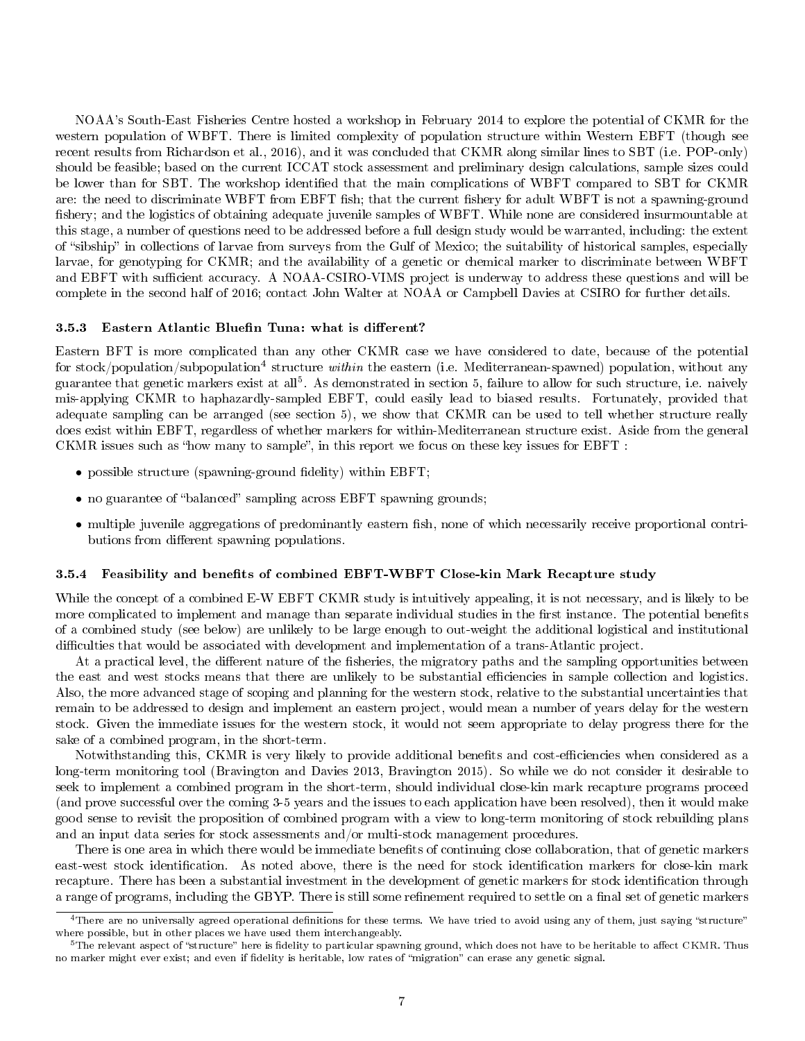NOAA's South-East Fisheries Centre hosted a workshop in February 2014 to explore the potential of CKMR for the western population of WBFT. There is limited complexity of population structure within Western EBFT (though see recent results from Richardson et al., 2016), and it was concluded that CKMR along similar lines to SBT (i.e. POP-only) should be feasible; based on the current ICCAT stock assessment and preliminary design calculations, sample sizes could be lower than for SBT. The workshop identified that the main complications of WBFT compared to SBT for CKMR are: the need to discriminate WBFT from EBFT fish; that the current fishery for adult WBFT is not a spawning-ground fishery; and the logistics of obtaining adequate juvenile samples of WBFT. While none are considered insurmountable at this stage, a number of questions need to be addressed before a full design study would be warranted, including: the extent of "sibship" in collections of larvae from surveys from the Gulf of Mexico; the suitability of historical samples, especially larvae, for genotyping for CKMR; and the availability of a genetic or chemical marker to discriminate between WBFT and EBFT with sufficient accuracy. A NOAA-CSIRO-VIMS project is underway to address these questions and will be complete in the second half of 2016; contact John Walter at NOAA or Campbell Davies at CSIRO for further details.

### 3.5.3 Eastern Atlantic Bluefin Tuna: what is different?

Eastern BFT is more complicated than any other CKMR case we have considered to date, because of the potential for stock/population/subpopulation[4] structure *within* the eastern (i.e. Mediterranean-spawned) population, without any guarantee that genetic markers exist at all[5]. As demonstrated in section 5, failure to allow for such structure, i.e. naively mis-applying CKMR to haphazardly-sampled EBFT, could easily lead to biased results. Fortunately, provided that adequate sampling can be arranged (see section 5), we show that CKMR can be used to tell whether structure really does exist within EBFT, regardless of whether markers for within-Mediterranean structure exist. Aside from the general CKMR issues such as "how many to sample", in this report we focus on these key issues for EBFT :

- possible structure (spawning-ground fidelity) within EBFT;
- no guarantee of "balanced" sampling across EBFT spawning grounds;
- multiple juvenile aggregations of predominantly eastern fish, none of which necessarily receive proportional contributions from different spawning populations.

### 3.5.4 Feasibility and benefits of combined EBFT-WBFT Close-kin Mark Recapture study

While the concept of a combined E-W EBFT CKMR study is intuitively appealing, it is not necessary, and is likely to be more complicated to implement and manage than separate individual studies in the first instance. The potential benefits of a combined study (see below) are unlikely to be large enough to out-weight the additional logistical and institutional difficulties that would be associated with development and implementation of a trans-Atlantic project.

At a practical level, the different nature of the fisheries, the migratory paths and the sampling opportunities between the east and west stocks means that there are unlikely to be substantial efficiencies in sample collection and logistics. Also, the more advanced stage of scoping and planning for the western stock, relative to the substantial uncertainties that remain to be addressed to design and implement an eastern project, would mean a number of years delay for the western stock. Given the immediate issues for the western stock, it would not seem appropriate to delay progress there for the sake of a combined program, in the short-term.

Notwithstanding this, CKMR is very likely to provide additional benefits and cost-efficiencies when considered as a long-term monitoring tool (Bravington and Davies 2013, Bravington 2015). So while we do not consider it desirable to seek to implement a combined program in the short-term, should individual close-kin mark recapture programs proceed (and prove successful over the coming 3-5 years and the issues to each application have been resolved), then it would make good sense to revisit the proposition of combined program with a view to long-term monitoring of stock rebuilding plans and an input data series for stock assessments and/or multi-stock management procedures.

There is one area in which there would be immediate benefits of continuing close collaboration, that of genetic markers east-west stock identification. As noted above, there is the need for stock identification markers for close-kin mark recapture. There has been a substantial investment in the development of genetic markers for stock identification through a range of programs, including the GBYP. There is still some refinement required to settle on a final set of genetic markers

[4] There are no universally agreed operational definitions for these terms. We have tried to avoid using any of them, just saying "structure" where possible, but in other places we have used them interchangeably.

[5] The relevant aspect of "structure" here is fidelity to particular spawning ground, which does not have to be heritable to affect CKMR. Thus no marker might ever exist; and even if fidelity is heritable, low rates of "migration" can erase any genetic signal.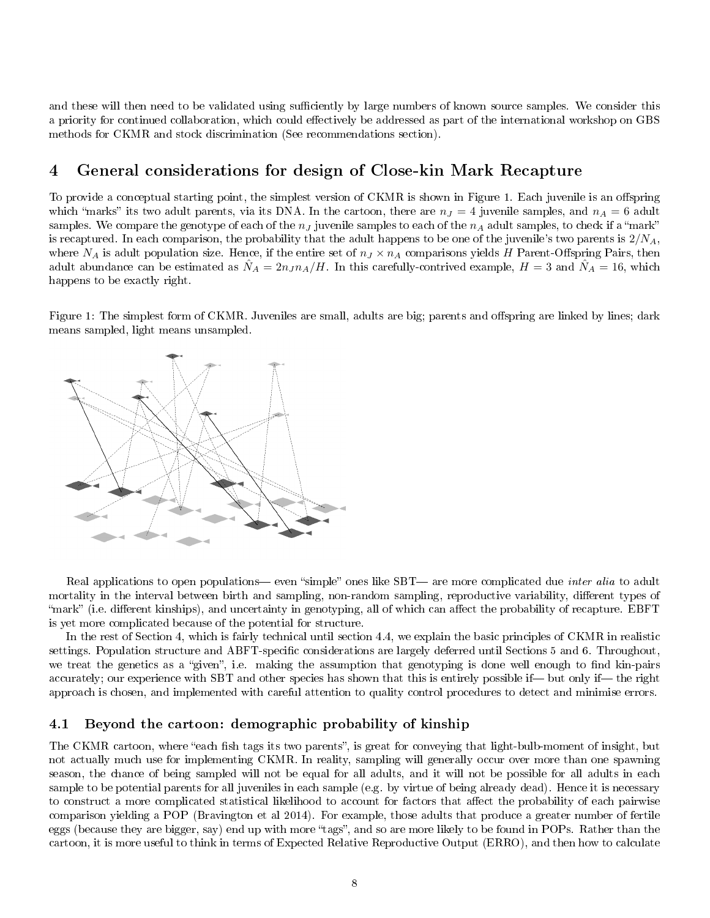and these will then need to be validated using sufficiently by large numbers of known source samples. We consider this a priority for continued collaboration, which could effectively be addressed as part of the international workshop on GBS methods for CKMR and stock discrimination (See recommendations section).

# 4 General considerations for design of Close-kin Mark Recapture

To provide a conceptual starting point, the simplest version of CKMR is shown in Figure 1. Each juvenile is an offspring which "marks" its two adult parents, via its DNA. In the cartoon, there are $n_J = 4$ juvenile samples, and $n_A = 6$ adult samples. We compare the genotype of each of the $n_J$ juvenile samples to each of the $n_A$ adult samples, to check if a "mark" is recaptured. In each comparison, the probability that the adult happens to be one of the juvenile's two parents is $2/N_A$, where $N_A$ is adult population size. Hence, if the entire set of $n_J \times n_A$ comparisons yields $H$ Parent-Offspring Pairs, then adult abundance can be estimated as $\hat{N}_A = 2n_J n_A/H$. In this carefully-contrived example, $H = 3$ and $\hat{N}_A = 16$, which happens to be exactly right.

Figure 1: The simplest form of CKMR. Juveniles are small, adults are big; parents and offspring are linked by lines; dark means sampled, light means unsampled.

Real applications to open populations— even "simple" ones like SBT— are more complicated due *inter alia* to adult mortality in the interval between birth and sampling, non-random sampling, reproductive variability, different types of "mark" (i.e. different kinships), and uncertainty in genotyping, all of which can affect the probability of recapture. EBFT is yet more complicated because of the potential for structure.

In the rest of Section 4, which is fairly technical until section 4.4, we explain the basic principles of CKMR in realistic settings. Population structure and ABFT-specific considerations are largely deferred until Sections 5 and 6. Throughout, we treat the genetics as a "given", i.e. making the assumption that genotyping is done well enough to find kin-pairs accurately; our experience with SBT and other species has shown that this is entirely possible if— but only if— the right approach is chosen, and implemented with careful attention to quality control procedures to detect and minimise errors.

## 4.1 Beyond the cartoon: demographic probability of kinship

The CKMR cartoon, where "each fish tags its two parents", is great for conveying that light-bulb-moment of insight, but not actually much use for implementing CKMR. In reality, sampling will generally occur over more than one spawning season, the chance of being sampled will not be equal for all adults, and it will not be possible for all adults in each sample to be potential parents for all juveniles in each sample (e.g. by virtue of being already dead). Hence it is necessary to construct a more complicated statistical likelihood to account for factors that affect the probability of each pairwise comparison yielding a POP (Bravington et al 2014). For example, those adults that produce a greater number of fertile eggs (because they are bigger, say) end up with more "tags", and so are more likely to be found in POPs. Rather than the cartoon, it is more useful to think in terms of Expected Relative Reproductive Output (ERRO), and then how to calculate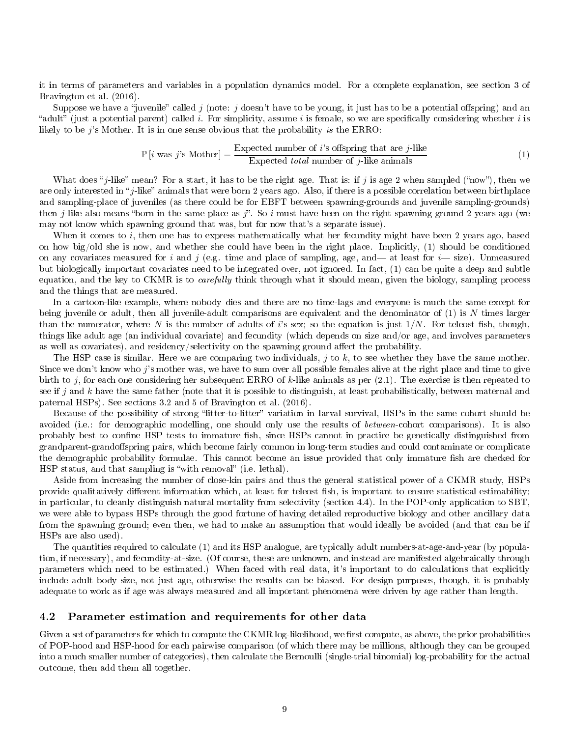it in terms of parameters and variables in a population dynamics model. For a complete explanation, see section 3 of Bravington et al. (2016).

Suppose we have a "juvenile" called $j$ (note: $j$ doesn't have to be young, it just has to be a potential offspring) and an "adult" (just a potential parent) called $i$. For simplicity, assume $i$ is female, so we are specifically considering whether $i$ is likely to be $j$'s Mother. It is in one sense obvious that the probability *is* the ERRO:

$$\mathbb{P}\left[i \text{ was } j\text{'s Mother}\right] = \frac{\text{Expected number of } i\text{'s offspring that are } j\text{-like}}{\text{Expected } \textit{total} \text{ number of } j\text{-like animals}} \tag{1}$$

What does "$j$-like" mean? For a start, it has to be the right age. That is: if $j$ is age 2 when sampled ("now"), then we are only interested in "$j$-like" animals that were born 2 years ago. Also, if there is a possible correlation between birthplace and sampling-place of juveniles (as there could be for EBFT between spawning-grounds and juvenile sampling-grounds) then $j$-like also means "born in the same place as $j$". So $i$ must have been on the right spawning ground 2 years ago (we may not know which spawning ground that was, but for now that's a separate issue).

When it comes to $i$, then one has to express mathematically what her fecundity might have been 2 years ago, based on how big/old she is now, and whether she could have been in the right place. Implicitly, (1) should be conditioned on any covariates measured for $i$ and $j$ (e.g. time and place of sampling, age, and— at least for $i$— size). Unmeasured but biologically important covariates need to be integrated over, not ignored. In fact, (1) can be quite a deep and subtle equation, and the key to CKMR is to *carefully* think through what it should mean, given the biology, sampling process and the things that are measured.

In a cartoon-like example, where nobody dies and there are no time-lags and everyone is much the same except for being juvenile or adult, then all juvenile-adult comparisons are equivalent and the denominator of (1) is $N$ times larger than the numerator, where $N$ is the number of adults of $i$'s sex; so the equation is just $1/N$. For teleost fish, though, things like adult age (an individual covariate) and fecundity (which depends on size and/or age, and involves parameters as well as covariates), and residency/selectivity on the spawning ground affect the probability.

The HSP case is similar. Here we are comparing two individuals, $j$ to $k$, to see whether they have the same mother. Since we don't know who $j$'s mother was, we have to sum over all possible females alive at the right place and time to give birth to $j$, for each one considering her subsequent ERRO of $k$-like animals as per (2.1). The exercise is then repeated to see if $j$ and $k$ have the same father (note that it is possible to distinguish, at least probabilistically, between maternal and paternal HSPs). See sections 3.2 and 5 of Bravington et al. (2016).

Because of the possibility of strong "litter-to-litter" variation in larval survival, HSPs in the same cohort should be avoided (i.e.: for demographic modelling, one should only use the results of *between*-cohort comparisons). It is also probably best to confine HSP tests to immature fish, since HSPs cannot in practice be genetically distinguished from grandparent-grandoffspring pairs, which become fairly common in long-term studies and could contaminate or complicate the demographic probability formulae. This cannot become an issue provided that only immature fish are checked for HSP status, and that sampling is "with removal" (i.e. lethal).

Aside from increasing the number of close-kin pairs and thus the general statistical power of a CKMR study, HSPs provide qualitatively different information which, at least for teleost fish, is important to ensure statistical estimability; in particular, to cleanly distinguish natural mortality from selectivity (section 4.4). In the POP-only application to SBT, we were able to bypass HSPs through the good fortune of having detailed reproductive biology and other ancillary data from the spawning ground; even then, we had to make an assumption that would ideally be avoided (and that can be if HSPs are also used).

The quantities required to calculate (1) and its HSP analogue, are typically adult numbers-at-age-and-year (by population, if necessary), and fecundity-at-size. (Of course, these are unknown, and instead are manifested algebraically through parameters which need to be estimated.) When faced with real data, it's important to do calculations that explicitly include adult body-size, not just age, otherwise the results can be biased. For design purposes, though, it is probably adequate to work as if age was always measured and all important phenomena were driven by age rather than length.

### 4.2 Parameter estimation and requirements for other data

Given a set of parameters for which to compute the CKMR log-likelihood, we first compute, as above, the prior probabilities of POP-hood and HSP-hood for each pairwise comparison (of which there may be millions, although they can be grouped into a much smaller number of categories), then calculate the Bernoulli (single-trial binomial) log-probability for the actual outcome, then add them all together.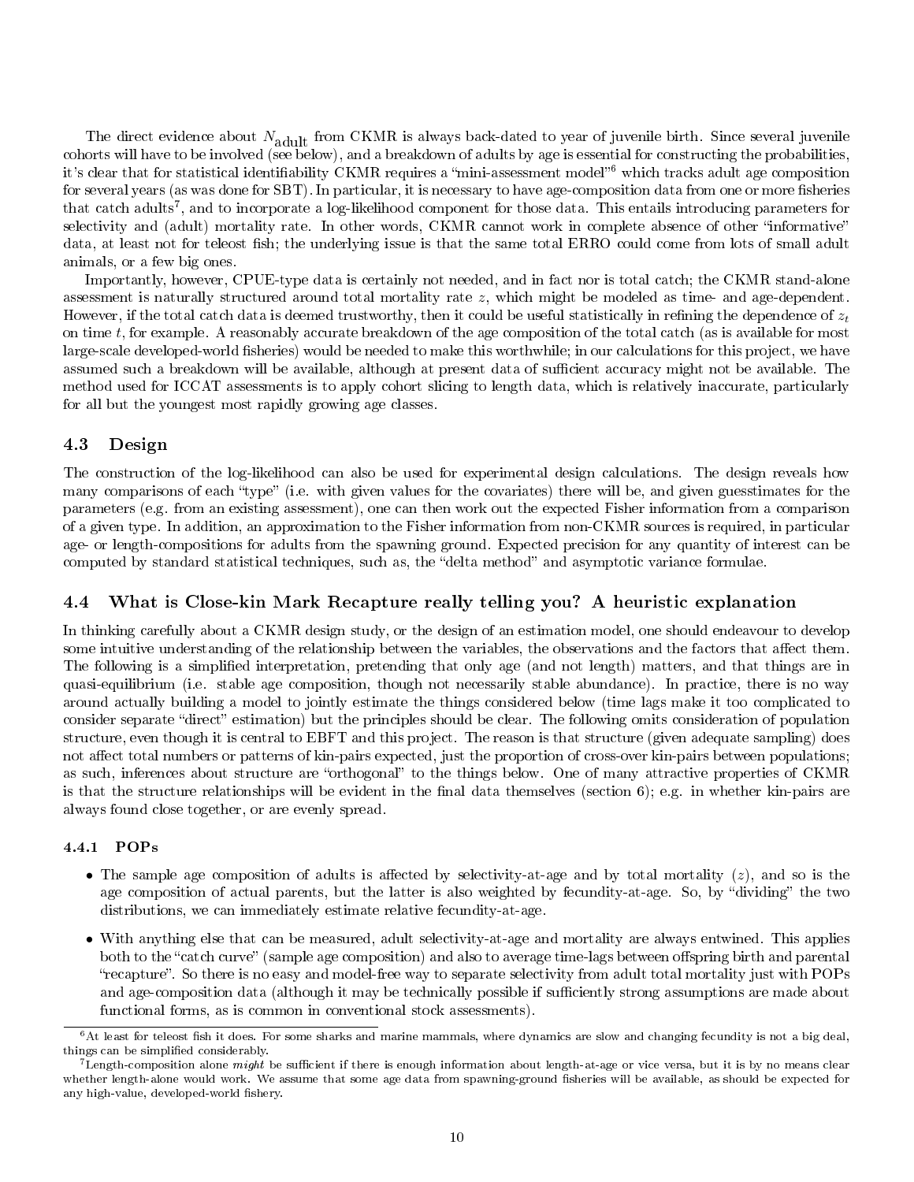The direct evidence about $N_{\text{adult}}$ from CKMR is always back-dated to year of juvenile birth. Since several juvenile cohorts will have to be involved (see below), and a breakdown of adults by age is essential for constructing the probabilities, it's clear that for statistical identifiability CKMR requires a "mini-assessment model"[6] which tracks adult age composition for several years (as was done for SBT). In particular, it is necessary to have age-composition data from one or more fisheries that catch adults[7], and to incorporate a log-likelihood component for those data. This entails introducing parameters for selectivity and (adult) mortality rate. In other words, CKMR cannot work in complete absence of other "informative" data, at least not for teleost fish; the underlying issue is that the same total ERRO could come from lots of small adult animals, or a few big ones.

Importantly, however, CPUE-type data is certainly not needed, and in fact nor is total catch; the CKMR stand-alone assessment is naturally structured around total mortality rate $z$, which might be modeled as time- and age-dependent. However, if the total catch data is deemed trustworthy, then it could be useful statistically in refining the dependence of $z_t$ on time $t$, for example. A reasonably accurate breakdown of the age composition of the total catch (as is available for most large-scale developed-world fisheries) would be needed to make this worthwhile; in our calculations for this project, we have assumed such a breakdown will be available, although at present data of sufficient accuracy might not be available. The method used for ICCAT assessments is to apply cohort slicing to length data, which is relatively inaccurate, particularly for all but the youngest most rapidly growing age classes.

### 4.3 Design

The construction of the log-likelihood can also be used for experimental design calculations. The design reveals how many comparisons of each "type" (i.e. with given values for the covariates) there will be, and given guesstimates for the parameters (e.g. from an existing assessment), one can then work out the expected Fisher information from a comparison of a given type. In addition, an approximation to the Fisher information from non-CKMR sources is required, in particular age- or length-compositions for adults from the spawning ground. Expected precision for any quantity of interest can be computed by standard statistical techniques, such as, the "delta method" and asymptotic variance formulae.

### 4.4 What is Close-kin Mark Recapture really telling you? A heuristic explanation

In thinking carefully about a CKMR design study, or the design of an estimation model, one should endeavour to develop some intuitive understanding of the relationship between the variables, the observations and the factors that affect them. The following is a simplified interpretation, pretending that only age (and not length) matters, and that things are in quasi-equilibrium (i.e. stable age composition, though not necessarily stable abundance). In practice, there is no way around actually building a model to jointly estimate the things considered below (time lags make it too complicated to consider separate "direct" estimation) but the principles should be clear. The following omits consideration of population structure, even though it is central to EBFT and this project. The reason is that structure (given adequate sampling) does not affect total numbers or patterns of kin-pairs expected, just the proportion of cross-over kin-pairs between populations; as such, inferences about structure are "orthogonal" to the things below. One of many attractive properties of CKMR is that the structure relationships will be evident in the final data themselves (section 6); e.g. in whether kin-pairs are always found close together, or are evenly spread.

#### 4.4.1 POPs

- The sample age composition of adults is affected by selectivity-at-age and by total mortality ($z$), and so is the age composition of actual parents, but the latter is also weighted by fecundity-at-age. So, by "dividing" the two distributions, we can immediately estimate relative fecundity-at-age.
- With anything else that can be measured, adult selectivity-at-age and mortality are always entwined. This applies both to the "catch curve" (sample age composition) and also to average time-lags between offspring birth and parental "recapture". So there is no easy and model-free way to separate selectivity from adult total mortality just with POPs and age-composition data (although it may be technically possible if sufficiently strong assumptions are made about functional forms, as is common in conventional stock assessments).

[6] At least for teleost fish it does. For some sharks and marine mammals, where dynamics are slow and changing fecundity is not a big deal, things can be simplified considerably.

[7] Length-composition alone *might* be sufficient if there is enough information about length-at-age or vice versa, but it is by no means clear whether length-alone would work. We assume that some age data from spawning-ground fisheries will be available, as should be expected for any high-value, developed-world fishery.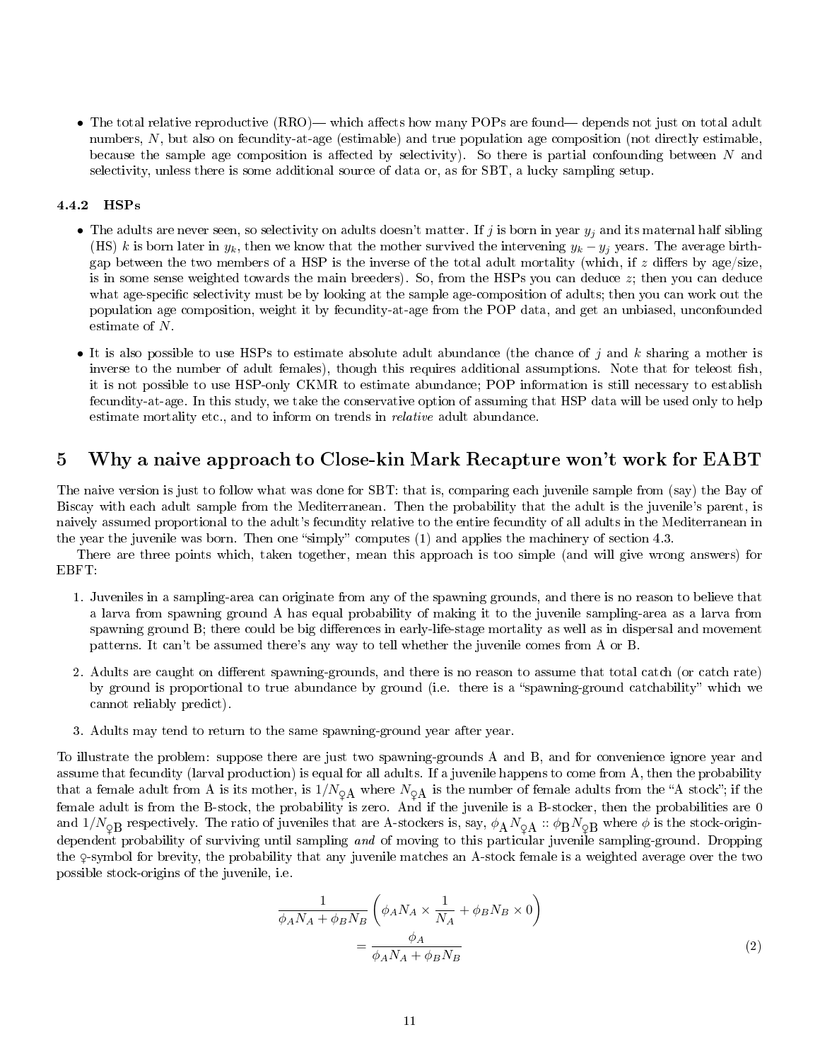- The total relative reproductive (RRO)— which affects how many POPs are found— depends not just on total adult numbers, $N$, but also on fecundity-at-age (estimable) and true population age composition (not directly estimable, because the sample age composition is affected by selectivity). So there is partial confounding between $N$ and selectivity, unless there is some additional source of data or, as for SBT, a lucky sampling setup.

### 4.4.2 HSPs

- The adults are never seen, so selectivity on adults doesn't matter. If $j$ is born in year $y_j$ and its maternal half sibling (HS) $k$ is born later in $y_k$, then we know that the mother survived the intervening $y_k - y_j$ years. The average birth-gap between the two members of a HSP is the inverse of the total adult mortality (which, if $z$ differs by age/size, is in some sense weighted towards the main breeders). So, from the HSPs you can deduce $z$; then you can deduce what age-specific selectivity must be by looking at the sample age-composition of adults; then you can work out the population age composition, weight it by fecundity-at-age from the POP data, and get an unbiased, unconfounded estimate of $N$.

- It is also possible to use HSPs to estimate absolute adult abundance (the chance of $j$ and $k$ sharing a mother is inverse to the number of adult females), though this requires additional assumptions. Note that for teleost fish, it is not possible to use HSP-only CKMR to estimate abundance; POP information is still necessary to establish fecundity-at-age. In this study, we take the conservative option of assuming that HSP data will be used only to help estimate mortality etc., and to inform on trends in *relative* adult abundance.

# 5 Why a naive approach to Close-kin Mark Recapture won't work for EABT

The naive version is just to follow what was done for SBT: that is, comparing each juvenile sample from (say) the Bay of Biscay with each adult sample from the Mediterranean. Then the probability that the adult is the juvenile's parent, is naively assumed proportional to the adult's fecundity relative to the entire fecundity of all adults in the Mediterranean in the year the juvenile was born. Then one "simply" computes (1) and applies the machinery of section 4.3.

There are three points which, taken together, mean this approach is too simple (and will give wrong answers) for EBFT:

1. Juveniles in a sampling-area can originate from any of the spawning grounds, and there is no reason to believe that a larva from spawning ground A has equal probability of making it to the juvenile sampling-area as a larva from spawning ground B; there could be big differences in early-life-stage mortality as well as in dispersal and movement patterns. It can't be assumed there's any way to tell whether the juvenile comes from A or B.

2. Adults are caught on different spawning-grounds, and there is no reason to assume that total catch (or catch rate) by ground is proportional to true abundance by ground (i.e. there is a "spawning-ground catchability" which we cannot reliably predict).

3. Adults may tend to return to the same spawning-ground year after year.

To illustrate the problem: suppose there are just two spawning-grounds A and B, and for convenience ignore year and assume that fecundity (larval production) is equal for all adults. If a juvenile happens to come from A, then the probability that a female adult from A is its mother, is $1/N_{♀A}$ where $N_{♀A}$ is the number of female adults from the "A stock"; if the female adult is from the B-stock, the probability is zero. And if the juvenile is a B-stocker, then the probabilities are 0 and $1/N_{♀B}$ respectively. The ratio of juveniles that are A-stockers is, say, $\phi_A N_{♀A} :: \phi_B N_{♀B}$ where $\phi$ is the stock-origin-dependent probability of surviving until sampling *and* of moving to this particular juvenile sampling-ground. Dropping the ♀-symbol for brevity, the probability that any juvenile matches an A-stock female is a weighted average over the two possible stock-origins of the juvenile, i.e.

$$
\begin{aligned}
& \frac{1}{\phi_A N_A + \phi_B N_B} \left( \phi_A N_A \times \frac{1}{N_A} + \phi_B N_B \times 0 \right) \\
&= \frac{\phi_A}{\phi_A N_A + \phi_B N_B}
\end{aligned}
\tag{2}
$$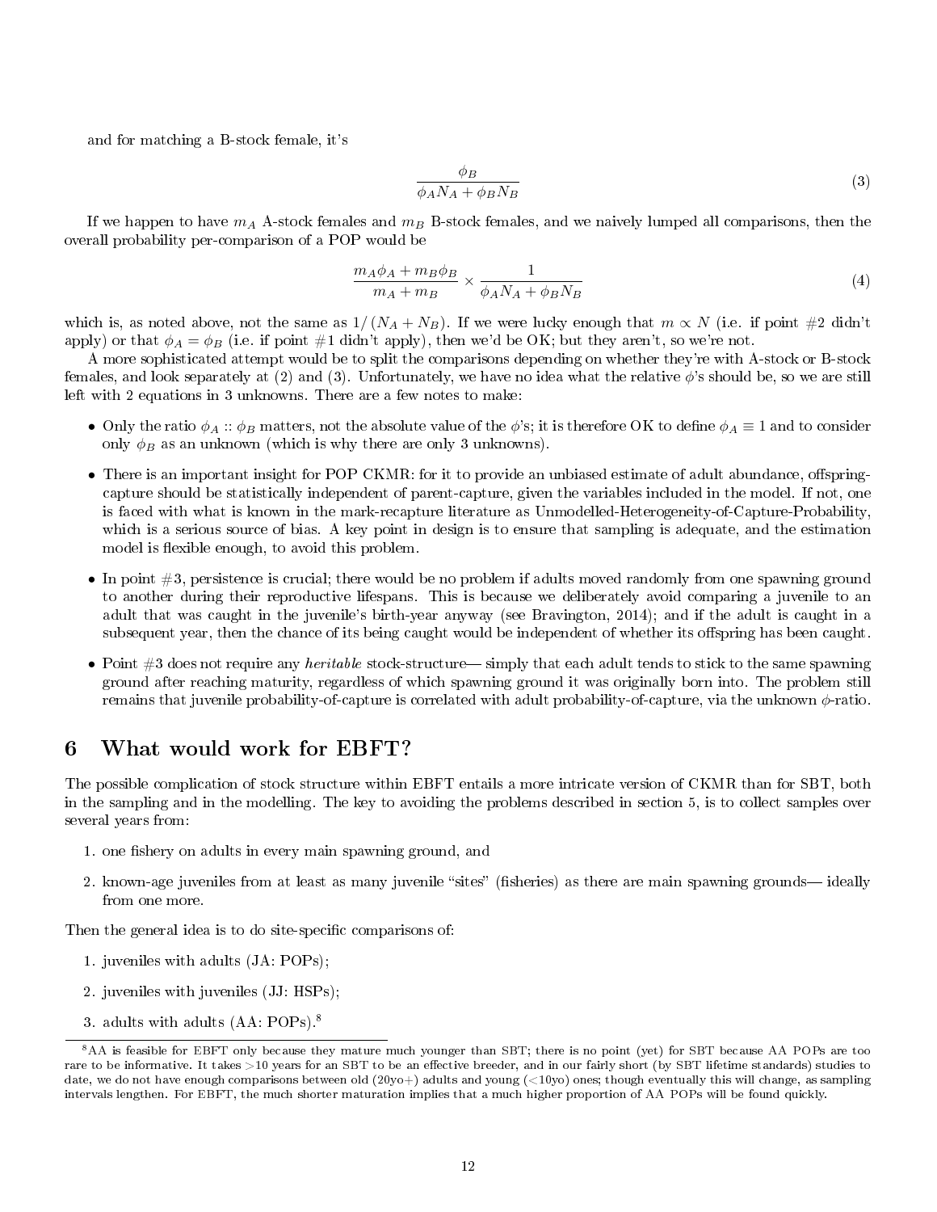and for matching a B-stock female, it's

$$\frac{\phi_B}{\phi_A N_A + \phi_B N_B} \tag{3}$$

If we happen to have $m_A$ A-stock females and $m_B$ B-stock females, and we naively lumped all comparisons, then the overall probability per-comparison of a POP would be

$$\frac{m_A \phi_A + m_B \phi_B}{m_A + m_B} \times \frac{1}{\phi_A N_A + \phi_B N_B} \tag{4}$$

which is, as noted above, not the same as $1/(N_A + N_B)$. If we were lucky enough that $m \propto N$ (i.e. if point #2 didn't apply) or that $\phi_A = \phi_B$ (i.e. if point #1 didn't apply), then we'd be OK; but they aren't, so we're not.

A more sophisticated attempt would be to split the comparisons depending on whether they're with A-stock or B-stock females, and look separately at (2) and (3). Unfortunately, we have no idea what the relative $\phi$'s should be, so we are still left with 2 equations in 3 unknowns. There are a few notes to make:

- Only the ratio $\phi_A :: \phi_B$ matters, not the absolute value of the $\phi$'s; it is therefore OK to define $\phi_A \equiv 1$ and to consider only $\phi_B$ as an unknown (which is why there are only 3 unknowns).
- There is an important insight for POP CKMR: for it to provide an unbiased estimate of adult abundance, offspring-capture should be statistically independent of parent-capture, given the variables included in the model. If not, one is faced with what is known in the mark-recapture literature as Unmodelled-Heterogeneity-of-Capture-Probability, which is a serious source of bias. A key point in design is to ensure that sampling is adequate, and the estimation model is flexible enough, to avoid this problem.
- In point #3, persistence is crucial; there would be no problem if adults moved randomly from one spawning ground to another during their reproductive lifespans. This is because we deliberately avoid comparing a juvenile to an adult that was caught in the juvenile's birth-year anyway (see Bravington, 2014); and if the adult is caught in a subsequent year, then the chance of its being caught would be independent of whether its offspring has been caught.
- Point #3 does not require any *heritable* stock-structure— simply that each adult tends to stick to the same spawning ground after reaching maturity, regardless of which spawning ground it was originally born into. The problem still remains that juvenile probability-of-capture is correlated with adult probability-of-capture, via the unknown $\phi$-ratio.

# 6 What would work for EBFT?

The possible complication of stock structure within EBFT entails a more intricate version of CKMR than for SBT, both in the sampling and in the modelling. The key to avoiding the problems described in section 5, is to collect samples over several years from:

1. one fishery on adults in every main spawning ground, and
2. known-age juveniles from at least as many juvenile "sites" (fisheries) as there are main spawning grounds— ideally from one more.

Then the general idea is to do site-specific comparisons of:

1. juveniles with adults (JA: POPs);
2. juveniles with juveniles (JJ: HSPs);
3. adults with adults (AA: POPs).[8]

[8] AA is feasible for EBFT only because they mature much younger than SBT; there is no point (yet) for SBT because AA POPs are too rare to be informative. It takes >10 years for an SBT to be an effective breeder, and in our fairly short (by SBT lifetime standards) studies to date, we do not have enough comparisons between old (20yo+) adults and young (<10yo) ones; though eventually this will change, as sampling intervals lengthen. For EBFT, the much shorter maturation implies that a much higher proportion of AA POPs will be found quickly.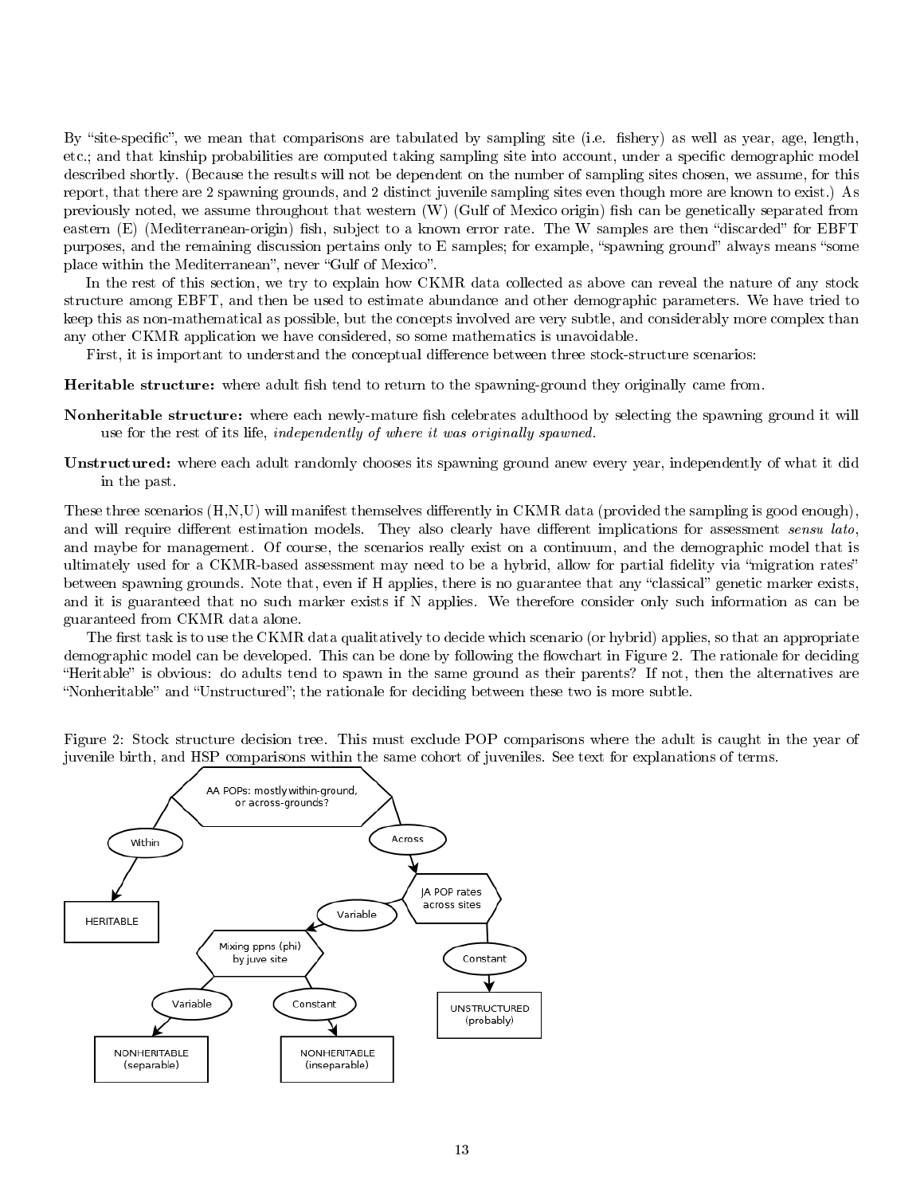By "site-specific", we mean that comparisons are tabulated by sampling site (i.e. fishery) as well as year, age, length, etc.; and that kinship probabilities are computed taking sampling site into account, under a specific demographic model described shortly. (Because the results will not be dependent on the number of sampling sites chosen, we assume, for this report, that there are 2 spawning grounds, and 2 distinct juvenile sampling sites even though more are known to exist.) As previously noted, we assume throughout that western (W) (Gulf of Mexico origin) fish can be genetically separated from eastern (E) (Mediterranean-origin) fish, subject to a known error rate. The W samples are then "discarded" for EBFT purposes, and the remaining discussion pertains only to E samples; for example, "spawning ground" always means "some place within the Mediterranean", never "Gulf of Mexico".

In the rest of this section, we try to explain how CKMR data collected as above can reveal the nature of any stock structure among EBFT, and then be used to estimate abundance and other demographic parameters. We have tried to keep this as non-mathematical as possible, but the concepts involved are very subtle, and considerably more complex than any other CKMR application we have considered, so some mathematics is unavoidable.

First, it is important to understand the conceptual difference between three stock-structure scenarios:

**Heritable structure:** where adult fish tend to return to the spawning-ground they originally came from.

**Nonheritable structure:** where each newly-mature fish celebrates adulthood by selecting the spawning ground it will use for the rest of its life, *independently of where it was originally spawned.*

**Unstructured:** where each adult randomly chooses its spawning ground anew every year, independently of what it did in the past.

These three scenarios (H,N,U) will manifest themselves differently in CKMR data (provided the sampling is good enough), and will require different estimation models. They also clearly have different implications for assessment *sensu lato*, and maybe for management. Of course, the scenarios really exist on a continuum, and the demographic model that is ultimately used for a CKMR-based assessment may need to be a hybrid, allow for partial fidelity via "migration rates" between spawning grounds. Note that, even if H applies, there is no guarantee that any "classical" genetic marker exists, and it is guaranteed that no such marker exists if N applies. We therefore consider only such information as can be guaranteed from CKMR data alone.

The first task is to use the CKMR data qualitatively to decide which scenario (or hybrid) applies, so that an appropriate demographic model can be developed. This can be done by following the flowchart in Figure 2. The rationale for deciding "Heritable" is obvious: do adults tend to spawn in the same ground as their parents? If not, then the alternatives are "Nonheritable" and "Unstructured"; the rationale for deciding between these two is more subtle.

Figure 2: Stock structure decision tree. This must exclude POP comparisons where the adult is caught in the year of juvenile birth, and HSP comparisons within the same cohort of juveniles. See text for explanations of terms.

- AA POPs: mostly within-ground, or across-grounds?
  - Within → HERITABLE
  - Across → JA POP rates across sites
    - Constant → UNSTRUCTURED (probably)
    - Variable → Mixing ppns (phi) by juve site
      - Variable → NONHERITABLE (separable)
      - Constant → NONHERITABLE (inseparable)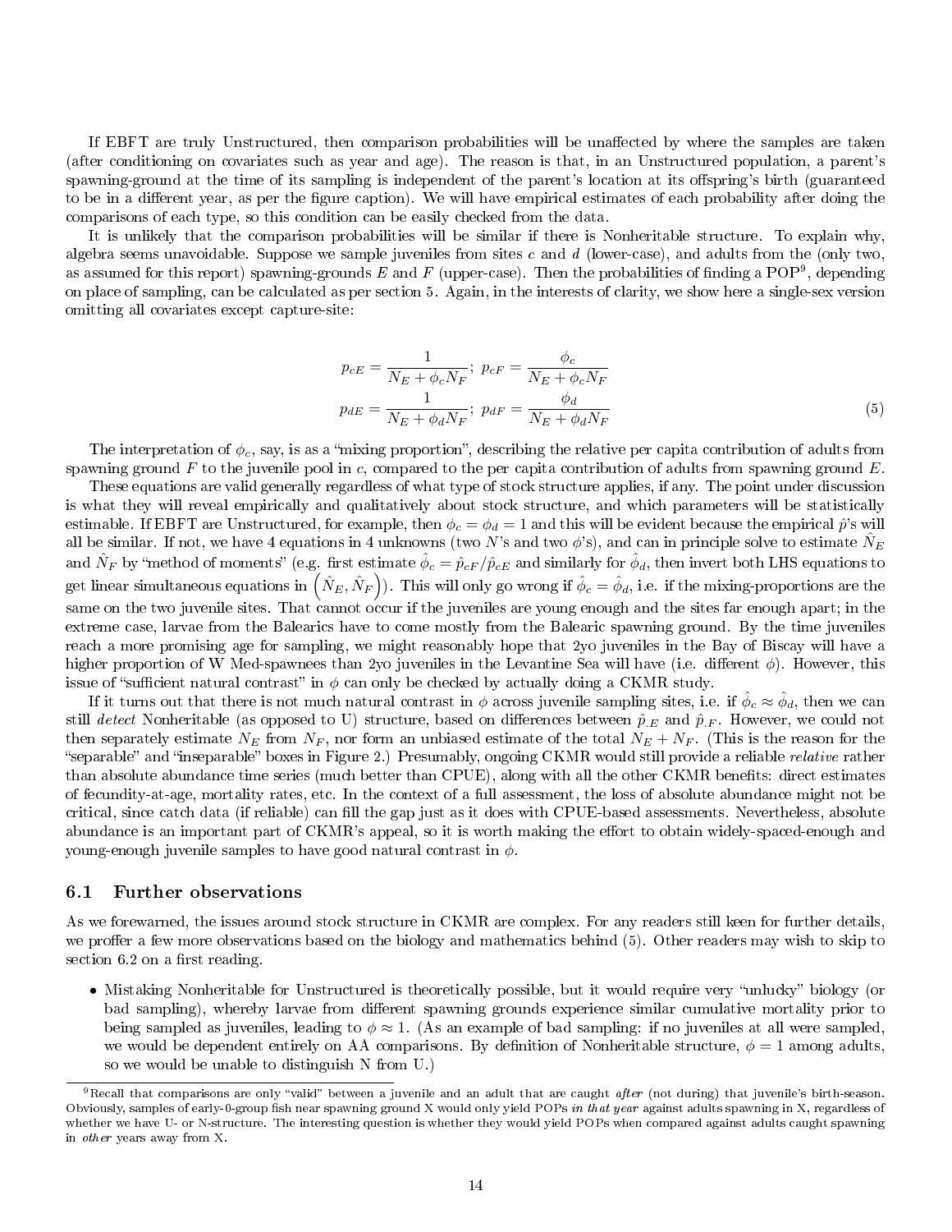If EBFT are truly Unstructured, then comparison probabilities will be unaffected by where the samples are taken (after conditioning on covariates such as year and age). The reason is that, in an Unstructured population, a parent's spawning-ground at the time of its sampling is independent of the parent's location at its offspring's birth (guaranteed to be in a different year, as per the figure caption). We will have empirical estimates of each probability after doing the comparisons of each type, so this condition can be easily checked from the data.

It is unlikely that the comparison probabilities will be similar if there is Nonheritable structure. To explain why, algebra seems unavoidable. Suppose we sample juveniles from sites $c$ and $d$ (lower-case), and adults from the (only two, as assumed for this report) spawning-grounds $E$ and $F$ (upper-case). Then the probabilities of finding a POP[9], depending on place of sampling, can be calculated as per section 5. Again, in the interests of clarity, we show here a single-sex version omitting all covariates except capture-site:

$$
\begin{aligned}
p_{cE} &= \frac{1}{N_E + \phi_c N_F}; \; p_{cF} = \frac{\phi_c}{N_E + \phi_c N_F} \\
p_{dE} &= \frac{1}{N_E + \phi_d N_F}; \; p_{dF} = \frac{\phi_d}{N_E + \phi_d N_F}
\end{aligned}
\tag{5}
$$

The interpretation of $\phi_c$, say, is as a "mixing proportion", describing the relative per capita contribution of adults from spawning ground $F$ to the juvenile pool in $c$, compared to the per capita contribution of adults from spawning ground $E$.

These equations are valid generally regardless of what type of stock structure applies, if any. The point under discussion is what they will reveal empirically and qualitatively about stock structure, and which parameters will be statistically estimable. If EBFT are Unstructured, for example, then $\phi_c = \phi_d = 1$ and this will be evident because the empirical $\hat{p}$'s will all be similar. If not, we have 4 equations in 4 unknowns (two $N$'s and two $\phi$'s), and can in principle solve to estimate $\hat{N}_E$ and $\hat{N}_F$ by "method of moments" (e.g. first estimate $\hat{\phi}_c = \hat{p}_{cF}/\hat{p}_{cE}$ and similarly for $\hat{\phi}_d$, then invert both LHS equations to get linear simultaneous equations in $\left(\hat{N}_E, \hat{N}_F\right)$). This will only go wrong if $\hat{\phi}_c = \hat{\phi}_d$, i.e. if the mixing-proportions are the same on the two juvenile sites. That cannot occur if the juveniles are young enough and the sites far enough apart; in the extreme case, larvae from the Balearics have to come mostly from the Balearic spawning ground. By the time juveniles reach a more promising age for sampling, we might reasonably hope that 2yo juveniles in the Bay of Biscay will have a higher proportion of W Med-spawnees than 2yo juveniles in the Levantine Sea will have (i.e. different $\phi$). However, this issue of "sufficient natural contrast" in $\phi$ can only be checked by actually doing a CKMR study.

If it turns out that there is not much natural contrast in $\phi$ across juvenile sampling sites, i.e. if $\hat{\phi}_c \approx \hat{\phi}_d$, then we can still *detect* Nonheritable (as opposed to U) structure, based on differences between $\hat{p}_{\cdot E}$ and $\hat{p}_{\cdot F}$. However, we could not then separately estimate $N_E$ from $N_F$, nor form an unbiased estimate of the total $N_E + N_F$. (This is the reason for the "separable" and "inseparable" boxes in Figure 2.) Presumably, ongoing CKMR would still provide a reliable *relative* rather than absolute abundance time series (much better than CPUE), along with all the other CKMR benefits: direct estimates of fecundity-at-age, mortality rates, etc. In the context of a full assessment, the loss of absolute abundance might not be critical, since catch data (if reliable) can fill the gap just as it does with CPUE-based assessments. Nevertheless, absolute abundance is an important part of CKMR's appeal, so it is worth making the effort to obtain widely-spaced-enough and young-enough juvenile samples to have good natural contrast in $\phi$.

## 6.1 Further observations

As we forewarned, the issues around stock structure in CKMR are complex. For any readers still keen for further details, we proffer a few more observations based on the biology and mathematics behind (5). Other readers may wish to skip to section 6.2 on a first reading.

- Mistaking Nonheritable for Unstructured is theoretically possible, but it would require very "unlucky" biology (or bad sampling), whereby larvae from different spawning grounds experience similar cumulative mortality prior to being sampled as juveniles, leading to $\phi \approx 1$. (As an example of bad sampling: if no juveniles at all were sampled, we would be dependent entirely on AA comparisons. By definition of Nonheritable structure, $\phi = 1$ among adults, so we would be unable to distinguish N from U.)

[9] Recall that comparisons are only "valid" between a juvenile and an adult that are caught *after* (not during) that juvenile's birth-season. Obviously, samples of early-0-group fish near spawning ground X would only yield POPs *in that year* against adults spawning in X, regardless of whether we have U- or N-structure. The interesting question is whether they would yield POPs when compared against adults caught spawning in *other* years away from X.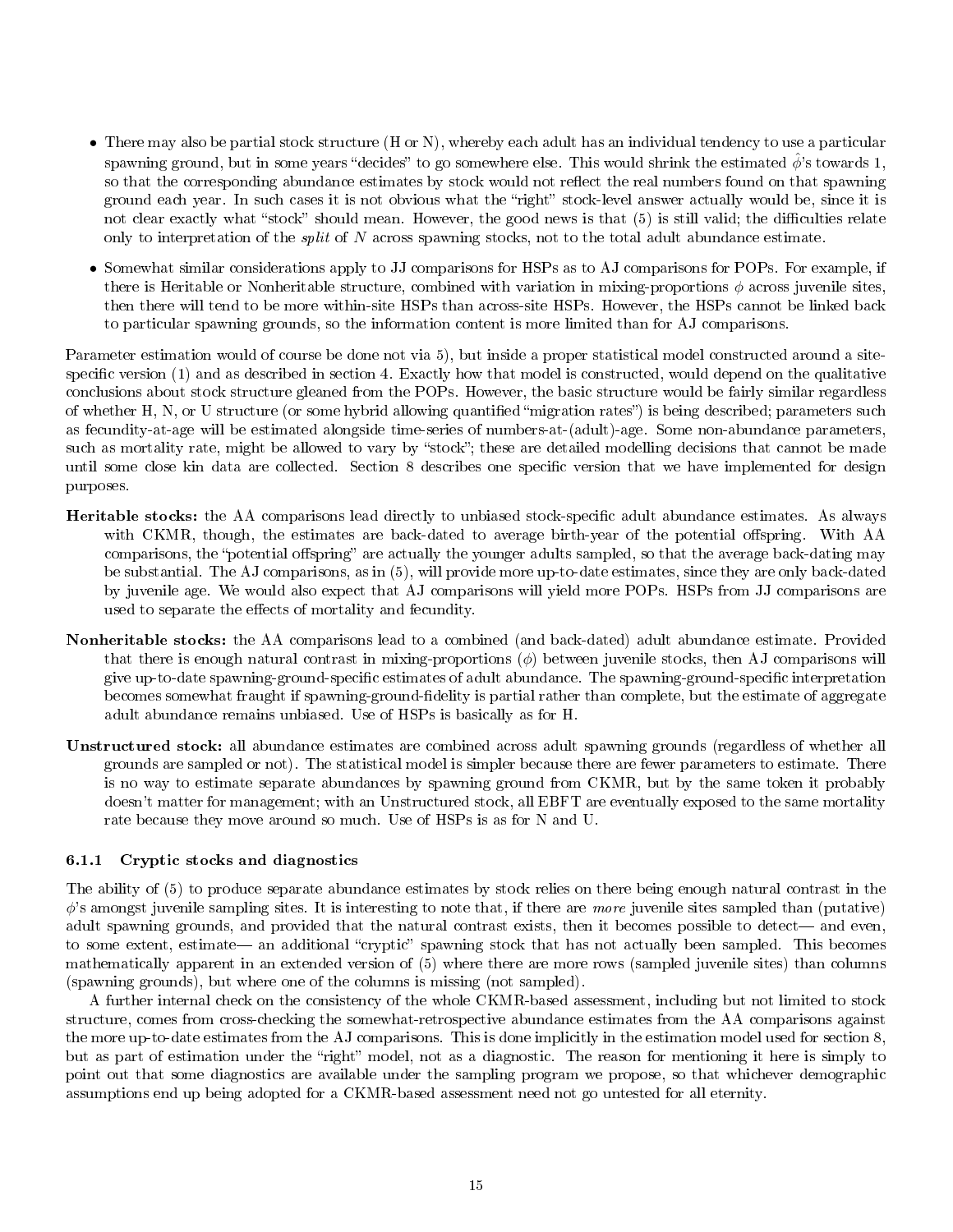- There may also be partial stock structure (H or N), whereby each adult has an individual tendency to use a particular spawning ground, but in some years "decides" to go somewhere else. This would shrink the estimated $\hat{\phi}$'s towards 1, so that the corresponding abundance estimates by stock would not reflect the real numbers found on that spawning ground each year. In such cases it is not obvious what the "right" stock-level answer actually would be, since it is not clear exactly what "stock" should mean. However, the good news is that (5) is still valid; the difficulties relate only to interpretation of the *split* of $N$ across spawning stocks, not to the total adult abundance estimate.
- Somewhat similar considerations apply to JJ comparisons for HSPs as to AJ comparisons for POPs. For example, if there is Heritable or Nonheritable structure, combined with variation in mixing-proportions $\phi$ across juvenile sites, then there will tend to be more within-site HSPs than across-site HSPs. However, the HSPs cannot be linked back to particular spawning grounds, so the information content is more limited than for AJ comparisons.

Parameter estimation would of course be done not via 5), but inside a proper statistical model constructed around a site-specific version (1) and as described in section 4. Exactly how that model is constructed, would depend on the qualitative conclusions about stock structure gleaned from the POPs. However, the basic structure would be fairly similar regardless of whether H, N, or U structure (or some hybrid allowing quantified "migration rates") is being described; parameters such as fecundity-at-age will be estimated alongside time-series of numbers-at-(adult)-age. Some non-abundance parameters, such as mortality rate, might be allowed to vary by "stock"; these are detailed modelling decisions that cannot be made until some close kin data are collected. Section 8 describes one specific version that we have implemented for design purposes.

**Heritable stocks:** the AA comparisons lead directly to unbiased stock-specific adult abundance estimates. As always with CKMR, though, the estimates are back-dated to average birth-year of the potential offspring. With AA comparisons, the "potential offspring" are actually the younger adults sampled, so that the average back-dating may be substantial. The AJ comparisons, as in (5), will provide more up-to-date estimates, since they are only back-dated by juvenile age. We would also expect that AJ comparisons will yield more POPs. HSPs from JJ comparisons are used to separate the effects of mortality and fecundity.

**Nonheritable stocks:** the AA comparisons lead to a combined (and back-dated) adult abundance estimate. Provided that there is enough natural contrast in mixing-proportions ($\phi$) between juvenile stocks, then AJ comparisons will give up-to-date spawning-ground-specific estimates of adult abundance. The spawning-ground-specific interpretation becomes somewhat fraught if spawning-ground-fidelity is partial rather than complete, but the estimate of aggregate adult abundance remains unbiased. Use of HSPs is basically as for H.

**Unstructured stock:** all abundance estimates are combined across adult spawning grounds (regardless of whether all grounds are sampled or not). The statistical model is simpler because there are fewer parameters to estimate. There is no way to estimate separate abundances by spawning ground from CKMR, but by the same token it probably doesn't matter for management; with an Unstructured stock, all EBFT are eventually exposed to the same mortality rate because they move around so much. Use of HSPs is as for N and U.

### 6.1.1 Cryptic stocks and diagnostics

The ability of (5) to produce separate abundance estimates by stock relies on there being enough natural contrast in the $\phi$'s amongst juvenile sampling sites. It is interesting to note that, if there are *more* juvenile sites sampled than (putative) adult spawning grounds, and provided that the natural contrast exists, then it becomes possible to detect— and even, to some extent, estimate— an additional "cryptic" spawning stock that has not actually been sampled. This becomes mathematically apparent in an extended version of (5) where there are more rows (sampled juvenile sites) than columns (spawning grounds), but where one of the columns is missing (not sampled).

A further internal check on the consistency of the whole CKMR-based assessment, including but not limited to stock structure, comes from cross-checking the somewhat-retrospective abundance estimates from the AA comparisons against the more up-to-date estimates from the AJ comparisons. This is done implicitly in the estimation model used for section 8, but as part of estimation under the "right" model, not as a diagnostic. The reason for mentioning it here is simply to point out that some diagnostics are available under the sampling program we propose, so that whichever demographic assumptions end up being adopted for a CKMR-based assessment need not go untested for all eternity.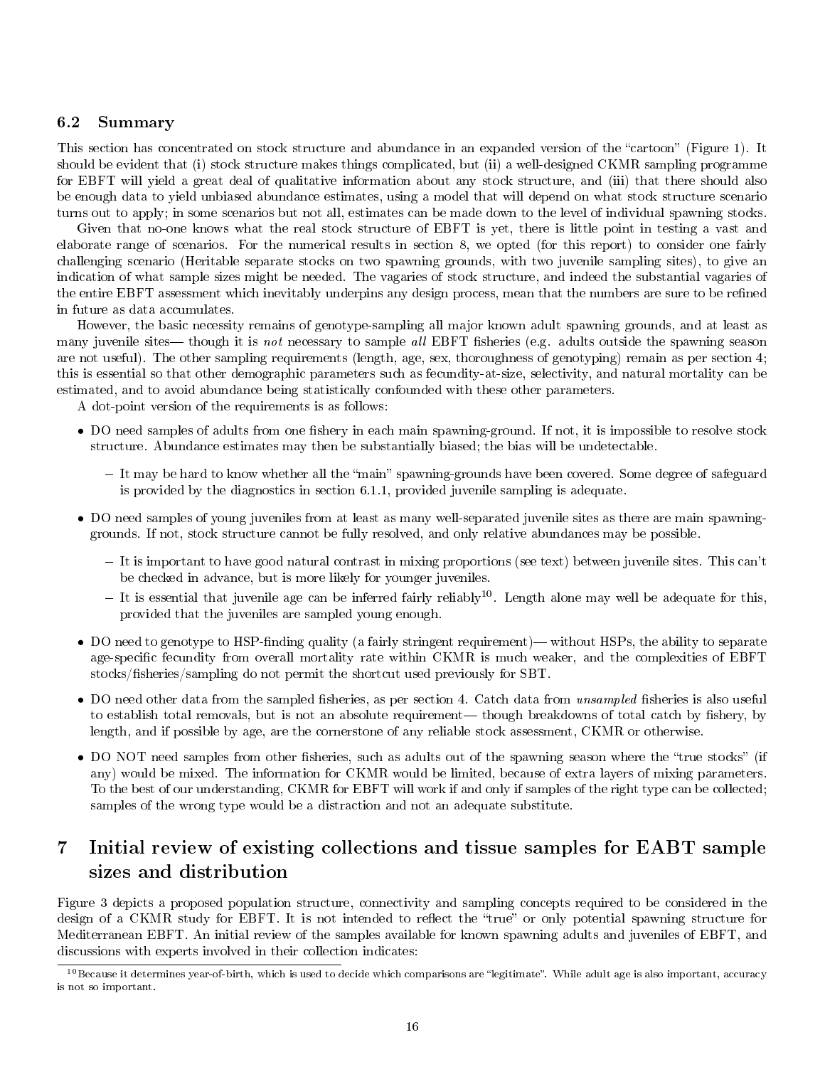### 6.2 Summary

This section has concentrated on stock structure and abundance in an expanded version of the "cartoon" (Figure 1). It should be evident that (i) stock structure makes things complicated, but (ii) a well-designed CKMR sampling programme for EBFT will yield a great deal of qualitative information about any stock structure, and (iii) that there should also be enough data to yield unbiased abundance estimates, using a model that will depend on what stock structure scenario turns out to apply; in some scenarios but not all, estimates can be made down to the level of individual spawning stocks.

Given that no-one knows what the real stock structure of EBFT is yet, there is little point in testing a vast and elaborate range of scenarios. For the numerical results in section 8, we opted (for this report) to consider one fairly challenging scenario (Heritable separate stocks on two spawning grounds, with two juvenile sampling sites), to give an indication of what sample sizes might be needed. The vagaries of stock structure, and indeed the substantial vagaries of the entire EBFT assessment which inevitably underpins any design process, mean that the numbers are sure to be refined in future as data accumulates.

However, the basic necessity remains of genotype-sampling all major known adult spawning grounds, and at least as many juvenile sites— though it is *not* necessary to sample *all* EBFT fisheries (e.g. adults outside the spawning season are not useful). The other sampling requirements (length, age, sex, thoroughness of genotyping) remain as per section 4; this is essential so that other demographic parameters such as fecundity-at-size, selectivity, and natural mortality can be estimated, and to avoid abundance being statistically confounded with these other parameters.

A dot-point version of the requirements is as follows:

- DO need samples of adults from one fishery in each main spawning-ground. If not, it is impossible to resolve stock structure. Abundance estimates may then be substantially biased; the bias will be undetectable.
  - It may be hard to know whether all the "main" spawning-grounds have been covered. Some degree of safeguard is provided by the diagnostics in section 6.1.1, provided juvenile sampling is adequate.
- DO need samples of young juveniles from at least as many well-separated juvenile sites as there are main spawning-grounds. If not, stock structure cannot be fully resolved, and only relative abundances may be possible.
  - It is important to have good natural contrast in mixing proportions (see text) between juvenile sites. This can't be checked in advance, but is more likely for younger juveniles.
  - It is essential that juvenile age can be inferred fairly reliably[10]. Length alone may well be adequate for this, provided that the juveniles are sampled young enough.
- DO need to genotype to HSP-finding quality (a fairly stringent requirement)— without HSPs, the ability to separate age-specific fecundity from overall mortality rate within CKMR is much weaker, and the complexities of EBFT stocks/fisheries/sampling do not permit the shortcut used previously for SBT.
- DO need other data from the sampled fisheries, as per section 4. Catch data from *unsampled* fisheries is also useful to establish total removals, but is not an absolute requirement— though breakdowns of total catch by fishery, by length, and if possible by age, are the cornerstone of any reliable stock assessment, CKMR or otherwise.
- DO NOT need samples from other fisheries, such as adults out of the spawning season where the "true stocks" (if any) would be mixed. The information for CKMR would be limited, because of extra layers of mixing parameters. To the best of our understanding, CKMR for EBFT will work if and only if samples of the right type can be collected; samples of the wrong type would be a distraction and not an adequate substitute.

# 7 Initial review of existing collections and tissue samples for EABT sample sizes and distribution

Figure 3 depicts a proposed population structure, connectivity and sampling concepts required to be considered in the design of a CKMR study for EBFT. It is not intended to reflect the "true" or only potential spawning structure for Mediterranean EBFT. An initial review of the samples available for known spawning adults and juveniles of EBFT, and discussions with experts involved in their collection indicates:

[10] Because it determines year-of-birth, which is used to decide which comparisons are "legitimate". While adult age is also important, accuracy is not so important.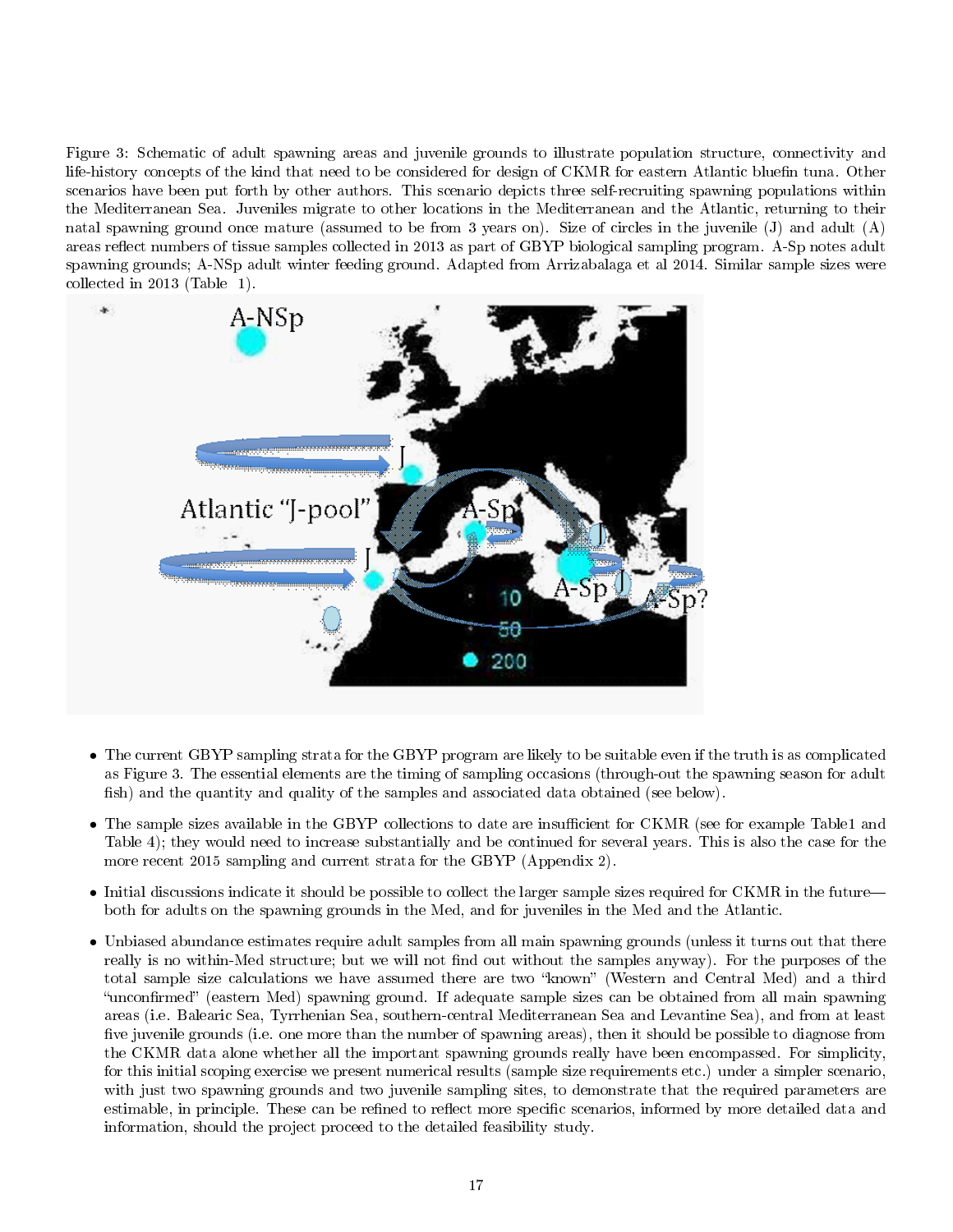Figure 3: Schematic of adult spawning areas and juvenile grounds to illustrate population structure, connectivity and life-history concepts of the kind that need to be considered for design of CKMR for eastern Atlantic bluefin tuna. Other scenarios have been put forth by other authors. This scenario depicts three self-recruiting spawning populations within the Mediterranean Sea. Juveniles migrate to other locations in the Mediterranean and the Atlantic, returning to their natal spawning ground once mature (assumed to be from 3 years on). Size of circles in the juvenile (J) and adult (A) areas reflect numbers of tissue samples collected in 2013 as part of GBYP biological sampling program. A-Sp notes adult spawning grounds; A-NSp adult winter feeding ground. Adapted from Arrizabalaga et al 2014. Similar sample sizes were collected in 2013 (Table 1).

- The current GBYP sampling strata for the GBYP program are likely to be suitable even if the truth is as complicated as Figure 3. The essential elements are the timing of sampling occasions (through-out the spawning season for adult fish) and the quantity and quality of the samples and associated data obtained (see below).
- The sample sizes available in the GBYP collections to date are insufficient for CKMR (see for example Table1 and Table 4); they would need to increase substantially and be continued for several years. This is also the case for the more recent 2015 sampling and current strata for the GBYP (Appendix 2).
- Initial discussions indicate it should be possible to collect the larger sample sizes required for CKMR in the future—both for adults on the spawning grounds in the Med, and for juveniles in the Med and the Atlantic.
- Unbiased abundance estimates require adult samples from all main spawning grounds (unless it turns out that there really is no within-Med structure; but we will not find out without the samples anyway). For the purposes of the total sample size calculations we have assumed there are two "known" (Western and Central Med) and a third "unconfirmed" (eastern Med) spawning ground. If adequate sample sizes can be obtained from all main spawning areas (i.e. Balearic Sea, Tyrrhenian Sea, southern-central Mediterranean Sea and Levantine Sea), and from at least five juvenile grounds (i.e. one more than the number of spawning areas), then it should be possible to diagnose from the CKMR data alone whether all the important spawning grounds really have been encompassed. For simplicity, for this initial scoping exercise we present numerical results (sample size requirements etc.) under a simpler scenario, with just two spawning grounds and two juvenile sampling sites, to demonstrate that the required parameters are estimable, in principle. These can be refined to reflect more specific scenarios, informed by more detailed data and information, should the project proceed to the detailed feasibility study.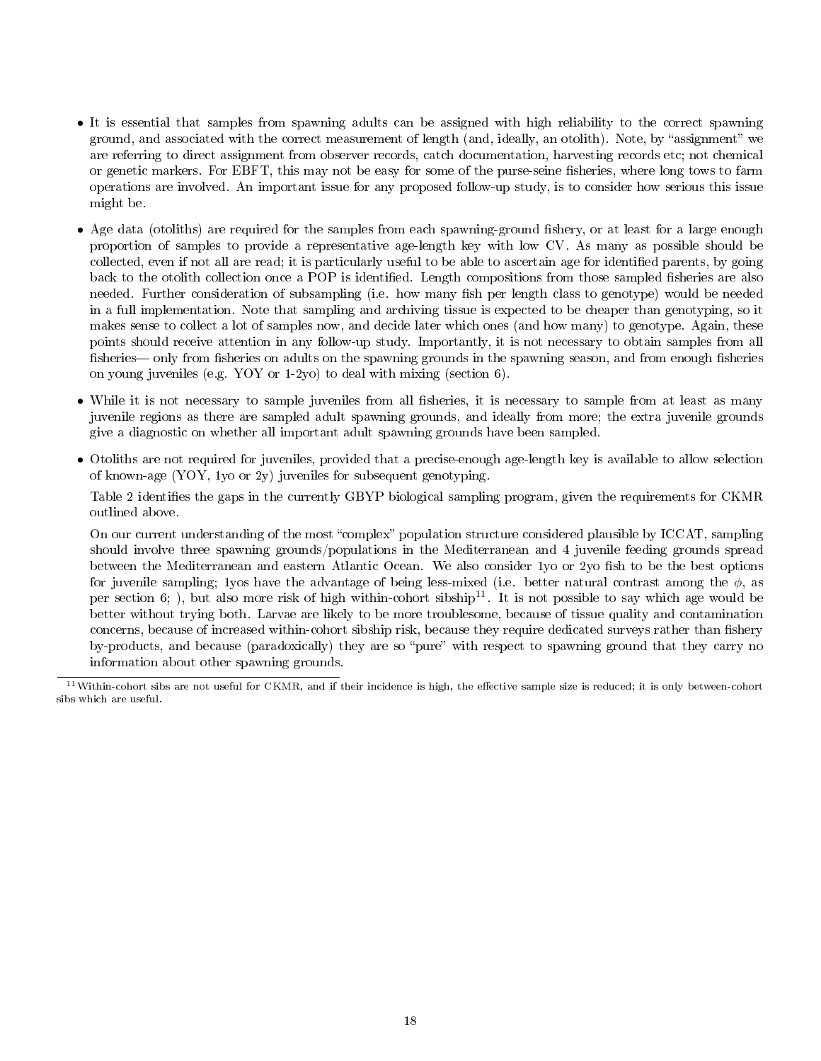- It is essential that samples from spawning adults can be assigned with high reliability to the correct spawning ground, and associated with the correct measurement of length (and, ideally, an otolith). Note, by "assignment" we are referring to direct assignment from observer records, catch documentation, harvesting records etc; not chemical or genetic markers. For EBFT, this may not be easy for some of the purse-seine fisheries, where long tows to farm operations are involved. An important issue for any proposed follow-up study, is to consider how serious this issue might be.

- Age data (otoliths) are required for the samples from each spawning-ground fishery, or at least for a large enough proportion of samples to provide a representative age-length key with low CV. As many as possible should be collected, even if not all are read; it is particularly useful to be able to ascertain age for identified parents, by going back to the otolith collection once a POP is identified. Length compositions from those sampled fisheries are also needed. Further consideration of subsampling (i.e. how many fish per length class to genotype) would be needed in a full implementation. Note that sampling and archiving tissue is expected to be cheaper than genotyping, so it makes sense to collect a lot of samples now, and decide later which ones (and how many) to genotype. Again, these points should receive attention in any follow-up study. Importantly, it is not necessary to obtain samples from all fisheries— only from fisheries on adults on the spawning grounds in the spawning season, and from enough fisheries on young juveniles (e.g. YOY or 1-2yo) to deal with mixing (section 6).

- While it is not necessary to sample juveniles from all fisheries, it is necessary to sample from at least as many juvenile regions as there are sampled adult spawning grounds, and ideally from more; the extra juvenile grounds give a diagnostic on whether all important adult spawning grounds have been sampled.

- Otoliths are not required for juveniles, provided that a precise-enough age-length key is available to allow selection of known-age (YOY, 1yo or 2y) juveniles for subsequent genotyping.

  Table 2 identifies the gaps in the currently GBYP biological sampling program, given the requirements for CKMR outlined above.

  On our current understanding of the most "complex" population structure considered plausible by ICCAT, sampling should involve three spawning grounds/populations in the Mediterranean and 4 juvenile feeding grounds spread between the Mediterranean and eastern Atlantic Ocean. We also consider 1yo or 2yo fish to be the best options for juvenile sampling; 1yos have the advantage of being less-mixed (i.e. better natural contrast among the $\phi$, as per section 6; ), but also more risk of high within-cohort sibship[11]. It is not possible to say which age would be better without trying both. Larvae are likely to be more troublesome, because of tissue quality and contamination concerns, because of increased within-cohort sibship risk, because they require dedicated surveys rather than fishery by-products, and because (paradoxically) they are so "pure" with respect to spawning ground that they carry no information about other spawning grounds.

[11] Within-cohort sibs are not useful for CKMR, and if their incidence is high, the effective sample size is reduced; it is only between-cohort sibs which are useful.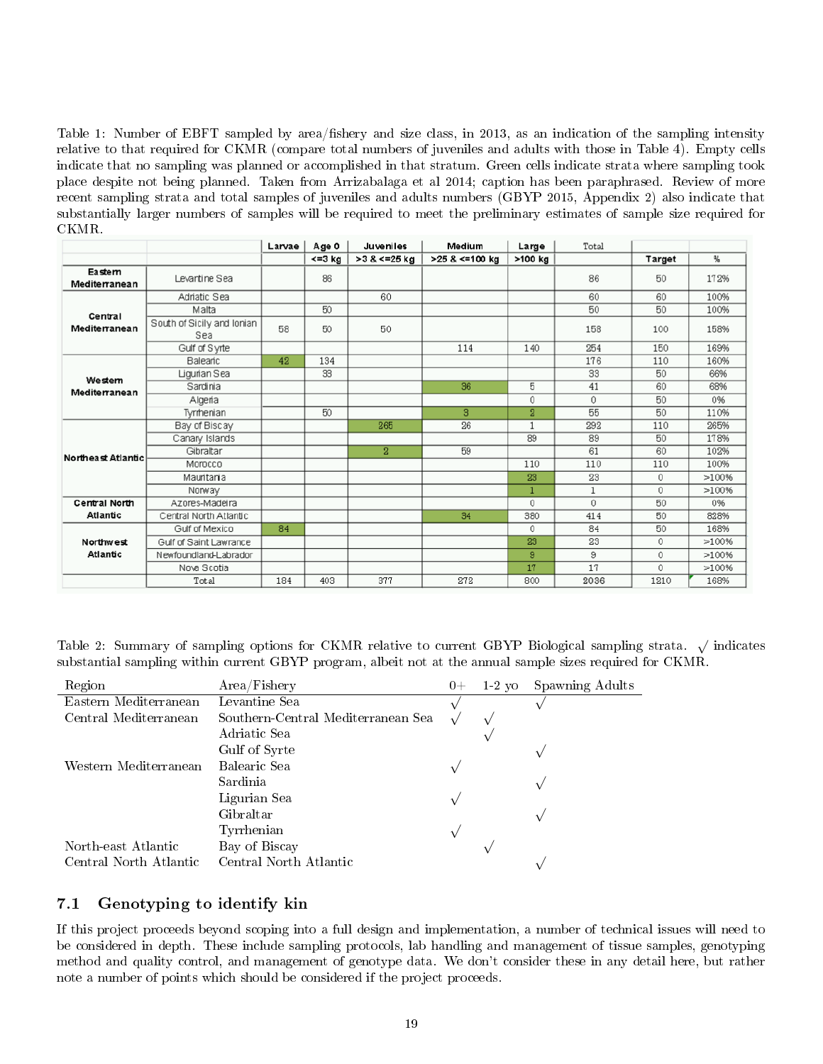Table 1: Number of EBFT sampled by area/fishery and size class, in 2013, as an indication of the sampling intensity relative to that required for CKMR (compare total numbers of juveniles and adults with those in Table 4). Empty cells indicate that no sampling was planned or accomplished in that stratum. Green cells indicate strata where sampling took place despite not being planned. Taken from Arrizabalaga et al 2014; caption has been paraphrased. Review of more recent sampling strata and total samples of juveniles and adults numbers (GBYP 2015, Appendix 2) also indicate that substantially larger numbers of samples will be required to meet the preliminary estimates of sample size required for CKMR.

| | | Larvae | Age 0 | Juveniles | Medium | Large | Total | | |
|---|---|---|---|---|---|---|---|---|---|
| | | | <=3 kg | >3 & <=25 kg | >25 & <=100 kg | >100 kg | | Target | % |
| Eastern Mediterranean | Levantine Sea | | 86 | | | | 86 | 50 | 172% |
| Central Mediterranean | Adriatic Sea | | | 60 | | | 60 | 60 | 100% |
| | Malta | | 50 | | | | 50 | 50 | 100% |
| | South of Sicily and Ionian Sea | 58 | 50 | 50 | | | 158 | 100 | 158% |
| | Gulf of Syrte | | | | 114 | 140 | 254 | 150 | 169% |
| Western Mediterranean | Balearic | 42 | 134 | | | | 176 | 110 | 160% |
| | Ligurian Sea | | 33 | | | | 33 | 50 | 66% |
| | Sardinia | | | | 36 | 5 | 41 | 60 | 68% |
| | Algeria | | | | | 0 | 0 | 50 | 0% |
| | Tyrrhenian | | 50 | | 3 | 2 | 55 | 50 | 110% |
| Northeast Atlantic | Bay of Biscay | | | 265 | 26 | 1 | 292 | 110 | 265% |
| | Canary Islands | | | | | 89 | 89 | 50 | 178% |
| | Gibraltar | | | 2 | 59 | | 61 | 60 | 102% |
| | Morocco | | | | | 110 | 110 | 110 | 100% |
| | Mauritania | | | | | 23 | 23 | 0 | >100% |
| | Norway | | | | | 1 | 1 | 0 | >100% |
| Central North Atlantic | Azores-Madeira | | | | | 0 | 0 | 50 | 0% |
| | Central North Atlantic | | | | 34 | 380 | 414 | 50 | 828% |
| Northwest Atlantic | Gulf of Mexico | 84 | | | | 0 | 84 | 50 | 168% |
| | Gulf of Saint Lawrance | | | | | 23 | 23 | 0 | >100% |
| | Newfoundland-Labrador | | | | | 9 | 9 | 0 | >100% |
| | Nova Scotia | | | | | 17 | 17 | 0 | >100% |
| | Total | 184 | 403 | 377 | 272 | 800 | 2036 | 1210 | 168% |

Table 2: Summary of sampling options for CKMR relative to current GBYP Biological sampling strata. √ indicates substantial sampling within current GBYP program, albeit not at the annual sample sizes required for CKMR.

| Region | Area/Fishery | 0+ | 1-2 yo | Spawning Adults |
|---|---|---|---|---|
| Eastern Mediterranean | Levantine Sea | √ | | √ |
| Central Mediterranean | Southern-Central Mediterranean Sea | √ | √ | |
| | Adriatic Sea | | √ | |
| | Gulf of Syrte | | | √ |
| Western Mediterranean | Balearic Sea | √ | | |
| | Sardinia | | | √ |
| | Ligurian Sea | √ | | |
| | Gibraltar | | | √ |
| | Tyrrhenian | √ | | |
| North-east Atlantic | Bay of Biscay | | √ | |
| Central North Atlantic | Central North Atlantic | | | √ |

## 7.1 Genotyping to identify kin

If this project proceeds beyond scoping into a full design and implementation, a number of technical issues will need to be considered in depth. These include sampling protocols, lab handling and management of tissue samples, genotyping method and quality control, and management of genotype data. We don't consider these in any detail here, but rather note a number of points which should be considered if the project proceeds.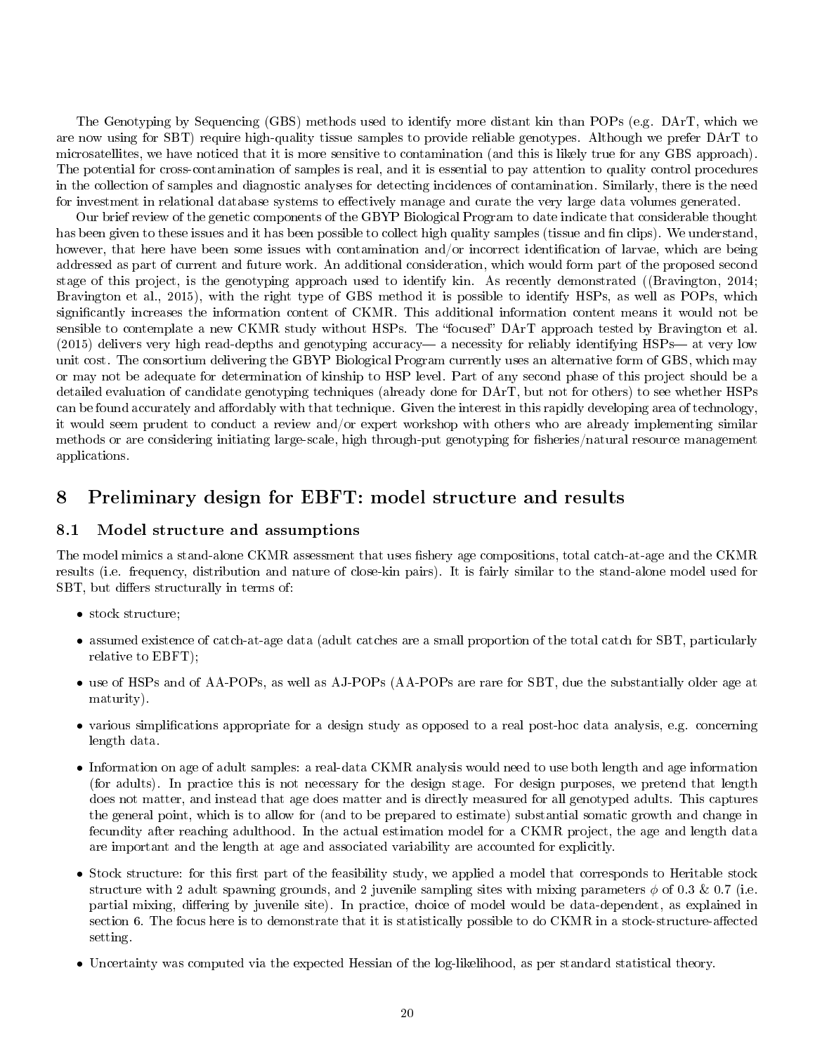The Genotyping by Sequencing (GBS) methods used to identify more distant kin than POPs (e.g. DArT, which we are now using for SBT) require high-quality tissue samples to provide reliable genotypes. Although we prefer DArT to microsatellites, we have noticed that it is more sensitive to contamination (and this is likely true for any GBS approach). The potential for cross-contamination of samples is real, and it is essential to pay attention to quality control procedures in the collection of samples and diagnostic analyses for detecting incidences of contamination. Similarly, there is the need for investment in relational database systems to effectively manage and curate the very large data volumes generated.

Our brief review of the genetic components of the GBYP Biological Program to date indicate that considerable thought has been given to these issues and it has been possible to collect high quality samples (tissue and fin clips). We understand, however, that here have been some issues with contamination and/or incorrect identification of larvae, which are being addressed as part of current and future work. An additional consideration, which would form part of the proposed second stage of this project, is the genotyping approach used to identify kin. As recently demonstrated ((Bravington, 2014; Bravington et al., 2015), with the right type of GBS method it is possible to identify HSPs, as well as POPs, which significantly increases the information content of CKMR. This additional information content means it would not be sensible to contemplate a new CKMR study without HSPs. The "focused" DArT approach tested by Bravington et al. (2015) delivers very high read-depths and genotyping accuracy— a necessity for reliably identifying HSPs— at very low unit cost. The consortium delivering the GBYP Biological Program currently uses an alternative form of GBS, which may or may not be adequate for determination of kinship to HSP level. Part of any second phase of this project should be a detailed evaluation of candidate genotyping techniques (already done for DArT, but not for others) to see whether HSPs can be found accurately and affordably with that technique. Given the interest in this rapidly developing area of technology, it would seem prudent to conduct a review and/or expert workshop with others who are already implementing similar methods or are considering initiating large-scale, high through-put genotyping for fisheries/natural resource management applications.

# 8 Preliminary design for EBFT: model structure and results

## 8.1 Model structure and assumptions

The model mimics a stand-alone CKMR assessment that uses fishery age compositions, total catch-at-age and the CKMR results (i.e. frequency, distribution and nature of close-kin pairs). It is fairly similar to the stand-alone model used for SBT, but differs structurally in terms of:

- stock structure;
- assumed existence of catch-at-age data (adult catches are a small proportion of the total catch for SBT, particularly relative to EBFT);
- use of HSPs and of AA-POPs, as well as AJ-POPs (AA-POPs are rare for SBT, due the substantially older age at maturity).
- various simplifications appropriate for a design study as opposed to a real post-hoc data analysis, e.g. concerning length data.
- Information on age of adult samples: a real-data CKMR analysis would need to use both length and age information (for adults). In practice this is not necessary for the design stage. For design purposes, we pretend that length does not matter, and instead that age does matter and is directly measured for all genotyped adults. This captures the general point, which is to allow for (and to be prepared to estimate) substantial somatic growth and change in fecundity after reaching adulthood. In the actual estimation model for a CKMR project, the age and length data are important and the length at age and associated variability are accounted for explicitly.
- Stock structure: for this first part of the feasibility study, we applied a model that corresponds to Heritable stock structure with 2 adult spawning grounds, and 2 juvenile sampling sites with mixing parameters $\phi$ of 0.3 & 0.7 (i.e. partial mixing, differing by juvenile site). In practice, choice of model would be data-dependent, as explained in section 6. The focus here is to demonstrate that it is statistically possible to do CKMR in a stock-structure-affected setting.
- Uncertainty was computed via the expected Hessian of the log-likelihood, as per standard statistical theory.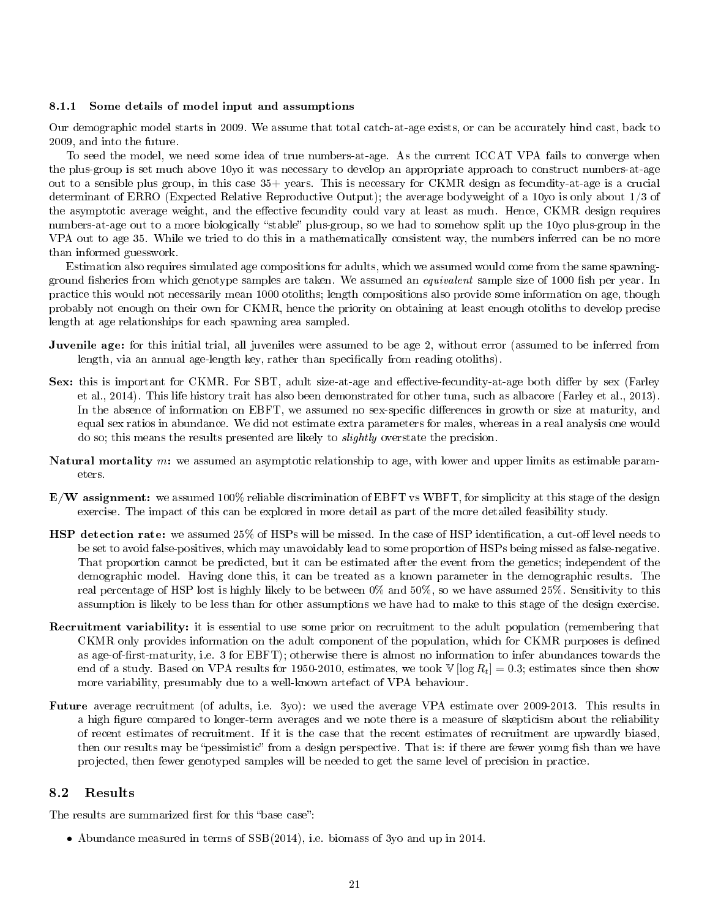#### 8.1.1 Some details of model input and assumptions

Our demographic model starts in 2009. We assume that total catch-at-age exists, or can be accurately hind cast, back to 2009, and into the future.

To seed the model, we need some idea of true numbers-at-age. As the current ICCAT VPA fails to converge when the plus-group is set much above 10yo it was necessary to develop an appropriate approach to construct numbers-at-age out to a sensible plus group, in this case 35+ years. This is necessary for CKMR design as fecundity-at-age is a crucial determinant of ERRO (Expected Relative Reproductive Output); the average bodyweight of a 10yo is only about 1/3 of the asymptotic average weight, and the effective fecundity could vary at least as much. Hence, CKMR design requires numbers-at-age out to a more biologically "stable" plus-group, so we had to somehow split up the 10yo plus-group in the VPA out to age 35. While we tried to do this in a mathematically consistent way, the numbers inferred can be no more than informed guesswork.

Estimation also requires simulated age compositions for adults, which we assumed would come from the same spawning-ground fisheries from which genotype samples are taken. We assumed an *equivalent* sample size of 1000 fish per year. In practice this would not necessarily mean 1000 otoliths; length compositions also provide some information on age, though probably not enough on their own for CKMR, hence the priority on obtaining at least enough otoliths to develop precise length at age relationships for each spawning area sampled.

**Juvenile age:** for this initial trial, all juveniles were assumed to be age 2, without error (assumed to be inferred from length, via an annual age-length key, rather than specifically from reading otoliths).

**Sex:** this is important for CKMR. For SBT, adult size-at-age and effective-fecundity-at-age both differ by sex (Farley et al., 2014). This life history trait has also been demonstrated for other tuna, such as albacore (Farley et al., 2013). In the absence of information on EBFT, we assumed no sex-specific differences in growth or size at maturity, and equal sex ratios in abundance. We did not estimate extra parameters for males, whereas in a real analysis one would do so; this means the results presented are likely to *slightly* overstate the precision.

**Natural mortality $m$:** we assumed an asymptotic relationship to age, with lower and upper limits as estimable parameters.

**E/W assignment:** we assumed 100% reliable discrimination of EBFT vs WBFT, for simplicity at this stage of the design exercise. The impact of this can be explored in more detail as part of the more detailed feasibility study.

**HSP detection rate:** we assumed 25% of HSPs will be missed. In the case of HSP identification, a cut-off level needs to be set to avoid false-positives, which may unavoidably lead to some proportion of HSPs being missed as false-negative. That proportion cannot be predicted, but it can be estimated after the event from the genetics; independent of the demographic model. Having done this, it can be treated as a known parameter in the demographic results. The real percentage of HSP lost is highly likely to be between 0% and 50%, so we have assumed 25%. Sensitivity to this assumption is likely to be less than for other assumptions we have had to make to this stage of the design exercise.

**Recruitment variability:** it is essential to use some prior on recruitment to the adult population (remembering that CKMR only provides information on the adult component of the population, which for CKMR purposes is defined as age-of-first-maturity, i.e. 3 for EBFT); otherwise there is almost no information to infer abundances towards the end of a study. Based on VPA results for 1950-2010, estimates, we took $\mathbb{V}[\log R_t] = 0.3$; estimates since then show more variability, presumably due to a well-known artefact of VPA behaviour.

**Future** average recruitment (of adults, i.e. 3yo): we used the average VPA estimate over 2009-2013. This results in a high figure compared to longer-term averages and we note there is a measure of skepticism about the reliability of recent estimates of recruitment. If it is the case that the recent estimates of recruitment are upwardly biased, then our results may be "pessimistic" from a design perspective. That is: if there are fewer young fish than we have projected, then fewer genotyped samples will be needed to get the same level of precision in practice.

## 8.2 Results

The results are summarized first for this "base case":

- Abundance measured in terms of SSB(2014), i.e. biomass of 3yo and up in 2014.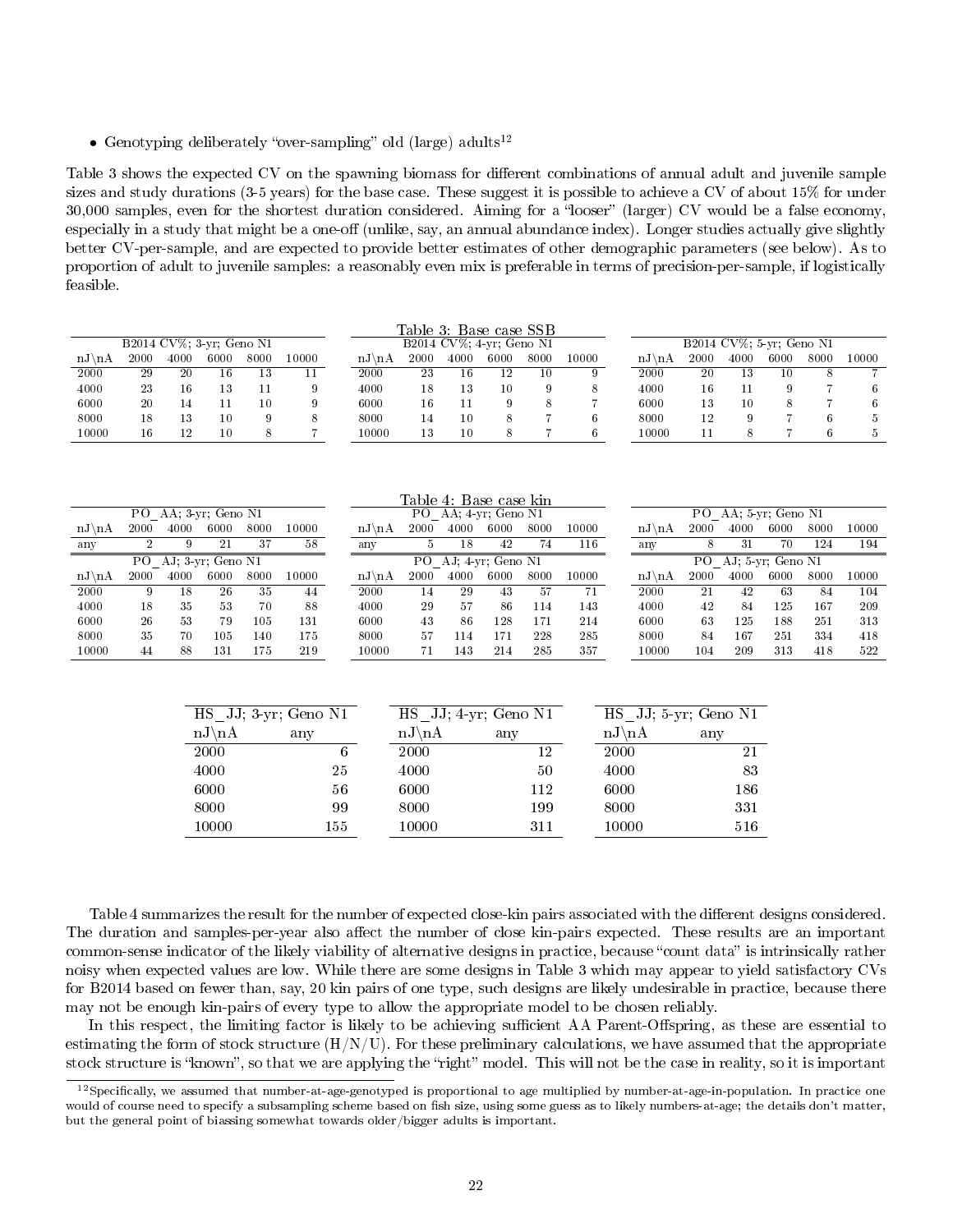- Genotyping deliberately "over-sampling" old (large) adults[12]

Table 3 shows the expected CV on the spawning biomass for different combinations of annual adult and juvenile sample sizes and study durations (3-5 years) for the base case. These suggest it is possible to achieve a CV of about 15% for under 30,000 samples, even for the shortest duration considered. Aiming for a "looser" (larger) CV would be a false economy, especially in a study that might be a one-off (unlike, say, an annual abundance index). Longer studies actually give slightly better CV-per-sample, and are expected to provide better estimates of other demographic parameters (see below). As to proportion of adult to juvenile samples: a reasonably even mix is preferable in terms of precision-per-sample, if logistically feasible.

Table 3: Base case SSB

| B2014 CV%; 3-yr; Geno N1 | | | | | |
|---|---|---|---|---|---|
| nJ\nA | 2000 | 4000 | 6000 | 8000 | 10000 |
| 2000 | 29 | 20 | 16 | 13 | 11 |
| 4000 | 23 | 16 | 13 | 11 | 9 |
| 6000 | 20 | 14 | 11 | 10 | 9 |
| 8000 | 18 | 13 | 10 | 9 | 8 |
| 10000 | 16 | 12 | 10 | 8 | 7 |

| B2014 CV%; 4-yr; Geno N1 | | | | | |
|---|---|---|---|---|---|
| nJ\nA | 2000 | 4000 | 6000 | 8000 | 10000 |
| 2000 | 23 | 16 | 12 | 10 | 9 |
| 4000 | 18 | 13 | 10 | 9 | 8 |
| 6000 | 16 | 11 | 9 | 8 | 7 |
| 8000 | 14 | 10 | 8 | 7 | 6 |
| 10000 | 13 | 10 | 8 | 7 | 6 |

| B2014 CV%; 5-yr; Geno N1 | | | | | |
|---|---|---|---|---|---|
| nJ\nA | 2000 | 4000 | 6000 | 8000 | 10000 |
| 2000 | 20 | 13 | 10 | 8 | 7 |
| 4000 | 16 | 11 | 9 | 7 | 6 |
| 6000 | 13 | 10 | 8 | 7 | 6 |
| 8000 | 12 | 9 | 7 | 6 | 5 |
| 10000 | 11 | 8 | 7 | 6 | 5 |

Table 4: Base case kin

| PO_AA; 3-yr; Geno N1 | | | | | |
|---|---|---|---|---|---|
| nJ\nA | 2000 | 4000 | 6000 | 8000 | 10000 |
| any | 2 | 9 | 21 | 37 | 58 |

| PO_AA; 4-yr; Geno N1 | | | | | |
|---|---|---|---|---|---|
| nJ\nA | 2000 | 4000 | 6000 | 8000 | 10000 |
| any | 5 | 18 | 42 | 74 | 116 |

| PO_AA; 5-yr; Geno N1 | | | | | |
|---|---|---|---|---|---|
| nJ\nA | 2000 | 4000 | 6000 | 8000 | 10000 |
| any | 8 | 31 | 70 | 124 | 194 |

| PO_AJ; 3-yr; Geno N1 | | | | | |
|---|---|---|---|---|---|
| nJ\nA | 2000 | 4000 | 6000 | 8000 | 10000 |
| 2000 | 9 | 18 | 26 | 35 | 44 |
| 4000 | 18 | 35 | 53 | 70 | 88 |
| 6000 | 26 | 53 | 79 | 105 | 131 |
| 8000 | 35 | 70 | 105 | 140 | 175 |
| 10000 | 44 | 88 | 131 | 175 | 219 |

| PO_AJ; 4-yr; Geno N1 | | | | | |
|---|---|---|---|---|---|
| nJ\nA | 2000 | 4000 | 6000 | 8000 | 10000 |
| 2000 | 14 | 29 | 43 | 57 | 71 |
| 4000 | 29 | 57 | 86 | 114 | 143 |
| 6000 | 43 | 86 | 128 | 171 | 214 |
| 8000 | 57 | 114 | 171 | 228 | 285 |
| 10000 | 71 | 143 | 214 | 285 | 357 |

| PO_AJ; 5-yr; Geno N1 | | | | | |
|---|---|---|---|---|---|
| nJ\nA | 2000 | 4000 | 6000 | 8000 | 10000 |
| 2000 | 21 | 42 | 63 | 84 | 104 |
| 4000 | 42 | 84 | 125 | 167 | 209 |
| 6000 | 63 | 125 | 188 | 251 | 313 |
| 8000 | 84 | 167 | 251 | 334 | 418 |
| 10000 | 104 | 209 | 313 | 418 | 522 |

| HS_JJ; 3-yr; Geno N1 | |
|---|---|
| nJ\nA | any |
| 2000 | 6 |
| 4000 | 25 |
| 6000 | 56 |
| 8000 | 99 |
| 10000 | 155 |

| HS_JJ; 4-yr; Geno N1 | |
|---|---|
| nJ\nA | any |
| 2000 | 12 |
| 4000 | 50 |
| 6000 | 112 |
| 8000 | 199 |
| 10000 | 311 |

| HS_JJ; 5-yr; Geno N1 | |
|---|---|
| nJ\nA | any |
| 2000 | 21 |
| 4000 | 83 |
| 6000 | 186 |
| 8000 | 331 |
| 10000 | 516 |

Table 4 summarizes the result for the number of expected close-kin pairs associated with the different designs considered. The duration and samples-per-year also affect the number of close kin-pairs expected. These results are an important common-sense indicator of the likely viability of alternative designs in practice, because "count data" is intrinsically rather noisy when expected values are low. While there are some designs in Table 3 which may appear to yield satisfactory CVs for B2014 based on fewer than, say, 20 kin pairs of one type, such designs are likely undesirable in practice, because there may not be enough kin-pairs of every type to allow the appropriate model to be chosen reliably.

In this respect, the limiting factor is likely to be achieving sufficient AA Parent-Offspring, as these are essential to estimating the form of stock structure (H/N/U). For these preliminary calculations, we have assumed that the appropriate stock structure is "known", so that we are applying the "right" model. This will not be the case in reality, so it is important

[12] Specifically, we assumed that number-at-age-genotyped is proportional to age multiplied by number-at-age-in-population. In practice one would of course need to specify a subsampling scheme based on fish size, using some guess as to likely numbers-at-age; the details don't matter, but the general point of biassing somewhat towards older/bigger adults is important.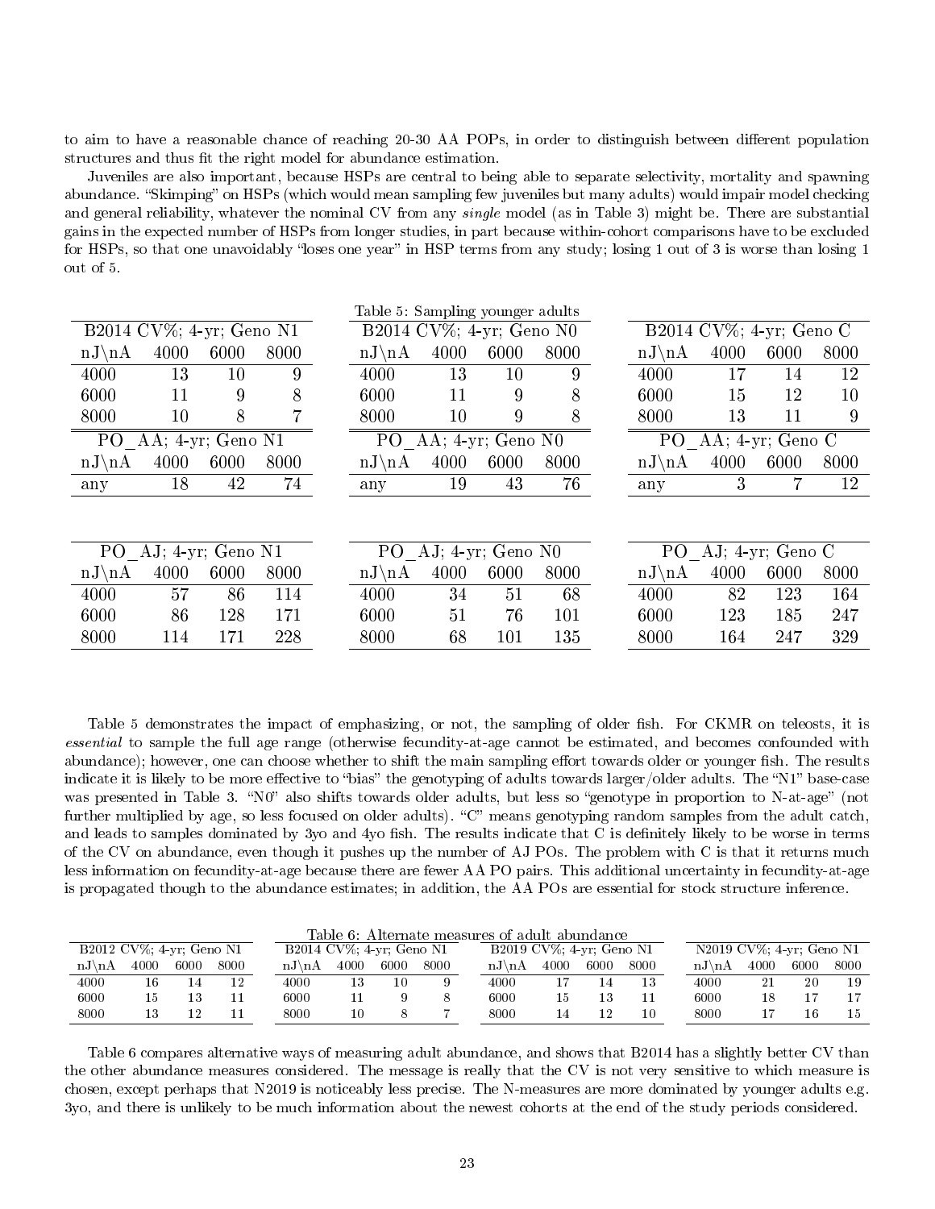to aim to have a reasonable chance of reaching 20-30 AA POPs, in order to distinguish between different population structures and thus fit the right model for abundance estimation.

Juveniles are also important, because HSPs are central to being able to separate selectivity, mortality and spawning abundance. "Skimping" on HSPs (which would mean sampling few juveniles but many adults) would impair model checking and general reliability, whatever the nominal CV from any *single* model (as in Table 3) might be. There are substantial gains in the expected number of HSPs from longer studies, in part because within-cohort comparisons have to be excluded for HSPs, so that one unavoidably "loses one year" in HSP terms from any study; losing 1 out of 3 is worse than losing 1 out of 5.

Table 5: Sampling younger adults

| B2014 CV%; 4-yr; Geno N1 | | | |
|---|---|---|---|
| nJ\nA | 4000 | 6000 | 8000 |
| 4000 | 13 | 10 | 9 |
| 6000 | 11 | 9 | 8 |
| 8000 | 10 | 8 | 7 |

| B2014 CV%; 4-yr; Geno N0 | | | |
|---|---|---|---|
| nJ\nA | 4000 | 6000 | 8000 |
| 4000 | 13 | 10 | 9 |
| 6000 | 11 | 9 | 8 |
| 8000 | 10 | 9 | 8 |

| B2014 CV%; 4-yr; Geno C | | | |
|---|---|---|---|
| nJ\nA | 4000 | 6000 | 8000 |
| 4000 | 17 | 14 | 12 |
| 6000 | 15 | 12 | 10 |
| 8000 | 13 | 11 | 9 |

| PO_AA; 4-yr; Geno N1 | | | |
|---|---|---|---|
| nJ\nA | 4000 | 6000 | 8000 |
| any | 18 | 42 | 74 |

| PO_AA; 4-yr; Geno N0 | | | |
|---|---|---|---|
| nJ\nA | 4000 | 6000 | 8000 |
| any | 19 | 43 | 76 |

| PO_AA; 4-yr; Geno C | | | |
|---|---|---|---|
| nJ\nA | 4000 | 6000 | 8000 |
| any | 3 | 7 | 12 |

| PO_AJ; 4-yr; Geno N1 | | | |
|---|---|---|---|
| nJ\nA | 4000 | 6000 | 8000 |
| 4000 | 57 | 86 | 114 |
| 6000 | 86 | 128 | 171 |
| 8000 | 114 | 171 | 228 |

| PO_AJ; 4-yr; Geno N0 | | | |
|---|---|---|---|
| nJ\nA | 4000 | 6000 | 8000 |
| 4000 | 34 | 51 | 68 |
| 6000 | 51 | 76 | 101 |
| 8000 | 68 | 101 | 135 |

| PO_AJ; 4-yr; Geno C | | | |
|---|---|---|---|
| nJ\nA | 4000 | 6000 | 8000 |
| 4000 | 82 | 123 | 164 |
| 6000 | 123 | 185 | 247 |
| 8000 | 164 | 247 | 329 |

Table 5 demonstrates the impact of emphasizing, or not, the sampling of older fish. For CKMR on teleosts, it is *essential* to sample the full age range (otherwise fecundity-at-age cannot be estimated, and becomes confounded with abundance); however, one can choose whether to shift the main sampling effort towards older or younger fish. The results indicate it is likely to be more effective to "bias" the genotyping of adults towards larger/older adults. The "N1" base-case was presented in Table 3. "N0" also shifts towards older adults, but less so "genotype in proportion to N-at-age" (not further multiplied by age, so less focused on older adults). "C" means genotyping random samples from the adult catch, and leads to samples dominated by 3yo and 4yo fish. The results indicate that C is definitely likely to be worse in terms of the CV on abundance, even though it pushes up the number of AJ POs. The problem with C is that it returns much less information on fecundity-at-age because there are fewer AA PO pairs. This additional uncertainty in fecundity-at-age is propagated though to the abundance estimates; in addition, the AA POs are essential for stock structure inference.

Table 6: Alternate measures of adult abundance

| B2012 CV%; 4-yr; Geno N1 | | | |
|---|---|---|---|
| nJ\nA | 4000 | 6000 | 8000 |
| 4000 | 16 | 14 | 12 |
| 6000 | 15 | 13 | 11 |
| 8000 | 13 | 12 | 11 |

| B2014 CV%; 4-yr; Geno N1 | | | |
|---|---|---|---|
| nJ\nA | 4000 | 6000 | 8000 |
| 4000 | 13 | 10 | 9 |
| 6000 | 11 | 9 | 8 |
| 8000 | 10 | 8 | 7 |

| B2019 CV%; 4-yr; Geno N1 | | | |
|---|---|---|---|
| nJ\nA | 4000 | 6000 | 8000 |
| 4000 | 17 | 14 | 13 |
| 6000 | 15 | 13 | 11 |
| 8000 | 14 | 12 | 10 |

| N2019 CV%; 4-yr; Geno N1 | | | |
|---|---|---|---|
| nJ\nA | 4000 | 6000 | 8000 |
| 4000 | 21 | 20 | 19 |
| 6000 | 18 | 17 | 17 |
| 8000 | 17 | 16 | 15 |

Table 6 compares alternative ways of measuring adult abundance, and shows that B2014 has a slightly better CV than the other abundance measures considered. The message is really that the CV is not very sensitive to which measure is chosen, except perhaps that N2019 is noticeably less precise. The N-measures are more dominated by younger adults e.g. 3yo, and there is unlikely to be much information about the newest cohorts at the end of the study periods considered.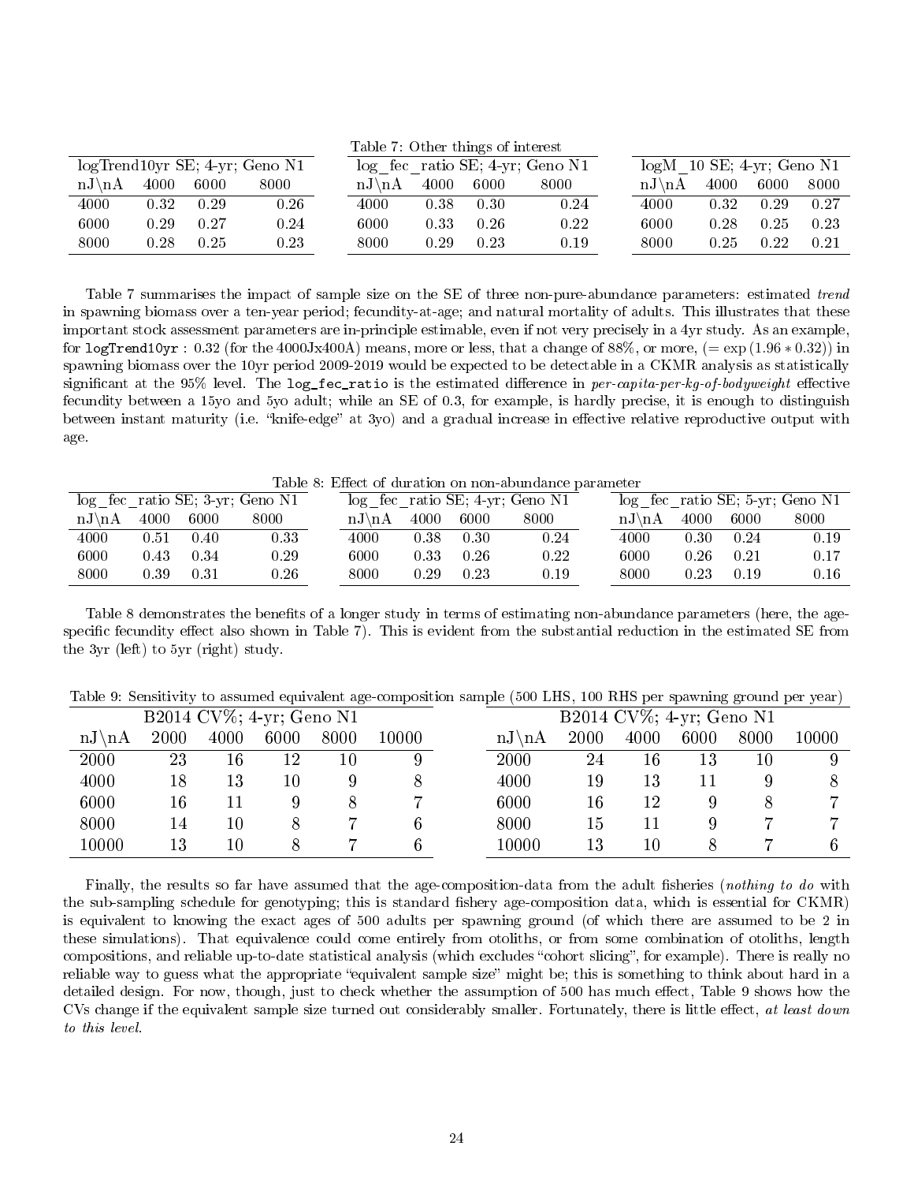Table 7: Other things of interest

| logTrend10yr SE; 4-yr; Geno N1 | | | |
|---|---|---|---|
| nJ\nA | 4000 | 6000 | 8000 |
| 4000 | 0.32 | 0.29 | 0.26 |
| 6000 | 0.29 | 0.27 | 0.24 |
| 8000 | 0.28 | 0.25 | 0.23 |

| log_fec_ratio SE; 4-yr; Geno N1 | | | |
|---|---|---|---|
| nJ\nA | 4000 | 6000 | 8000 |
| 4000 | 0.38 | 0.30 | 0.24 |
| 6000 | 0.33 | 0.26 | 0.22 |
| 8000 | 0.29 | 0.23 | 0.19 |

| logM_10 SE; 4-yr; Geno N1 | | | |
|---|---|---|---|
| nJ\nA | 4000 | 6000 | 8000 |
| 4000 | 0.32 | 0.29 | 0.27 |
| 6000 | 0.28 | 0.25 | 0.23 |
| 8000 | 0.25 | 0.22 | 0.21 |

Table 7 summarises the impact of sample size on the SE of three non-pure-abundance parameters: estimated *trend* in spawning biomass over a ten-year period; fecundity-at-age; and natural mortality of adults. This illustrates that these important stock assessment parameters are in-principle estimable, even if not very precisely in a 4yr study. As an example, for `logTrend10yr` : 0.32 (for the 4000Jx400A) means, more or less, that a change of 88%, or more, ($= \exp(1.96 * 0.32)$) in spawning biomass over the 10yr period 2009-2019 would be expected to be detectable in a CKMR analysis as statistically significant at the 95% level. The `log_fec_ratio` is the estimated difference in *per-capita-per-kg-of-bodyweight* effective fecundity between a 15yo and 5yo adult; while an SE of 0.3, for example, is hardly precise, it is enough to distinguish between instant maturity (i.e. "knife-edge" at 3yo) and a gradual increase in effective relative reproductive output with age.

Table 8: Effect of duration on non-abundance parameter

| log_fec_ratio SE; 3-yr; Geno N1 | | | |
|---|---|---|---|
| nJ\nA | 4000 | 6000 | 8000 |
| 4000 | 0.51 | 0.40 | 0.33 |
| 6000 | 0.43 | 0.34 | 0.29 |
| 8000 | 0.39 | 0.31 | 0.26 |

| log_fec_ratio SE; 4-yr; Geno N1 | | | |
|---|---|---|---|
| nJ\nA | 4000 | 6000 | 8000 |
| 4000 | 0.38 | 0.30 | 0.24 |
| 6000 | 0.33 | 0.26 | 0.22 |
| 8000 | 0.29 | 0.23 | 0.19 |

| log_fec_ratio SE; 5-yr; Geno N1 | | | |
|---|---|---|---|
| nJ\nA | 4000 | 6000 | 8000 |
| 4000 | 0.30 | 0.24 | 0.19 |
| 6000 | 0.26 | 0.21 | 0.17 |
| 8000 | 0.23 | 0.19 | 0.16 |

Table 8 demonstrates the benefits of a longer study in terms of estimating non-abundance parameters (here, the age-specific fecundity effect also shown in Table 7). This is evident from the substantial reduction in the estimated SE from the 3yr (left) to 5yr (right) study.

Table 9: Sensitivity to assumed equivalent age-composition sample (500 LHS, 100 RHS per spawning ground per year)

| B2014 CV%; 4-yr; Geno N1 | | | | | |
|---|---|---|---|---|---|
| nJ\nA | 2000 | 4000 | 6000 | 8000 | 10000 |
| 2000 | 23 | 16 | 12 | 10 | 9 |
| 4000 | 18 | 13 | 10 | 9 | 8 |
| 6000 | 16 | 11 | 9 | 8 | 7 |
| 8000 | 14 | 10 | 8 | 7 | 6 |
| 10000 | 13 | 10 | 8 | 7 | 6 |

| B2014 CV%; 4-yr; Geno N1 | | | | | |
|---|---|---|---|---|---|
| nJ\nA | 2000 | 4000 | 6000 | 8000 | 10000 |
| 2000 | 24 | 16 | 13 | 10 | 9 |
| 4000 | 19 | 13 | 11 | 9 | 8 |
| 6000 | 16 | 12 | 9 | 8 | 7 |
| 8000 | 15 | 11 | 9 | 7 | 7 |
| 10000 | 13 | 10 | 8 | 7 | 6 |

Finally, the results so far have assumed that the age-composition-data from the adult fisheries (*nothing to do* with the sub-sampling schedule for genotyping; this is standard fishery age-composition data, which is essential for CKMR) is equivalent to knowing the exact ages of 500 adults per spawning ground (of which there are assumed to be 2 in these simulations). That equivalence could come entirely from otoliths, or from some combination of otoliths, length compositions, and reliable up-to-date statistical analysis (which excludes "cohort slicing", for example). There is really no reliable way to guess what the appropriate "equivalent sample size" might be; this is something to think about hard in a detailed design. For now, though, just to check whether the assumption of 500 has much effect, Table 9 shows how the CVs change if the equivalent sample size turned out considerably smaller. Fortunately, there is little effect, *at least down to this level*.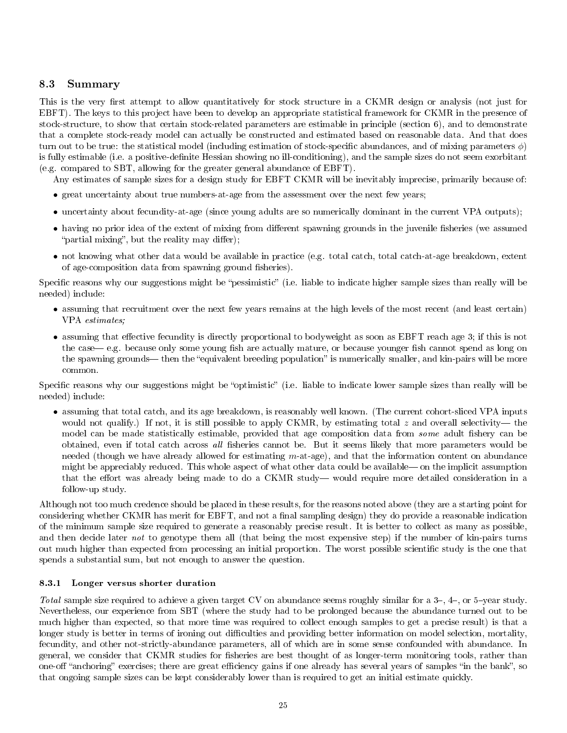## 8.3 Summary

This is the very first attempt to allow quantitatively for stock structure in a CKMR design or analysis (not just for EBFT). The keys to this project have been to develop an appropriate statistical framework for CKMR in the presence of stock-structure, to show that certain stock-related parameters are estimable in principle (section 6), and to demonstrate that a complete stock-ready model can actually be constructed and estimated based on reasonable data. And that does turn out to be true: the statistical model (including estimation of stock-specific abundances, and of mixing parameters $\phi$) is fully estimable (i.e. a positive-definite Hessian showing no ill-conditioning), and the sample sizes do not seem exorbitant (e.g. compared to SBT, allowing for the greater general abundance of EBFT).

Any estimates of sample sizes for a design study for EBFT CKMR will be inevitably imprecise, primarily because of:

- great uncertainty about true numbers-at-age from the assessment over the next few years;
- uncertainty about fecundity-at-age (since young adults are so numerically dominant in the current VPA outputs);
- having no prior idea of the extent of mixing from different spawning grounds in the juvenile fisheries (we assumed "partial mixing", but the reality may differ);
- not knowing what other data would be available in practice (e.g. total catch, total catch-at-age breakdown, extent of age-composition data from spawning ground fisheries).

Specific reasons why our suggestions might be "pessimistic" (i.e. liable to indicate higher sample sizes than really will be needed) include:

- assuming that recruitment over the next few years remains at the high levels of the most recent (and least certain) VPA *estimates;*
- assuming that effective fecundity is directly proportional to bodyweight as soon as EBFT reach age 3; if this is not the case— e.g. because only some young fish are actually mature, or because younger fish cannot spend as long on the spawning grounds— then the "equivalent breeding population" is numerically smaller, and kin-pairs will be more common.

Specific reasons why our suggestions might be "optimistic" (i.e. liable to indicate lower sample sizes than really will be needed) include:

- assuming that total catch, and its age breakdown, is reasonably well known. (The current cohort-sliced VPA inputs would not qualify.) If not, it is still possible to apply CKMR, by estimating total $z$ and overall selectivity— the model can be made statistically estimable, provided that age composition data from *some* adult fishery can be obtained, even if total catch across *all* fisheries cannot be. But it seems likely that more parameters would be needed (though we have already allowed for estimating $m$-at-age), and that the information content on abundance might be appreciably reduced. This whole aspect of what other data could be available— on the implicit assumption that the effort was already being made to do a CKMR study— would require more detailed consideration in a follow-up study.

Although not too much credence should be placed in these results, for the reasons noted above (they are a starting point for considering whether CKMR has merit for EBFT, and not a final sampling design) they do provide a reasonable indication of the minimum sample size required to generate a reasonably precise result. It is better to collect as many as possible, and then decide later *not* to genotype them all (that being the most expensive step) if the number of kin-pairs turns out much higher than expected from processing an initial proportion. The worst possible scientific study is the one that spends a substantial sum, but not enough to answer the question.

### 8.3.1 Longer versus shorter duration

*Total* sample size required to achieve a given target CV on abundance seems roughly similar for a 3–, 4–, or 5–year study. Nevertheless, our experience from SBT (where the study had to be prolonged because the abundance turned out to be much higher than expected, so that more time was required to collect enough samples to get a precise result) is that a longer study is better in terms of ironing out difficulties and providing better information on model selection, mortality, fecundity, and other not-strictly-abundance parameters, all of which are in some sense confounded with abundance. In general, we consider that CKMR studies for fisheries are best thought of as longer-term monitoring tools, rather than one-off "anchoring" exercises; there are great efficiency gains if one already has several years of samples "in the bank", so that ongoing sample sizes can be kept considerably lower than is required to get an initial estimate quickly.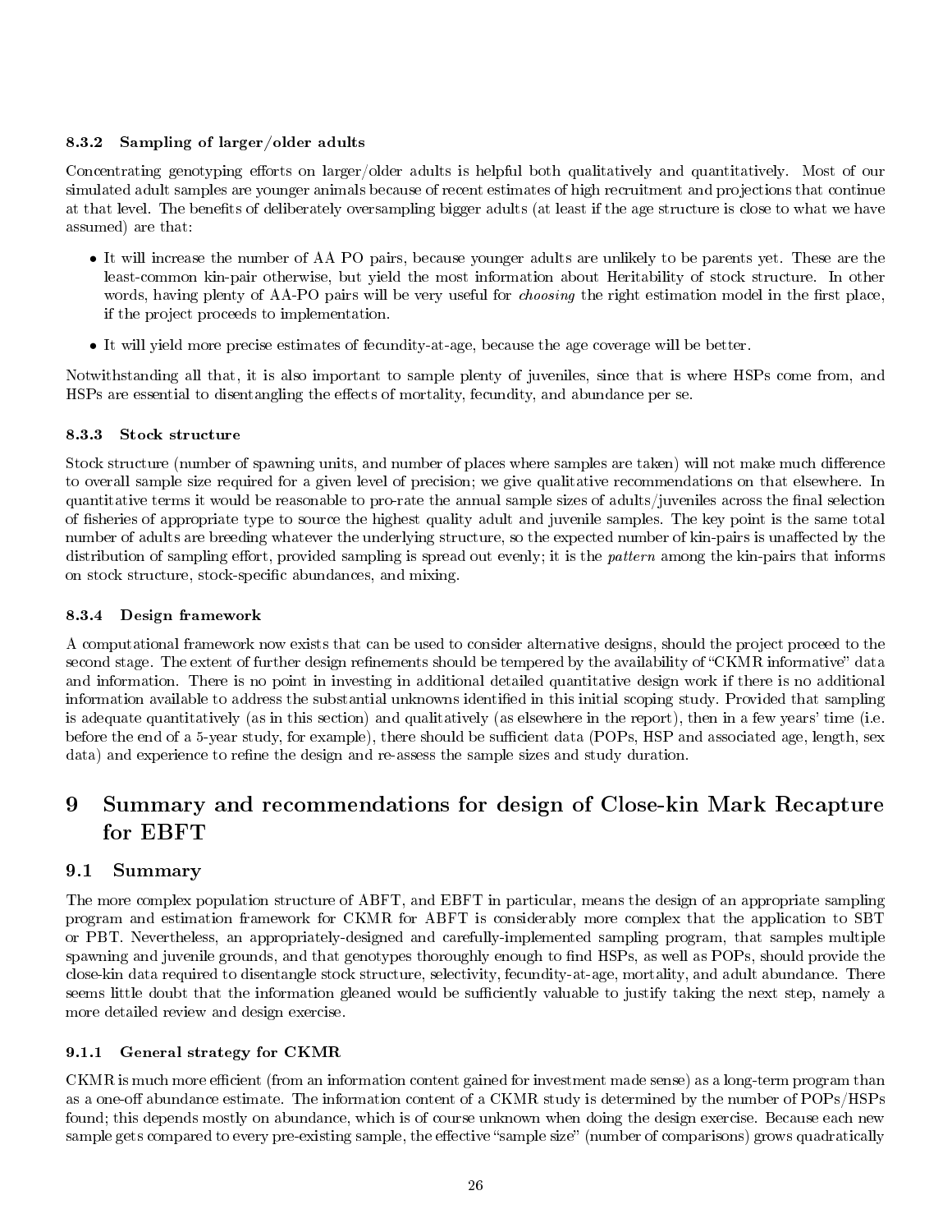### 8.3.2 Sampling of larger/older adults

Concentrating genotyping efforts on larger/older adults is helpful both qualitatively and quantitatively. Most of our simulated adult samples are younger animals because of recent estimates of high recruitment and projections that continue at that level. The benefits of deliberately oversampling bigger adults (at least if the age structure is close to what we have assumed) are that:

- It will increase the number of AA PO pairs, because younger adults are unlikely to be parents yet. These are the least-common kin-pair otherwise, but yield the most information about Heritability of stock structure. In other words, having plenty of AA-PO pairs will be very useful for *choosing* the right estimation model in the first place, if the project proceeds to implementation.
- It will yield more precise estimates of fecundity-at-age, because the age coverage will be better.

Notwithstanding all that, it is also important to sample plenty of juveniles, since that is where HSPs come from, and HSPs are essential to disentangling the effects of mortality, fecundity, and abundance per se.

### 8.3.3 Stock structure

Stock structure (number of spawning units, and number of places where samples are taken) will not make much difference to overall sample size required for a given level of precision; we give qualitative recommendations on that elsewhere. In quantitative terms it would be reasonable to pro-rate the annual sample sizes of adults/juveniles across the final selection of fisheries of appropriate type to source the highest quality adult and juvenile samples. The key point is the same total number of adults are breeding whatever the underlying structure, so the expected number of kin-pairs is unaffected by the distribution of sampling effort, provided sampling is spread out evenly; it is the *pattern* among the kin-pairs that informs on stock structure, stock-specific abundances, and mixing.

### 8.3.4 Design framework

A computational framework now exists that can be used to consider alternative designs, should the project proceed to the second stage. The extent of further design refinements should be tempered by the availability of "CKMR informative" data and information. There is no point in investing in additional detailed quantitative design work if there is no additional information available to address the substantial unknowns identified in this initial scoping study. Provided that sampling is adequate quantitatively (as in this section) and qualitatively (as elsewhere in the report), then in a few years' time (i.e. before the end of a 5-year study, for example), there should be sufficient data (POPs, HSP and associated age, length, sex data) and experience to refine the design and re-assess the sample sizes and study duration.

# 9 Summary and recommendations for design of Close-kin Mark Recapture for EBFT

## 9.1 Summary

The more complex population structure of ABFT, and EBFT in particular, means the design of an appropriate sampling program and estimation framework for CKMR for ABFT is considerably more complex that the application to SBT or PBT. Nevertheless, an appropriately-designed and carefully-implemented sampling program, that samples multiple spawning and juvenile grounds, and that genotypes thoroughly enough to find HSPs, as well as POPs, should provide the close-kin data required to disentangle stock structure, selectivity, fecundity-at-age, mortality, and adult abundance. There seems little doubt that the information gleaned would be sufficiently valuable to justify taking the next step, namely a more detailed review and design exercise.

### 9.1.1 General strategy for CKMR

CKMR is much more efficient (from an information content gained for investment made sense) as a long-term program than as a one-off abundance estimate. The information content of a CKMR study is determined by the number of POPs/HSPs found; this depends mostly on abundance, which is of course unknown when doing the design exercise. Because each new sample gets compared to every pre-existing sample, the effective "sample size" (number of comparisons) grows quadratically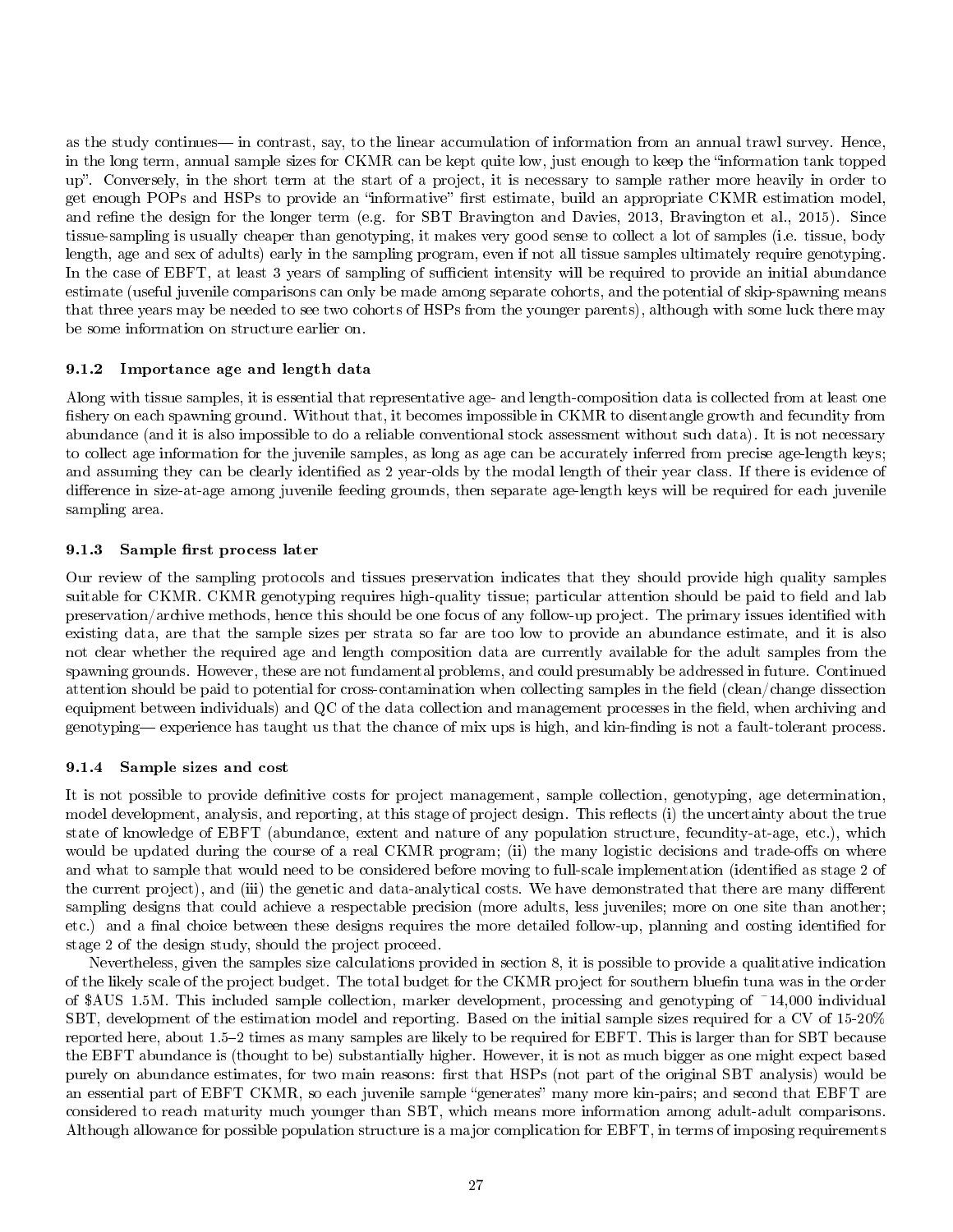as the study continues— in contrast, say, to the linear accumulation of information from an annual trawl survey. Hence, in the long term, annual sample sizes for CKMR can be kept quite low, just enough to keep the "information tank topped up". Conversely, in the short term at the start of a project, it is necessary to sample rather more heavily in order to get enough POPs and HSPs to provide an "informative" first estimate, build an appropriate CKMR estimation model, and refine the design for the longer term (e.g. for SBT Bravington and Davies, 2013, Bravington et al., 2015). Since tissue-sampling is usually cheaper than genotyping, it makes very good sense to collect a lot of samples (i.e. tissue, body length, age and sex of adults) early in the sampling program, even if not all tissue samples ultimately require genotyping. In the case of EBFT, at least 3 years of sampling of sufficient intensity will be required to provide an initial abundance estimate (useful juvenile comparisons can only be made among separate cohorts, and the potential of skip-spawning means that three years may be needed to see two cohorts of HSPs from the younger parents), although with some luck there may be some information on structure earlier on.

### 9.1.2 Importance age and length data

Along with tissue samples, it is essential that representative age- and length-composition data is collected from at least one fishery on each spawning ground. Without that, it becomes impossible in CKMR to disentangle growth and fecundity from abundance (and it is also impossible to do a reliable conventional stock assessment without such data). It is not necessary to collect age information for the juvenile samples, as long as age can be accurately inferred from precise age-length keys; and assuming they can be clearly identified as 2 year-olds by the modal length of their year class. If there is evidence of difference in size-at-age among juvenile feeding grounds, then separate age-length keys will be required for each juvenile sampling area.

### 9.1.3 Sample first process later

Our review of the sampling protocols and tissues preservation indicates that they should provide high quality samples suitable for CKMR. CKMR genotyping requires high-quality tissue; particular attention should be paid to field and lab preservation/archive methods, hence this should be one focus of any follow-up project. The primary issues identified with existing data, are that the sample sizes per strata so far are too low to provide an abundance estimate, and it is also not clear whether the required age and length composition data are currently available for the adult samples from the spawning grounds. However, these are not fundamental problems, and could presumably be addressed in future. Continued attention should be paid to potential for cross-contamination when collecting samples in the field (clean/change dissection equipment between individuals) and QC of the data collection and management processes in the field, when archiving and genotyping— experience has taught us that the chance of mix ups is high, and kin-finding is not a fault-tolerant process.

### 9.1.4 Sample sizes and cost

It is not possible to provide definitive costs for project management, sample collection, genotyping, age determination, model development, analysis, and reporting, at this stage of project design. This reflects (i) the uncertainty about the true state of knowledge of EBFT (abundance, extent and nature of any population structure, fecundity-at-age, etc.), which would be updated during the course of a real CKMR program; (ii) the many logistic decisions and trade-offs on where and what to sample that would need to be considered before moving to full-scale implementation (identified as stage 2 of the current project), and (iii) the genetic and data-analytical costs. We have demonstrated that there are many different sampling designs that could achieve a respectable precision (more adults, less juveniles; more on one site than another; etc.) and a final choice between these designs requires the more detailed follow-up, planning and costing identified for stage 2 of the design study, should the project proceed.

Nevertheless, given the samples size calculations provided in section 8, it is possible to provide a qualitative indication of the likely scale of the project budget. The total budget for the CKMR project for southern bluefin tuna was in the order of $AUS 1.5M. This included sample collection, marker development, processing and genotyping of ~14,000 individual SBT, development of the estimation model and reporting. Based on the initial sample sizes required for a CV of 15-20% reported here, about 1.5–2 times as many samples are likely to be required for EBFT. This is larger than for SBT because the EBFT abundance is (thought to be) substantially higher. However, it is not as much bigger as one might expect based purely on abundance estimates, for two main reasons: first that HSPs (not part of the original SBT analysis) would be an essential part of EBFT CKMR, so each juvenile sample "generates" many more kin-pairs; and second that EBFT are considered to reach maturity much younger than SBT, which means more information among adult-adult comparisons. Although allowance for possible population structure is a major complication for EBFT, in terms of imposing requirements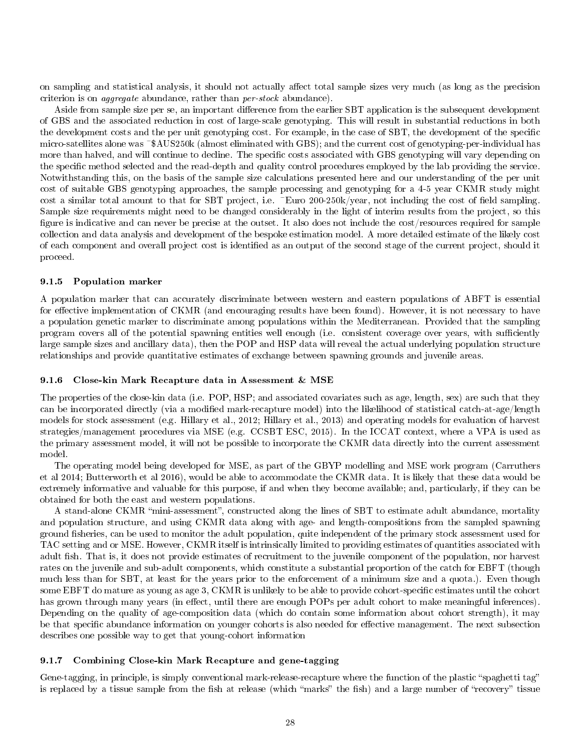on sampling and statistical analysis, it should not actually affect total sample sizes very much (as long as the precision criterion is on *aggregate* abundance, rather than *per-stock* abundance).

Aside from sample size per se, an important difference from the earlier SBT application is the subsequent development of GBS and the associated reduction in cost of large-scale genotyping. This will result in substantial reductions in both the development costs and the per unit genotyping cost. For example, in the case of SBT, the development of the specific micro-satellites alone was ~$AUS250k (almost eliminated with GBS); and the current cost of genotyping-per-individual has more than halved, and will continue to decline. The specific costs associated with GBS genotyping will vary depending on the specific method selected and the read-depth and quality control procedures employed by the lab providing the service. Notwithstanding this, on the basis of the sample size calculations presented here and our understanding of the per unit cost of suitable GBS genotyping approaches, the sample processing and genotyping for a 4-5 year CKMR study might cost a similar total amount to that for SBT project, i.e. ~Euro 200-250k/year, not including the cost of field sampling. Sample size requirements might need to be changed considerably in the light of interim results from the project, so this figure is indicative and can never be precise at the outset. It also does not include the cost/resources required for sample collection and data analysis and development of the bespoke estimation model. A more detailed estimate of the likely cost of each component and overall project cost is identified as an output of the second stage of the current project, should it proceed.

#### 9.1.5 Population marker

A population marker that can accurately discriminate between western and eastern populations of ABFT is essential for effective implementation of CKMR (and encouraging results have been found). However, it is not necessary to have a population genetic marker to discriminate among populations within the Mediterranean. Provided that the sampling program covers all of the potential spawning entities well enough (i.e. consistent coverage over years, with sufficiently large sample sizes and ancillary data), then the POP and HSP data will reveal the actual underlying population structure relationships and provide quantitative estimates of exchange between spawning grounds and juvenile areas.

#### 9.1.6 Close-kin Mark Recapture data in Assessment & MSE

The properties of the close-kin data (i.e. POP, HSP; and associated covariates such as age, length, sex) are such that they can be incorporated directly (via a modified mark-recapture model) into the likelihood of statistical catch-at-age/length models for stock assessment (e.g. Hillary et al., 2012; Hillary et al., 2013) and operating models for evaluation of harvest strategies/management procedures via MSE (e.g. CCSBT ESC, 2015). In the ICCAT context, where a VPA is used as the primary assessment model, it will not be possible to incorporate the CKMR data directly into the current assessment model.

The operating model being developed for MSE, as part of the GBYP modelling and MSE work program (Carruthers et al 2014; Butterworth et al 2016), would be able to accommodate the CKMR data. It is likely that these data would be extremely informative and valuable for this purpose, if and when they become available; and, particularly, if they can be obtained for both the east and western populations.

A stand-alone CKMR "mini-assessment", constructed along the lines of SBT to estimate adult abundance, mortality and population structure, and using CKMR data along with age- and length-compositions from the sampled spawning ground fisheries, can be used to monitor the adult population, quite independent of the primary stock assessment used for TAC setting and or MSE. However, CKMR itself is intrinsically limited to providing estimates of quantities associated with adult fish. That is, it does not provide estimates of recruitment to the juvenile component of the population, nor harvest rates on the juvenile and sub-adult components, which constitute a substantial proportion of the catch for EBFT (though much less than for SBT, at least for the years prior to the enforcement of a minimum size and a quota.). Even though some EBFT do mature as young as age 3, CKMR is unlikely to be able to provide cohort-specific estimates until the cohort has grown through many years (in effect, until there are enough POPs per adult cohort to make meaningful inferences). Depending on the quality of age-composition data (which do contain some information about cohort strength), it may be that specific abundance information on younger cohorts is also needed for effective management. The next subsection describes one possible way to get that young-cohort information

#### 9.1.7 Combining Close-kin Mark Recapture and gene-tagging

Gene-tagging, in principle, is simply conventional mark-release-recapture where the function of the plastic "spaghetti tag" is replaced by a tissue sample from the fish at release (which "marks" the fish) and a large number of "recovery" tissue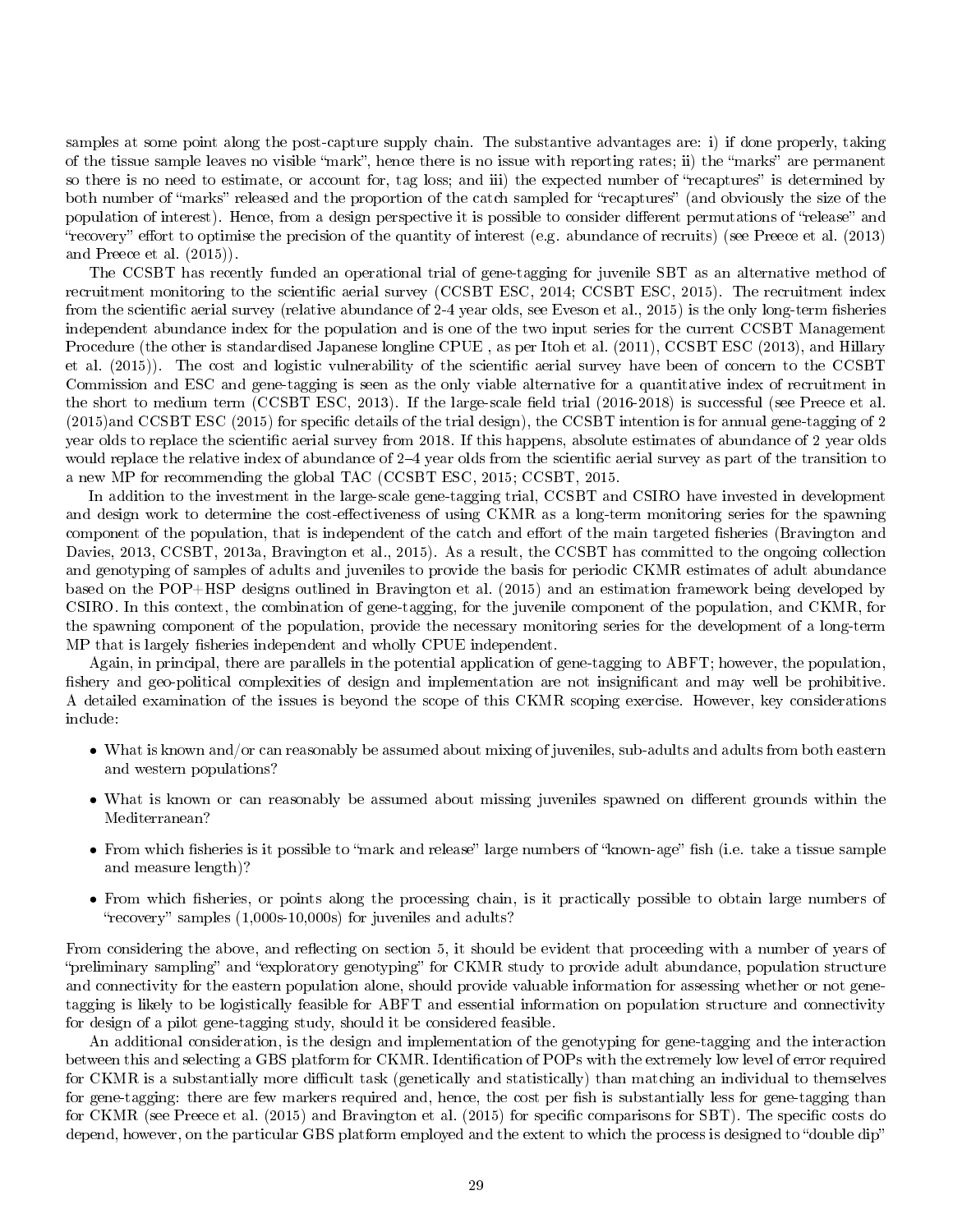samples at some point along the post-capture supply chain. The substantive advantages are: i) if done properly, taking of the tissue sample leaves no visible "mark", hence there is no issue with reporting rates; ii) the "marks" are permanent so there is no need to estimate, or account for, tag loss; and iii) the expected number of "recaptures" is determined by both number of "marks" released and the proportion of the catch sampled for "recaptures" (and obviously the size of the population of interest). Hence, from a design perspective it is possible to consider different permutations of "release" and "recovery" effort to optimise the precision of the quantity of interest (e.g. abundance of recruits) (see Preece et al. (2013) and Preece et al. (2015)).

The CCSBT has recently funded an operational trial of gene-tagging for juvenile SBT as an alternative method of recruitment monitoring to the scientific aerial survey (CCSBT ESC, 2014; CCSBT ESC, 2015). The recruitment index from the scientific aerial survey (relative abundance of 2-4 year olds, see Eveson et al., 2015) is the only long-term fisheries independent abundance index for the population and is one of the two input series for the current CCSBT Management Procedure (the other is standardised Japanese longline CPUE , as per Itoh et al. (2011), CCSBT ESC (2013), and Hillary et al. (2015)). The cost and logistic vulnerability of the scientific aerial survey have been of concern to the CCSBT Commission and ESC and gene-tagging is seen as the only viable alternative for a quantitative index of recruitment in the short to medium term (CCSBT ESC, 2013). If the large-scale field trial (2016-2018) is successful (see Preece et al. (2015)and CCSBT ESC (2015) for specific details of the trial design), the CCSBT intention is for annual gene-tagging of 2 year olds to replace the scientific aerial survey from 2018. If this happens, absolute estimates of abundance of 2 year olds would replace the relative index of abundance of 2–4 year olds from the scientific aerial survey as part of the transition to a new MP for recommending the global TAC (CCSBT ESC, 2015; CCSBT, 2015.

In addition to the investment in the large-scale gene-tagging trial, CCSBT and CSIRO have invested in development and design work to determine the cost-effectiveness of using CKMR as a long-term monitoring series for the spawning component of the population, that is independent of the catch and effort of the main targeted fisheries (Bravington and Davies, 2013, CCSBT, 2013a, Bravington et al., 2015). As a result, the CCSBT has committed to the ongoing collection and genotyping of samples of adults and juveniles to provide the basis for periodic CKMR estimates of adult abundance based on the POP+HSP designs outlined in Bravington et al. (2015) and an estimation framework being developed by CSIRO. In this context, the combination of gene-tagging, for the juvenile component of the population, and CKMR, for the spawning component of the population, provide the necessary monitoring series for the development of a long-term MP that is largely fisheries independent and wholly CPUE independent.

Again, in principal, there are parallels in the potential application of gene-tagging to ABFT; however, the population, fishery and geo-political complexities of design and implementation are not insignificant and may well be prohibitive. A detailed examination of the issues is beyond the scope of this CKMR scoping exercise. However, key considerations include:

- What is known and/or can reasonably be assumed about mixing of juveniles, sub-adults and adults from both eastern and western populations?
- What is known or can reasonably be assumed about missing juveniles spawned on different grounds within the Mediterranean?
- From which fisheries is it possible to "mark and release" large numbers of "known-age" fish (i.e. take a tissue sample and measure length)?
- From which fisheries, or points along the processing chain, is it practically possible to obtain large numbers of "recovery" samples (1,000s-10,000s) for juveniles and adults?

From considering the above, and reflecting on section 5, it should be evident that proceeding with a number of years of "preliminary sampling" and "exploratory genotyping" for CKMR study to provide adult abundance, population structure and connectivity for the eastern population alone, should provide valuable information for assessing whether or not gene-tagging is likely to be logistically feasible for ABFT and essential information on population structure and connectivity for design of a pilot gene-tagging study, should it be considered feasible.

An additional consideration, is the design and implementation of the genotyping for gene-tagging and the interaction between this and selecting a GBS platform for CKMR. Identification of POPs with the extremely low level of error required for CKMR is a substantially more difficult task (genetically and statistically) than matching an individual to themselves for gene-tagging: there are few markers required and, hence, the cost per fish is substantially less for gene-tagging than for CKMR (see Preece et al. (2015) and Bravington et al. (2015) for specific comparisons for SBT). The specific costs do depend, however, on the particular GBS platform employed and the extent to which the process is designed to "double dip"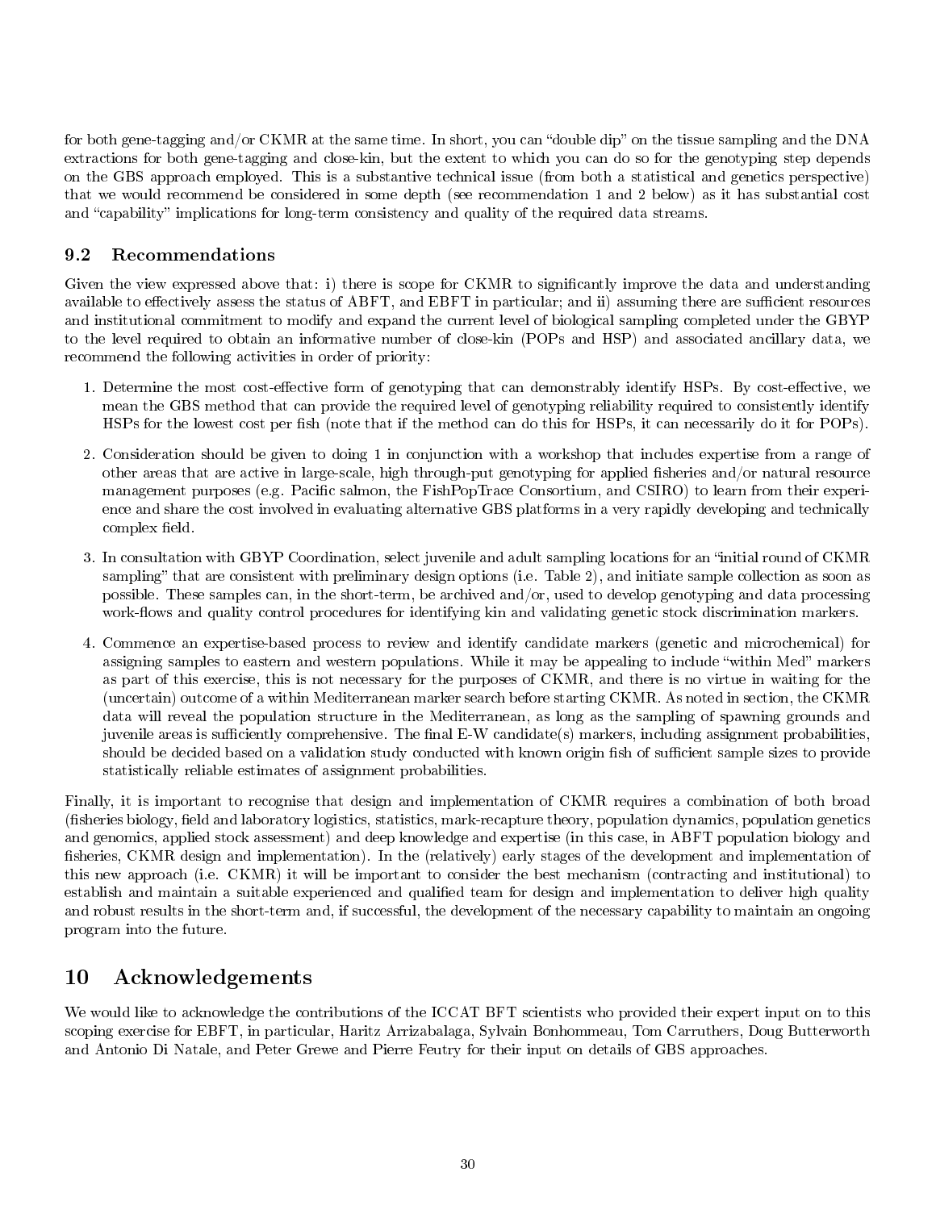for both gene-tagging and/or CKMR at the same time. In short, you can "double dip" on the tissue sampling and the DNA extractions for both gene-tagging and close-kin, but the extent to which you can do so for the genotyping step depends on the GBS approach employed. This is a substantive technical issue (from both a statistical and genetics perspective) that we would recommend be considered in some depth (see recommendation 1 and 2 below) as it has substantial cost and "capability" implications for long-term consistency and quality of the required data streams.

### 9.2 Recommendations

Given the view expressed above that: i) there is scope for CKMR to significantly improve the data and understanding available to effectively assess the status of ABFT, and EBFT in particular; and ii) assuming there are sufficient resources and institutional commitment to modify and expand the current level of biological sampling completed under the GBYP to the level required to obtain an informative number of close-kin (POPs and HSP) and associated ancillary data, we recommend the following activities in order of priority:

1. Determine the most cost-effective form of genotyping that can demonstrably identify HSPs. By cost-effective, we mean the GBS method that can provide the required level of genotyping reliability required to consistently identify HSPs for the lowest cost per fish (note that if the method can do this for HSPs, it can necessarily do it for POPs).
2. Consideration should be given to doing 1 in conjunction with a workshop that includes expertise from a range of other areas that are active in large-scale, high through-put genotyping for applied fisheries and/or natural resource management purposes (e.g. Pacific salmon, the FishPopTrace Consortium, and CSIRO) to learn from their experience and share the cost involved in evaluating alternative GBS platforms in a very rapidly developing and technically complex field.
3. In consultation with GBYP Coordination, select juvenile and adult sampling locations for an "initial round of CKMR sampling" that are consistent with preliminary design options (i.e. Table 2), and initiate sample collection as soon as possible. These samples can, in the short-term, be archived and/or, used to develop genotyping and data processing work-flows and quality control procedures for identifying kin and validating genetic stock discrimination markers.
4. Commence an expertise-based process to review and identify candidate markers (genetic and microchemical) for assigning samples to eastern and western populations. While it may be appealing to include "within Med" markers as part of this exercise, this is not necessary for the purposes of CKMR, and there is no virtue in waiting for the (uncertain) outcome of a within Mediterranean marker search before starting CKMR. As noted in section, the CKMR data will reveal the population structure in the Mediterranean, as long as the sampling of spawning grounds and juvenile areas is sufficiently comprehensive. The final E-W candidate(s) markers, including assignment probabilities, should be decided based on a validation study conducted with known origin fish of sufficient sample sizes to provide statistically reliable estimates of assignment probabilities.

Finally, it is important to recognise that design and implementation of CKMR requires a combination of both broad (fisheries biology, field and laboratory logistics, statistics, mark-recapture theory, population dynamics, population genetics and genomics, applied stock assessment) and deep knowledge and expertise (in this case, in ABFT population biology and fisheries, CKMR design and implementation). In the (relatively) early stages of the development and implementation of this new approach (i.e. CKMR) it will be important to consider the best mechanism (contracting and institutional) to establish and maintain a suitable experienced and qualified team for design and implementation to deliver high quality and robust results in the short-term and, if successful, the development of the necessary capability to maintain an ongoing program into the future.

## 10 Acknowledgements

We would like to acknowledge the contributions of the ICCAT BFT scientists who provided their expert input on to this scoping exercise for EBFT, in particular, Haritz Arrizabalaga, Sylvain Bonhommeau, Tom Carruthers, Doug Butterworth and Antonio Di Natale, and Peter Grewe and Pierre Feutry for their input on details of GBS approaches.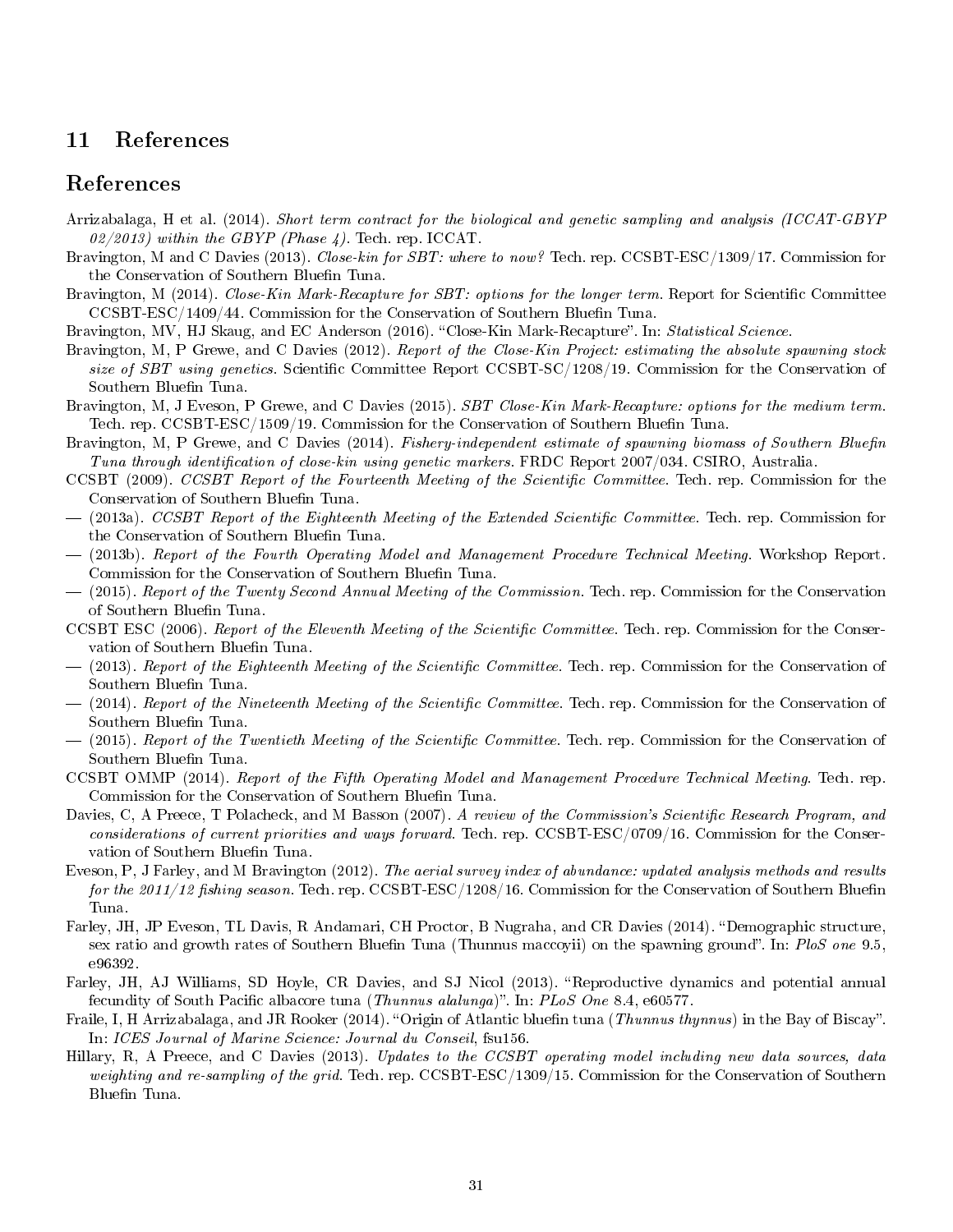## 11 References

# References

Arrizabalaga, H et al. (2014). *Short term contract for the biological and genetic sampling and analysis (ICCAT-GBYP 02/2013) within the GBYP (Phase 4)*. Tech. rep. ICCAT.

Bravington, M and C Davies (2013). *Close-kin for SBT: where to now?* Tech. rep. CCSBT-ESC/1309/17. Commission for the Conservation of Southern Bluefin Tuna.

Bravington, M (2014). *Close-Kin Mark-Recapture for SBT: options for the longer term.* Report for Scientific Committee CCSBT-ESC/1409/44. Commission for the Conservation of Southern Bluefin Tuna.

Bravington, MV, HJ Skaug, and EC Anderson (2016). "Close-Kin Mark-Recapture". In: *Statistical Science*.

Bravington, M, P Grewe, and C Davies (2012). *Report of the Close-Kin Project: estimating the absolute spawning stock size of SBT using genetics.* Scientific Committee Report CCSBT-SC/1208/19. Commission for the Conservation of Southern Bluefin Tuna.

Bravington, M, J Eveson, P Grewe, and C Davies (2015). *SBT Close-Kin Mark-Recapture: options for the medium term.* Tech. rep. CCSBT-ESC/1509/19. Commission for the Conservation of Southern Bluefin Tuna.

Bravington, M, P Grewe, and C Davies (2014). *Fishery-independent estimate of spawning biomass of Southern Bluefin Tuna through identification of close-kin using genetic markers.* FRDC Report 2007/034. CSIRO, Australia.

CCSBT (2009). *CCSBT Report of the Fourteenth Meeting of the Scientific Committee.* Tech. rep. Commission for the Conservation of Southern Bluefin Tuna.

— (2013a). *CCSBT Report of the Eighteenth Meeting of the Extended Scientific Committee.* Tech. rep. Commission for the Conservation of Southern Bluefin Tuna.

— (2013b). *Report of the Fourth Operating Model and Management Procedure Technical Meeting.* Workshop Report. Commission for the Conservation of Southern Bluefin Tuna.

— (2015). *Report of the Twenty Second Annual Meeting of the Commission.* Tech. rep. Commission for the Conservation of Southern Bluefin Tuna.

CCSBT ESC (2006). *Report of the Eleventh Meeting of the Scientific Committee.* Tech. rep. Commission for the Conservation of Southern Bluefin Tuna.

— (2013). *Report of the Eighteenth Meeting of the Scientific Committee.* Tech. rep. Commission for the Conservation of Southern Bluefin Tuna.

— (2014). *Report of the Nineteenth Meeting of the Scientific Committee.* Tech. rep. Commission for the Conservation of Southern Bluefin Tuna.

— (2015). *Report of the Twentieth Meeting of the Scientific Committee.* Tech. rep. Commission for the Conservation of Southern Bluefin Tuna.

CCSBT OMMP (2014). *Report of the Fifth Operating Model and Management Procedure Technical Meeting.* Tech. rep. Commission for the Conservation of Southern Bluefin Tuna.

Davies, C, A Preece, T Polacheck, and M Basson (2007). *A review of the Commission's Scientific Research Program, and considerations of current priorities and ways forward.* Tech. rep. CCSBT-ESC/0709/16. Commission for the Conservation of Southern Bluefin Tuna.

Eveson, P, J Farley, and M Bravington (2012). *The aerial survey index of abundance: updated analysis methods and results for the 2011/12 fishing season.* Tech. rep. CCSBT-ESC/1208/16. Commission for the Conservation of Southern Bluefin Tuna.

Farley, JH, JP Eveson, TL Davis, R Andamari, CH Proctor, B Nugraha, and CR Davies (2014). "Demographic structure, sex ratio and growth rates of Southern Bluefin Tuna (Thunnus maccoyii) on the spawning ground". In: *PloS one* 9.5, e96392.

Farley, JH, AJ Williams, SD Hoyle, CR Davies, and SJ Nicol (2013). "Reproductive dynamics and potential annual fecundity of South Pacific albacore tuna (*Thunnus alalunga*)". In: *PLoS One* 8.4, e60577.

Fraile, I, H Arrizabalaga, and JR Rooker (2014). "Origin of Atlantic bluefin tuna (*Thunnus thynnus*) in the Bay of Biscay". In: *ICES Journal of Marine Science: Journal du Conseil*, fsu156.

Hillary, R, A Preece, and C Davies (2013). *Updates to the CCSBT operating model including new data sources, data weighting and re-sampling of the grid.* Tech. rep. CCSBT-ESC/1309/15. Commission for the Conservation of Southern Bluefin Tuna.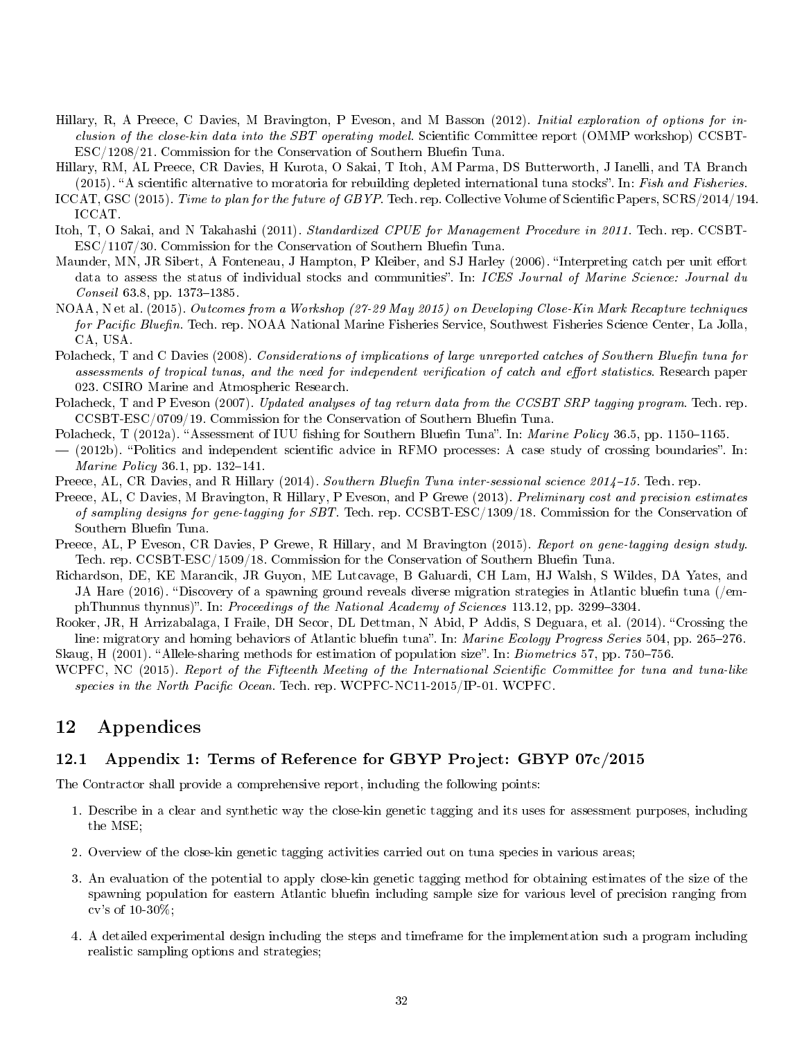Hillary, R, A Preece, C Davies, M Bravington, P Eveson, and M Basson (2012). *Initial exploration of options for inclusion of the close-kin data into the SBT operating model*. Scientific Committee report (OMMP workshop) CCSBT-ESC/1208/21. Commission for the Conservation of Southern Bluefin Tuna.

Hillary, RM, AL Preece, CR Davies, H Kurota, O Sakai, T Itoh, AM Parma, DS Butterworth, J Ianelli, and TA Branch (2015). "A scientific alternative to moratoria for rebuilding depleted international tuna stocks". In: *Fish and Fisheries*.

ICCAT, GSC (2015). *Time to plan for the future of GBYP*. Tech. rep. Collective Volume of Scientific Papers, SCRS/2014/194. ICCAT.

Itoh, T, O Sakai, and N Takahashi (2011). *Standardized CPUE for Management Procedure in 2011*. Tech. rep. CCSBT-ESC/1107/30. Commission for the Conservation of Southern Bluefin Tuna.

Maunder, MN, JR Sibert, A Fonteneau, J Hampton, P Kleiber, and SJ Harley (2006). "Interpreting catch per unit effort data to assess the status of individual stocks and communities". In: *ICES Journal of Marine Science: Journal du Conseil* 63.8, pp. 1373–1385.

NOAA, N et al. (2015). *Outcomes from a Workshop (27-29 May 2015) on Developing Close-Kin Mark Recapture techniques for Pacific Bluefin*. Tech. rep. NOAA National Marine Fisheries Service, Southwest Fisheries Science Center, La Jolla, CA, USA.

Polacheck, T and C Davies (2008). *Considerations of implications of large unreported catches of Southern Bluefin tuna for assessments of tropical tunas, and the need for independent verification of catch and effort statistics*. Research paper 023. CSIRO Marine and Atmospheric Research.

Polacheck, T and P Eveson (2007). *Updated analyses of tag return data from the CCSBT SRP tagging program*. Tech. rep. CCSBT-ESC/0709/19. Commission for the Conservation of Southern Bluefin Tuna.

Polacheck, T (2012a). "Assessment of IUU fishing for Southern Bluefin Tuna". In: *Marine Policy* 36.5, pp. 1150–1165.

— (2012b). "Politics and independent scientific advice in RFMO processes: A case study of crossing boundaries". In: *Marine Policy* 36.1, pp. 132–141.

Preece, AL, CR Davies, and R Hillary (2014). *Southern Bluefin Tuna inter-sessional science 2014–15*. Tech. rep.

Preece, AL, C Davies, M Bravington, R Hillary, P Eveson, and P Grewe (2013). *Preliminary cost and precision estimates of sampling designs for gene-tagging for SBT*. Tech. rep. CCSBT-ESC/1309/18. Commission for the Conservation of Southern Bluefin Tuna.

Preece, AL, P Eveson, CR Davies, P Grewe, R Hillary, and M Bravington (2015). *Report on gene-tagging design study*. Tech. rep. CCSBT-ESC/1509/18. Commission for the Conservation of Southern Bluefin Tuna.

Richardson, DE, KE Marancik, JR Guyon, ME Lutcavage, B Galuardi, CH Lam, HJ Walsh, S Wildes, DA Yates, and JA Hare (2016). "Discovery of a spawning ground reveals diverse migration strategies in Atlantic bluefin tuna (/emphThunnus thynnus)". In: *Proceedings of the National Academy of Sciences* 113.12, pp. 3299–3304.

Rooker, JR, H Arrizabalaga, I Fraile, DH Secor, DL Dettman, N Abid, P Addis, S Deguara, et al. (2014). "Crossing the line: migratory and homing behaviors of Atlantic bluefin tuna". In: *Marine Ecology Progress Series* 504, pp. 265–276.

Skaug, H (2001). "Allele-sharing methods for estimation of population size". In: *Biometrics* 57, pp. 750–756.

WCPFC, NC (2015). *Report of the Fifteenth Meeting of the International Scientific Committee for tuna and tuna-like species in the North Pacific Ocean*. Tech. rep. WCPFC-NC11-2015/IP-01. WCPFC.

# 12 Appendices

## 12.1 Appendix 1: Terms of Reference for GBYP Project: GBYP 07c/2015

The Contractor shall provide a comprehensive report, including the following points:

1. Describe in a clear and synthetic way the close-kin genetic tagging and its uses for assessment purposes, including the MSE;
2. Overview of the close-kin genetic tagging activities carried out on tuna species in various areas;
3. An evaluation of the potential to apply close-kin genetic tagging method for obtaining estimates of the size of the spawning population for eastern Atlantic bluefin including sample size for various level of precision ranging from cv's of 10-30%;
4. A detailed experimental design including the steps and timeframe for the implementation such a program including realistic sampling options and strategies;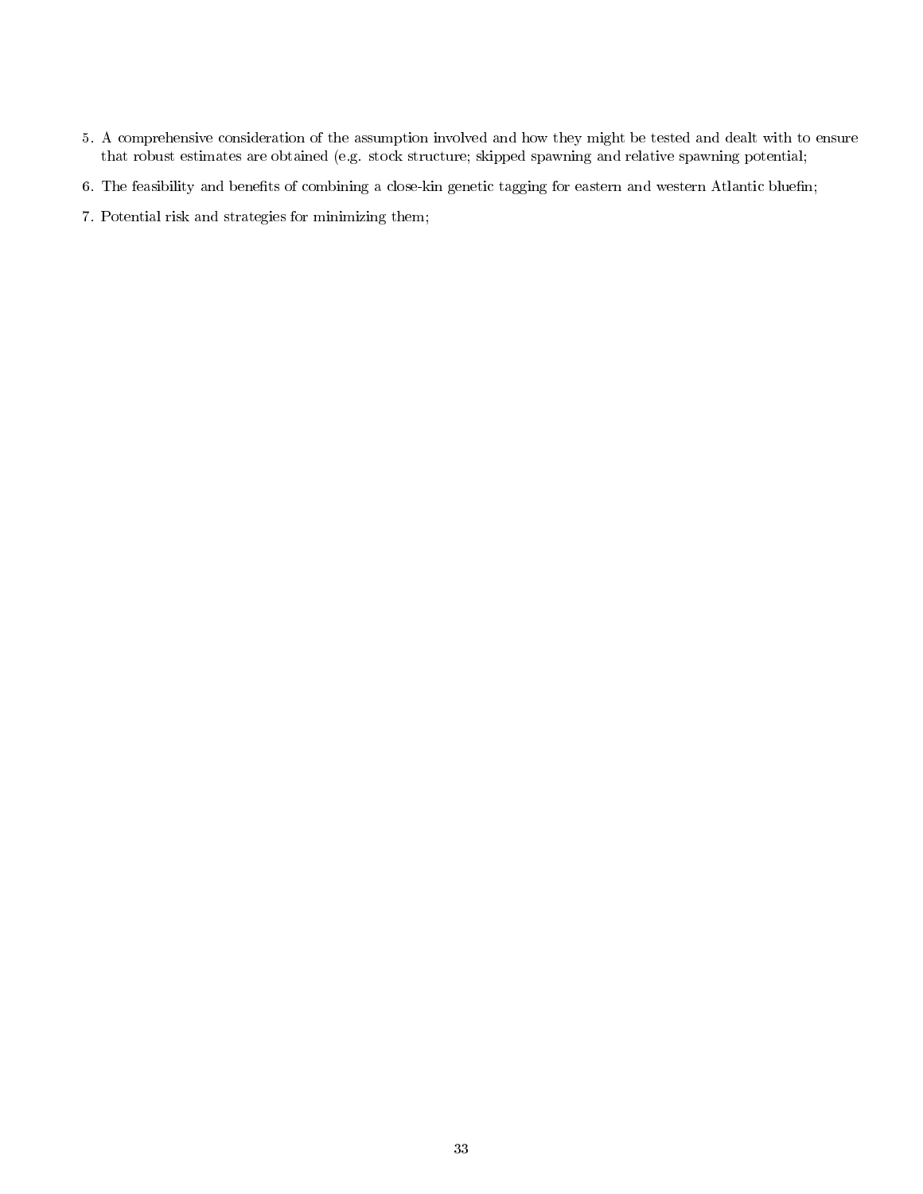5. A comprehensive consideration of the assumption involved and how they might be tested and dealt with to ensure that robust estimates are obtained (e.g. stock structure; skipped spawning and relative spawning potential;
6. The feasibility and benefits of combining a close-kin genetic tagging for eastern and western Atlantic bluefin;
7. Potential risk and strategies for minimizing them;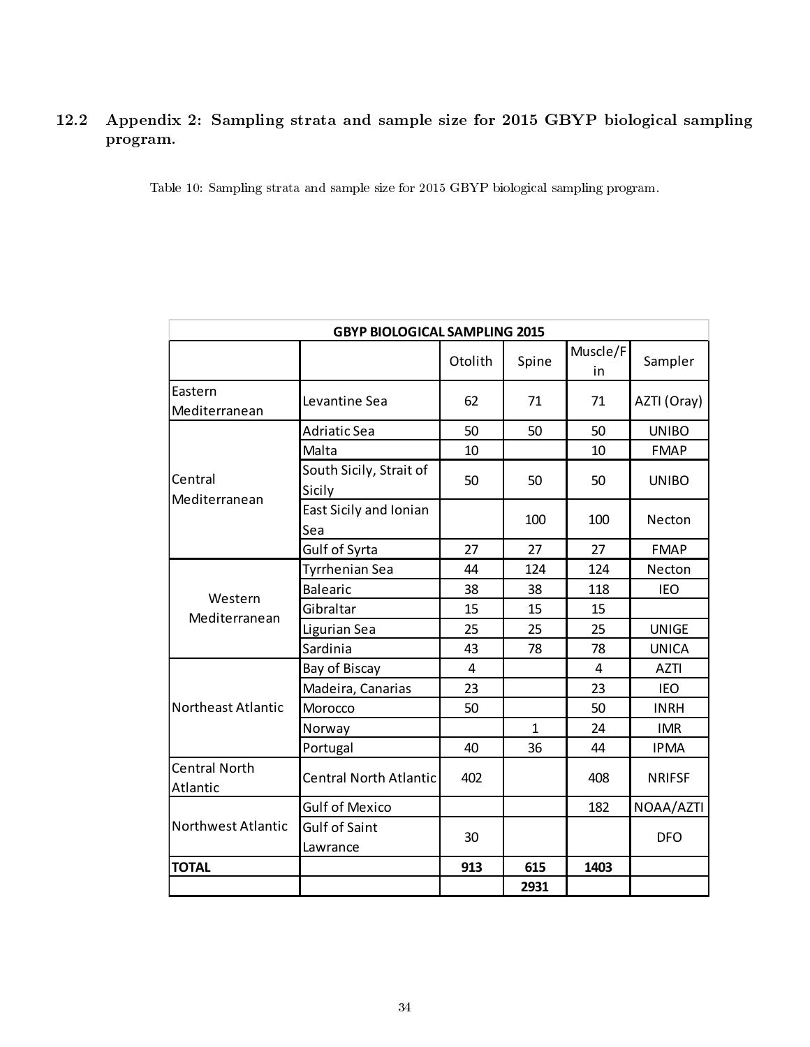## 12.2 Appendix 2: Sampling strata and sample size for 2015 GBYP biological sampling program.

Table 10: Sampling strata and sample size for 2015 GBYP biological sampling program.

| GBYP BIOLOGICAL SAMPLING 2015 | | | | | |
|---|---|---|---|---|---|
| | | Otolith | Spine | Muscle/Fin | Sampler |
| Eastern Mediterranean | Levantine Sea | 62 | 71 | 71 | AZTI (Oray) |
| Central Mediterranean | Adriatic Sea | 50 | 50 | 50 | UNIBO |
| | Malta | 10 | | 10 | FMAP |
| | South Sicily, Strait of Sicily | 50 | 50 | 50 | UNIBO |
| | East Sicily and Ionian Sea | | 100 | 100 | Necton |
| | Gulf of Syrta | 27 | 27 | 27 | FMAP |
| Western Mediterranean | Tyrrhenian Sea | 44 | 124 | 124 | Necton |
| | Balearic | 38 | 38 | 118 | IEO |
| | Gibraltar | 15 | 15 | 15 | |
| | Ligurian Sea | 25 | 25 | 25 | UNIGE |
| | Sardinia | 43 | 78 | 78 | UNICA |
| Northeast Atlantic | Bay of Biscay | 4 | | 4 | AZTI |
| | Madeira, Canarias | 23 | | 23 | IEO |
| | Morocco | 50 | | 50 | INRH |
| | Norway | | 1 | 24 | IMR |
| | Portugal | 40 | 36 | 44 | IPMA |
| Central North Atlantic | Central North Atlantic | 402 | | 408 | NRIFSF |
| Northwest Atlantic | Gulf of Mexico | | | 182 | NOAA/AZTI |
| | Gulf of Saint Lawrance | 30 | | | DFO |
| **TOTAL** | | **913** | **615** | **1403** | |
| | | | **2931** | | |